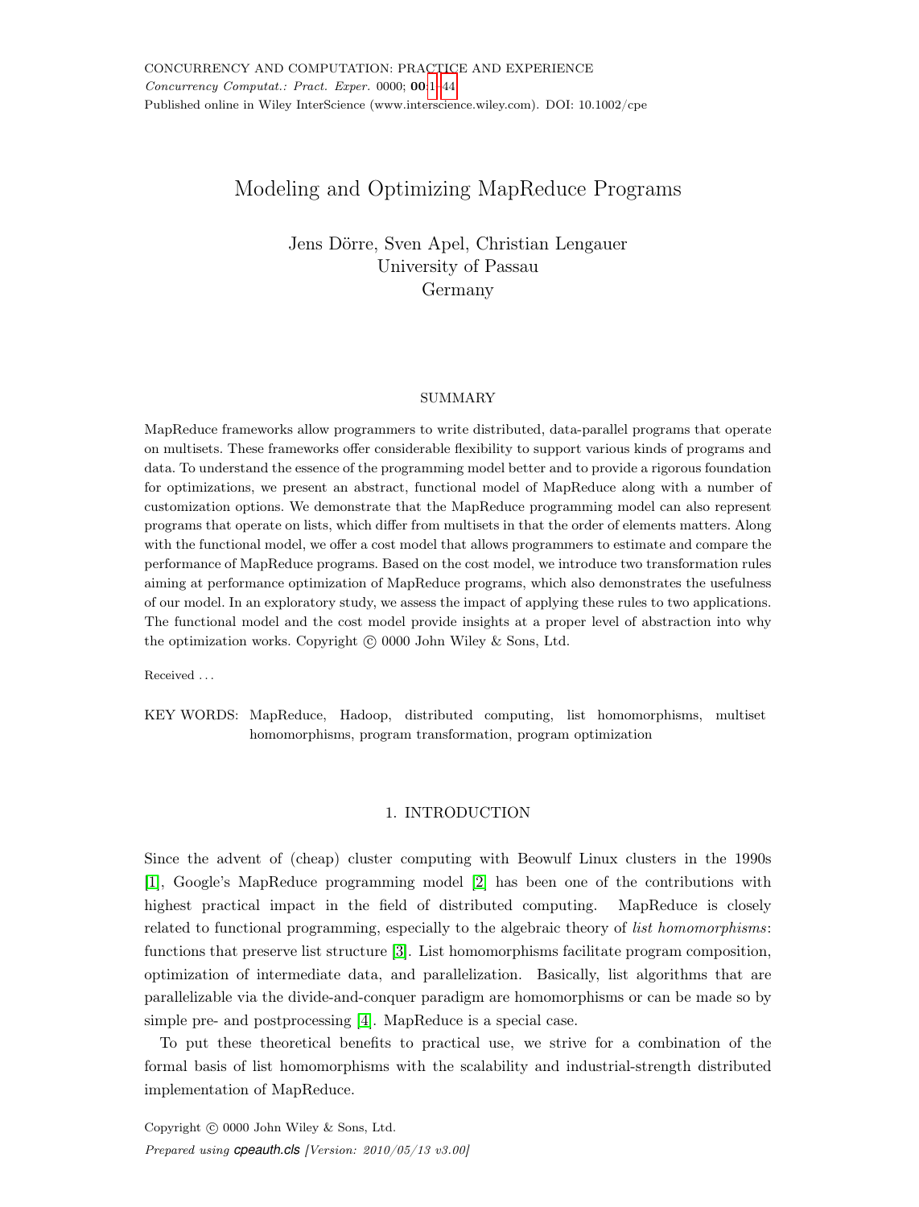# Modeling and Optimizing MapReduce Programs

Jens Dörre, Sven Apel, Christian Lengauer
University of Passau
Germany

## SUMMARY

MapReduce frameworks allow programmers to write distributed, data-parallel programs that operate on multisets. These frameworks offer considerable flexibility to support various kinds of programs and data. To understand the essence of the programming model better and to provide a rigorous foundation for optimizations, we present an abstract, functional model of MapReduce along with a number of customization options. We demonstrate that the MapReduce programming model can also represent programs that operate on lists, which differ from multisets in that the order of elements matters. Along with the functional model, we offer a cost model that allows programmers to estimate and compare the performance of MapReduce programs. Based on the cost model, we introduce two transformation rules aiming at performance optimization of MapReduce programs, which also demonstrates the usefulness of our model. In an exploratory study, we assess the impact of applying these rules to two applications. The functional model and the cost model provide insights at a proper level of abstraction into why the optimization works. Copyright © 0000 John Wiley & Sons, Ltd.

Received ...

KEY WORDS: MapReduce, Hadoop, distributed computing, list homomorphisms, multiset homomorphisms, program transformation, program optimization

## 1. INTRODUCTION

Since the advent of (cheap) cluster computing with Beowulf Linux clusters in the 1990s [1], Google's MapReduce programming model [2] has been one of the contributions with highest practical impact in the field of distributed computing. MapReduce is closely related to functional programming, especially to the algebraic theory of *list homomorphisms*: functions that preserve list structure [3]. List homomorphisms facilitate program composition, optimization of intermediate data, and parallelization. Basically, list algorithms that are parallelizable via the divide-and-conquer paradigm are homomorphisms or can be made so by simple pre- and postprocessing [4]. MapReduce is a special case.

To put these theoretical benefits to practical use, we strive for a combination of the formal basis of list homomorphisms with the scalability and industrial-strength distributed implementation of MapReduce.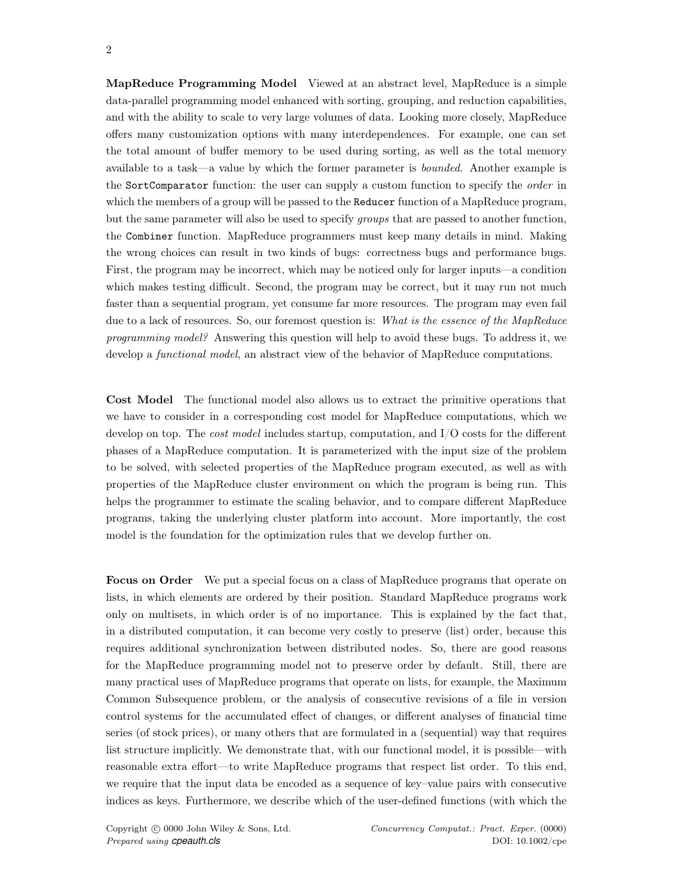**MapReduce Programming Model** Viewed at an abstract level, MapReduce is a simple data-parallel programming model enhanced with sorting, grouping, and reduction capabilities, and with the ability to scale to very large volumes of data. Looking more closely, MapReduce offers many customization options with many interdependences. For example, one can set the total amount of buffer memory to be used during sorting, as well as the total memory available to a task—a value by which the former parameter is *bounded*. Another example is the `SortComparator` function: the user can supply a custom function to specify the *order* in which the members of a group will be passed to the `Reducer` function of a MapReduce program, but the same parameter will also be used to specify *groups* that are passed to another function, the `Combiner` function. MapReduce programmers must keep many details in mind. Making the wrong choices can result in two kinds of bugs: correctness bugs and performance bugs. First, the program may be incorrect, which may be noticed only for larger inputs—a condition which makes testing difficult. Second, the program may be correct, but it may run not much faster than a sequential program, yet consume far more resources. The program may even fail due to a lack of resources. So, our foremost question is: *What is the essence of the MapReduce programming model?* Answering this question will help to avoid these bugs. To address it, we develop a *functional model*, an abstract view of the behavior of MapReduce computations.

**Cost Model** The functional model also allows us to extract the primitive operations that we have to consider in a corresponding cost model for MapReduce computations, which we develop on top. The *cost model* includes startup, computation, and I/O costs for the different phases of a MapReduce computation. It is parameterized with the input size of the problem to be solved, with selected properties of the MapReduce program executed, as well as with properties of the MapReduce cluster environment on which the program is being run. This helps the programmer to estimate the scaling behavior, and to compare different MapReduce programs, taking the underlying cluster platform into account. More importantly, the cost model is the foundation for the optimization rules that we develop further on.

**Focus on Order** We put a special focus on a class of MapReduce programs that operate on lists, in which elements are ordered by their position. Standard MapReduce programs work only on multisets, in which order is of no importance. This is explained by the fact that, in a distributed computation, it can become very costly to preserve (list) order, because this requires additional synchronization between distributed nodes. So, there are good reasons for the MapReduce programming model not to preserve order by default. Still, there are many practical uses of MapReduce programs that operate on lists, for example, the Maximum Common Subsequence problem, or the analysis of consecutive revisions of a file in version control systems for the accumulated effect of changes, or different analyses of financial time series (of stock prices), or many others that are formulated in a (sequential) way that requires list structure implicitly. We demonstrate that, with our functional model, it is possible—with reasonable extra effort—to write MapReduce programs that respect list order. To this end, we require that the input data be encoded as a sequence of key–value pairs with consecutive indices as keys. Furthermore, we describe which of the user-defined functions (with which the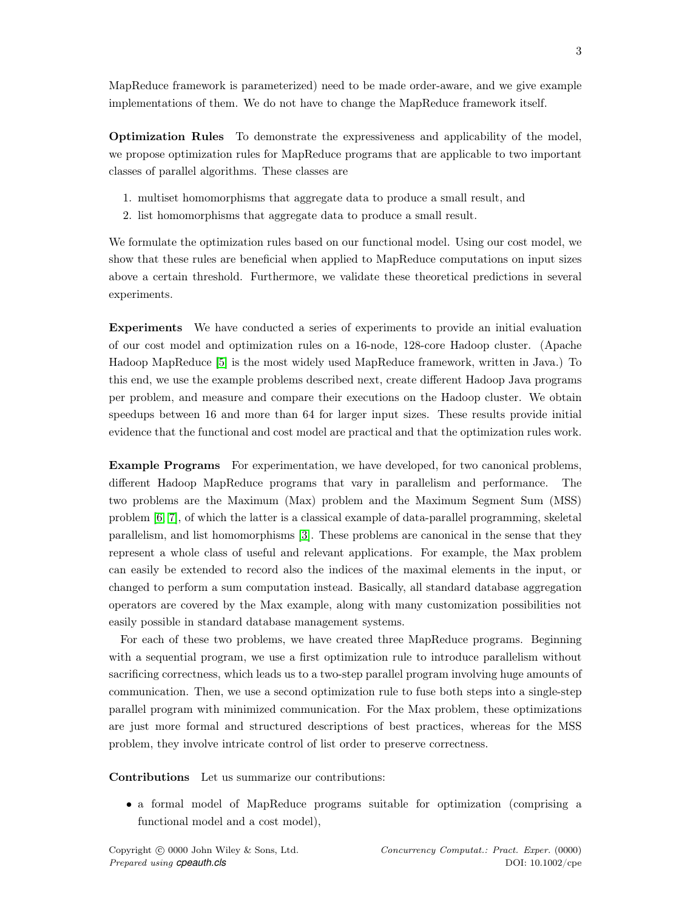MapReduce framework is parameterized) need to be made order-aware, and we give example implementations of them. We do not have to change the MapReduce framework itself.

**Optimization Rules** To demonstrate the expressiveness and applicability of the model, we propose optimization rules for MapReduce programs that are applicable to two important classes of parallel algorithms. These classes are

1. multiset homomorphisms that aggregate data to produce a small result, and
2. list homomorphisms that aggregate data to produce a small result.

We formulate the optimization rules based on our functional model. Using our cost model, we show that these rules are beneficial when applied to MapReduce computations on input sizes above a certain threshold. Furthermore, we validate these theoretical predictions in several experiments.

**Experiments** We have conducted a series of experiments to provide an initial evaluation of our cost model and optimization rules on a 16-node, 128-core Hadoop cluster. (Apache Hadoop MapReduce [5] is the most widely used MapReduce framework, written in Java.) To this end, we use the example problems described next, create different Hadoop Java programs per problem, and measure and compare their executions on the Hadoop cluster. We obtain speedups between 16 and more than 64 for larger input sizes. These results provide initial evidence that the functional and cost model are practical and that the optimization rules work.

**Example Programs** For experimentation, we have developed, for two canonical problems, different Hadoop MapReduce programs that vary in parallelism and performance. The two problems are the Maximum (Max) problem and the Maximum Segment Sum (MSS) problem [6, 7], of which the latter is a classical example of data-parallel programming, skeletal parallelism, and list homomorphisms [3]. These problems are canonical in the sense that they represent a whole class of useful and relevant applications. For example, the Max problem can easily be extended to record also the indices of the maximal elements in the input, or changed to perform a sum computation instead. Basically, all standard database aggregation operators are covered by the Max example, along with many customization possibilities not easily possible in standard database management systems.

For each of these two problems, we have created three MapReduce programs. Beginning with a sequential program, we use a first optimization rule to introduce parallelism without sacrificing correctness, which leads us to a two-step parallel program involving huge amounts of communication. Then, we use a second optimization rule to fuse both steps into a single-step parallel program with minimized communication. For the Max problem, these optimizations are just more formal and structured descriptions of best practices, whereas for the MSS problem, they involve intricate control of list order to preserve correctness.

**Contributions** Let us summarize our contributions:

- a formal model of MapReduce programs suitable for optimization (comprising a functional model and a cost model),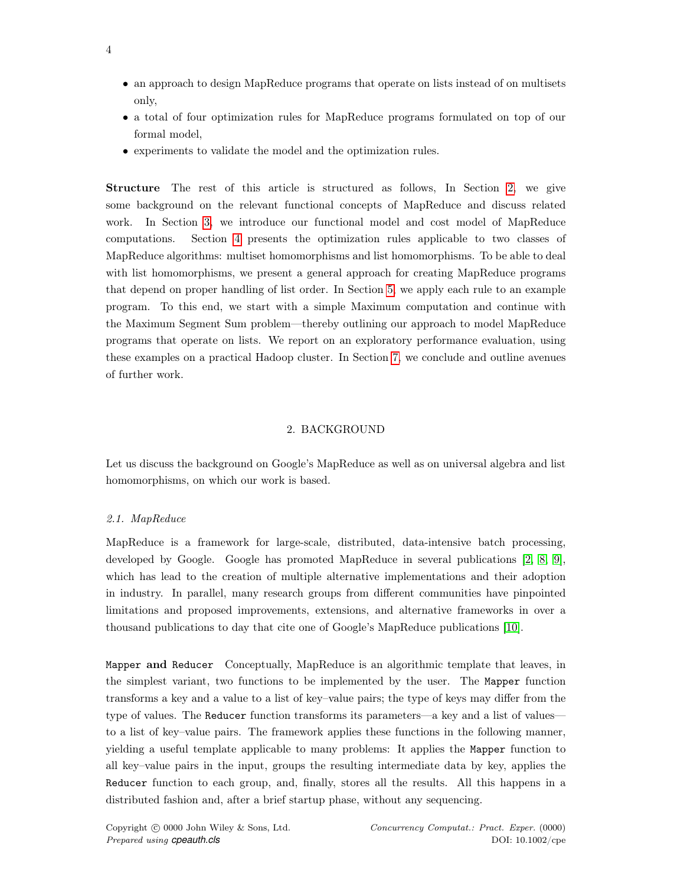- an approach to design MapReduce programs that operate on lists instead of on multisets only,
- a total of four optimization rules for MapReduce programs formulated on top of our formal model,
- experiments to validate the model and the optimization rules.

**Structure** The rest of this article is structured as follows, In Section 2, we give some background on the relevant functional concepts of MapReduce and discuss related work. In Section 3, we introduce our functional model and cost model of MapReduce computations. Section 4 presents the optimization rules applicable to two classes of MapReduce algorithms: multiset homomorphisms and list homomorphisms. To be able to deal with list homomorphisms, we present a general approach for creating MapReduce programs that depend on proper handling of list order. In Section 5, we apply each rule to an example program. To this end, we start with a simple Maximum computation and continue with the Maximum Segment Sum problem—thereby outlining our approach to model MapReduce programs that operate on lists. We report on an exploratory performance evaluation, using these examples on a practical Hadoop cluster. In Section 7, we conclude and outline avenues of further work.

## 2. BACKGROUND

Let us discuss the background on Google's MapReduce as well as on universal algebra and list homomorphisms, on which our work is based.

### *2.1. MapReduce*

MapReduce is a framework for large-scale, distributed, data-intensive batch processing, developed by Google. Google has promoted MapReduce in several publications [2, 8, 9], which has lead to the creation of multiple alternative implementations and their adoption in industry. In parallel, many research groups from different communities have pinpointed limitations and proposed improvements, extensions, and alternative frameworks in over a thousand publications to day that cite one of Google's MapReduce publications [10].

**`Mapper` and `Reducer`** Conceptually, MapReduce is an algorithmic template that leaves, in the simplest variant, two functions to be implemented by the user. The `Mapper` function transforms a key and a value to a list of key–value pairs; the type of keys may differ from the type of values. The `Reducer` function transforms its parameters—a key and a list of values—to a list of key–value pairs. The framework applies these functions in the following manner, yielding a useful template applicable to many problems: It applies the `Mapper` function to all key–value pairs in the input, groups the resulting intermediate data by key, applies the `Reducer` function to each group, and, finally, stores all the results. All this happens in a distributed fashion and, after a brief startup phase, without any sequencing.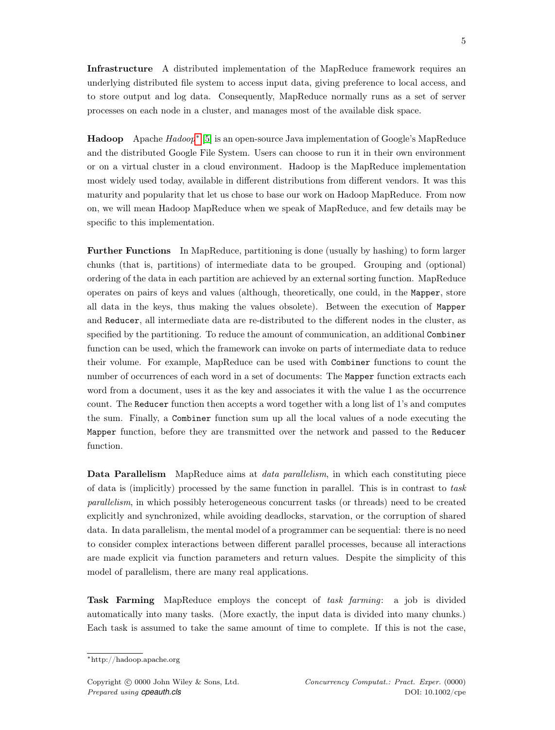**Infrastructure** A distributed implementation of the MapReduce framework requires an underlying distributed file system to access input data, giving preference to local access, and to store output and log data. Consequently, MapReduce normally runs as a set of server processes on each node in a cluster, and manages most of the available disk space.

**Hadoop** Apache *Hadoop*[*] [5] is an open-source Java implementation of Google's MapReduce and the distributed Google File System. Users can choose to run it in their own environment or on a virtual cluster in a cloud environment. Hadoop is the MapReduce implementation most widely used today, available in different distributions from different vendors. It was this maturity and popularity that let us chose to base our work on Hadoop MapReduce. From now on, we will mean Hadoop MapReduce when we speak of MapReduce, and few details may be specific to this implementation.

**Further Functions** In MapReduce, partitioning is done (usually by hashing) to form larger chunks (that is, partitions) of intermediate data to be grouped. Grouping and (optional) ordering of the data in each partition are achieved by an external sorting function. MapReduce operates on pairs of keys and values (although, theoretically, one could, in the `Mapper`, store all data in the keys, thus making the values obsolete). Between the execution of `Mapper` and `Reducer`, all intermediate data are re-distributed to the different nodes in the cluster, as specified by the partitioning. To reduce the amount of communication, an additional `Combiner` function can be used, which the framework can invoke on parts of intermediate data to reduce their volume. For example, MapReduce can be used with `Combiner` functions to count the number of occurrences of each word in a set of documents: The `Mapper` function extracts each word from a document, uses it as the key and associates it with the value 1 as the occurrence count. The `Reducer` function then accepts a word together with a long list of 1's and computes the sum. Finally, a `Combiner` function sum up all the local values of a node executing the `Mapper` function, before they are transmitted over the network and passed to the `Reducer` function.

**Data Parallelism** MapReduce aims at *data parallelism*, in which each constituting piece of data is (implicitly) processed by the same function in parallel. This is in contrast to *task parallelism*, in which possibly heterogeneous concurrent tasks (or threads) need to be created explicitly and synchronized, while avoiding deadlocks, starvation, or the corruption of shared data. In data parallelism, the mental model of a programmer can be sequential: there is no need to consider complex interactions between different parallel processes, because all interactions are made explicit via function parameters and return values. Despite the simplicity of this model of parallelism, there are many real applications.

**Task Farming** MapReduce employs the concept of *task farming*: a job is divided automatically into many tasks. (More exactly, the input data is divided into many chunks.) Each task is assumed to take the same amount of time to complete. If this is not the case,

[*] http://hadoop.apache.org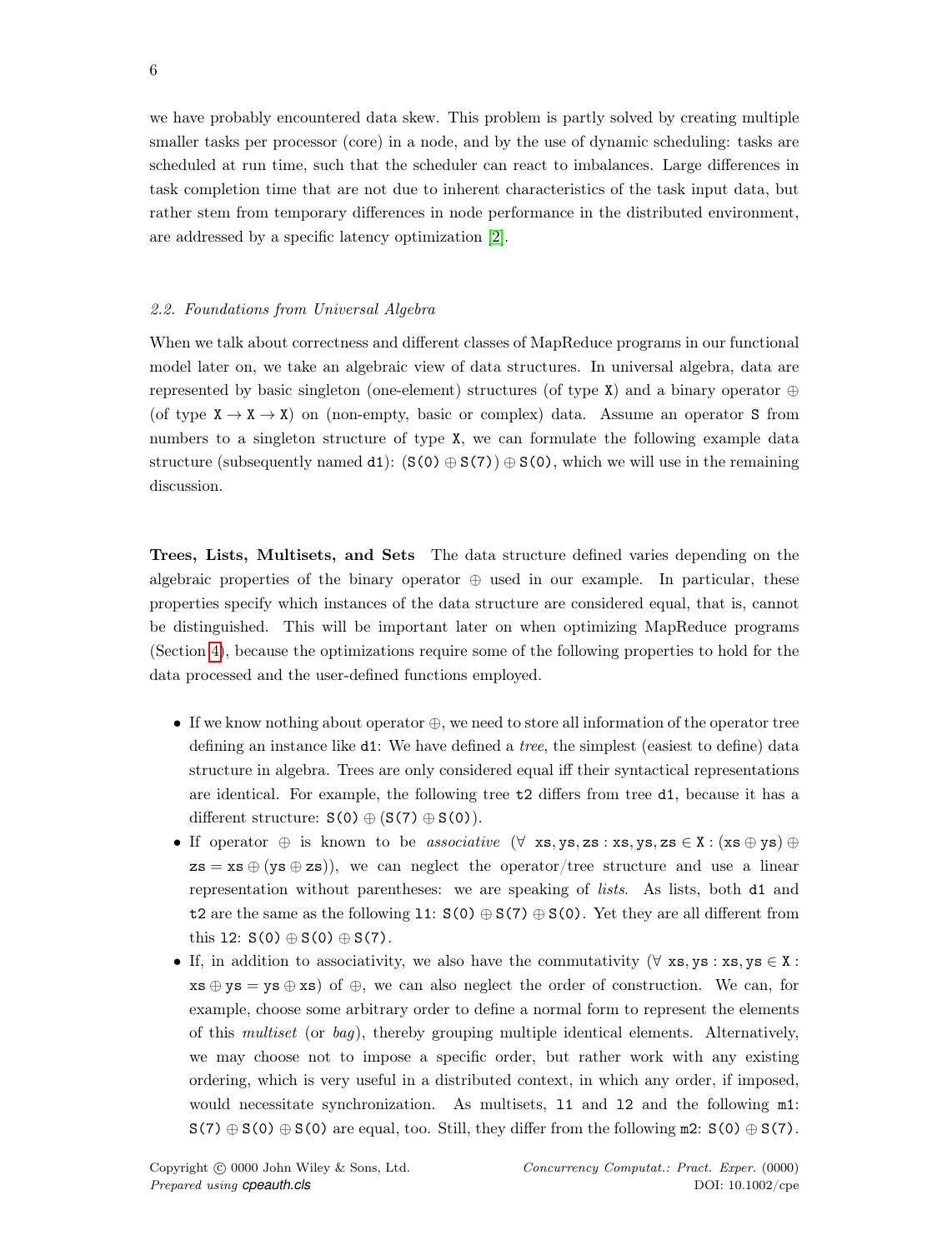we have probably encountered data skew. This problem is partly solved by creating multiple smaller tasks per processor (core) in a node, and by the use of dynamic scheduling: tasks are scheduled at run time, such that the scheduler can react to imbalances. Large differences in task completion time that are not due to inherent characteristics of the task input data, but rather stem from temporary differences in node performance in the distributed environment, are addressed by a specific latency optimization [2].

### 2.2. Foundations from Universal Algebra

When we talk about correctness and different classes of MapReduce programs in our functional model later on, we take an algebraic view of data structures. In universal algebra, data are represented by basic singleton (one-element) structures (of type $\mathtt{X}$) and a binary operator $\oplus$ (of type $\mathtt{X} \rightarrow \mathtt{X} \rightarrow \mathtt{X}$) on (non-empty, basic or complex) data. Assume an operator $\mathtt{S}$ from numbers to a singleton structure of type $\mathtt{X}$, we can formulate the following example data structure (subsequently named `d1`): $(\mathtt{S(0)} \oplus \mathtt{S(7)}) \oplus \mathtt{S(0)}$, which we will use in the remaining discussion.

**Trees, Lists, Multisets, and Sets** The data structure defined varies depending on the algebraic properties of the binary operator $\oplus$ used in our example. In particular, these properties specify which instances of the data structure are considered equal, that is, cannot be distinguished. This will be important later on when optimizing MapReduce programs (Section 4), because the optimizations require some of the following properties to hold for the data processed and the user-defined functions employed.

- If we know nothing about operator $\oplus$, we need to store all information of the operator tree defining an instance like `d1`: We have defined a *tree*, the simplest (easiest to define) data structure in algebra. Trees are only considered equal iff their syntactical representations are identical. For example, the following tree `t2` differs from tree `d1`, because it has a different structure: $\mathtt{S(0)} \oplus (\mathtt{S(7)} \oplus \mathtt{S(0)})$.
- If operator $\oplus$ is known to be *associative* ($\forall\ \mathtt{xs}, \mathtt{ys}, \mathtt{zs} : \mathtt{xs}, \mathtt{ys}, \mathtt{zs} \in \mathtt{X} : (\mathtt{xs} \oplus \mathtt{ys}) \oplus \mathtt{zs} = \mathtt{xs} \oplus (\mathtt{ys} \oplus \mathtt{zs})$), we can neglect the operator/tree structure and use a linear representation without parentheses: we are speaking of *lists*. As lists, both `d1` and `t2` are the same as the following `l1`: $\mathtt{S(0)} \oplus \mathtt{S(7)} \oplus \mathtt{S(0)}$. Yet they are all different from this `l2`: $\mathtt{S(0)} \oplus \mathtt{S(0)} \oplus \mathtt{S(7)}$.
- If, in addition to associativity, we also have the commutativity ($\forall\ \mathtt{xs}, \mathtt{ys} : \mathtt{xs}, \mathtt{ys} \in \mathtt{X} : \mathtt{xs} \oplus \mathtt{ys} = \mathtt{ys} \oplus \mathtt{xs}$) of $\oplus$, we can also neglect the order of construction. We can, for example, choose some arbitrary order to define a normal form to represent the elements of this *multiset* (or *bag*), thereby grouping multiple identical elements. Alternatively, we may choose not to impose a specific order, but rather work with any existing ordering, which is very useful in a distributed context, in which any order, if imposed, would necessitate synchronization. As multisets, `l1` and `l2` and the following `m1`: $\mathtt{S(7)} \oplus \mathtt{S(0)} \oplus \mathtt{S(0)}$ are equal, too. Still, they differ from the following `m2`: $\mathtt{S(0)} \oplus \mathtt{S(7)}$.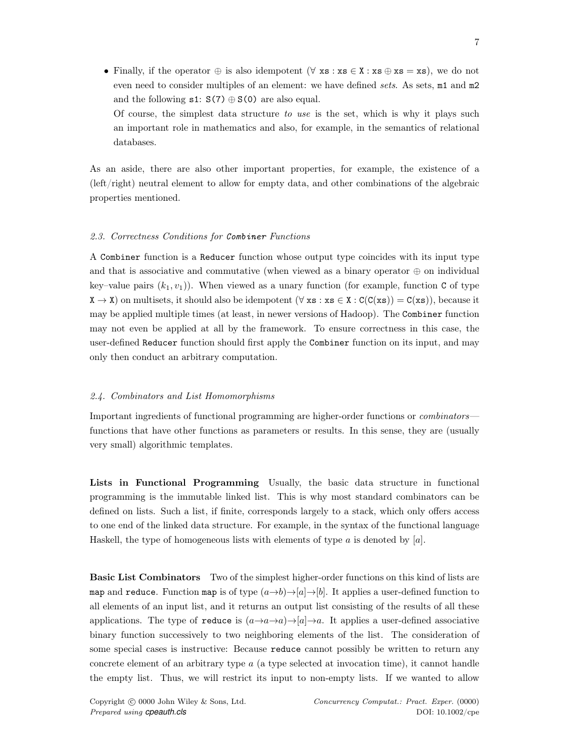- Finally, if the operator $\oplus$ is also idempotent ($\forall$ `xs` : `xs` $\in$ `X` : `xs` $\oplus$ `xs` $=$ `xs`), we do not even need to consider multiples of an element: we have defined *sets*. As sets, `m1` and `m2` and the following `s1`: `S(7)` $\oplus$ `S(0)` are also equal.

  Of course, the simplest data structure *to use* is the set, which is why it plays such an important role in mathematics and also, for example, in the semantics of relational databases.

As an aside, there are also other important properties, for example, the existence of a (left/right) neutral element to allow for empty data, and other combinations of the algebraic properties mentioned.

### 2.3. Correctness Conditions for `Combiner` Functions

A `Combiner` function is a `Reducer` function whose output type coincides with its input type and that is associative and commutative (when viewed as a binary operator $\oplus$ on individual key–value pairs $(k_1, v_1)$). When viewed as a unary function (for example, function `C` of type `X` $\rightarrow$ `X`) on multisets, it should also be idempotent ($\forall$ `xs` : `xs` $\in$ `X` : `C(C(xs))` $=$ `C(xs)`), because it may be applied multiple times (at least, in newer versions of Hadoop). The `Combiner` function may not even be applied at all by the framework. To ensure correctness in this case, the user-defined `Reducer` function should first apply the `Combiner` function on its input, and may only then conduct an arbitrary computation.

### 2.4. Combinators and List Homomorphisms

Important ingredients of functional programming are higher-order functions or *combinators*—functions that have other functions as parameters or results. In this sense, they are (usually very small) algorithmic templates.

**Lists in Functional Programming** Usually, the basic data structure in functional programming is the immutable linked list. This is why most standard combinators can be defined on lists. Such a list, if finite, corresponds largely to a stack, which only offers access to one end of the linked data structure. For example, in the syntax of the functional language Haskell, the type of homogeneous lists with elements of type $a$ is denoted by $[a]$.

**Basic List Combinators** Two of the simplest higher-order functions on this kind of lists are `map` and `reduce`. Function `map` is of type $(a{\rightarrow}b){\rightarrow}[a]{\rightarrow}[b]$. It applies a user-defined function to all elements of an input list, and it returns an output list consisting of the results of all these applications. The type of `reduce` is $(a{\rightarrow}a{\rightarrow}a){\rightarrow}[a]{\rightarrow}a$. It applies a user-defined associative binary function successively to two neighboring elements of the list. The consideration of some special cases is instructive: Because `reduce` cannot possibly be written to return any concrete element of an arbitrary type $a$ (a type selected at invocation time), it cannot handle the empty list. Thus, we will restrict its input to non-empty lists. If we wanted to allow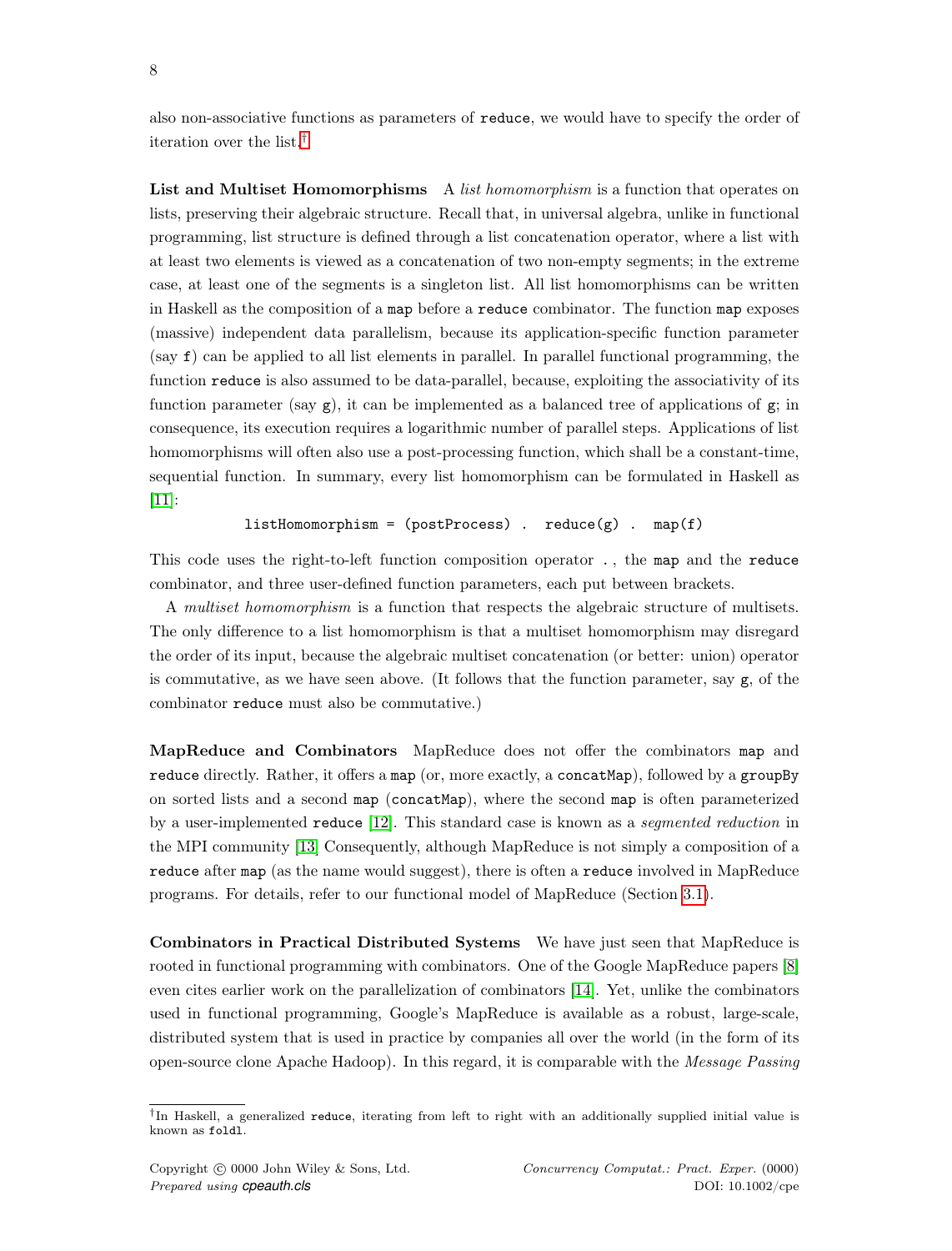also non-associative functions as parameters of reduce, we would have to specify the order of iteration over the list.[†]

**List and Multiset Homomorphisms** A *list homomorphism* is a function that operates on lists, preserving their algebraic structure. Recall that, in universal algebra, unlike in functional programming, list structure is defined through a list concatenation operator, where a list with at least two elements is viewed as a concatenation of two non-empty segments; in the extreme case, at least one of the segments is a singleton list. All list homomorphisms can be written in Haskell as the composition of a `map` before a `reduce` combinator. The function `map` exposes (massive) independent data parallelism, because its application-specific function parameter (say `f`) can be applied to all list elements in parallel. In parallel functional programming, the function `reduce` is also assumed to be data-parallel, because, exploiting the associativity of its function parameter (say `g`), it can be implemented as a balanced tree of applications of `g`; in consequence, its execution requires a logarithmic number of parallel steps. Applications of list homomorphisms will often also use a post-processing function, which shall be a constant-time, sequential function. In summary, every list homomorphism can be formulated in Haskell as [11]:

```
listHomomorphism = (postProcess) .  reduce(g) .  map(f)
```

This code uses the right-to-left function composition operator `.` , the `map` and the `reduce` combinator, and three user-defined function parameters, each put between brackets.

A *multiset homomorphism* is a function that respects the algebraic structure of multisets. The only difference to a list homomorphism is that a multiset homomorphism may disregard the order of its input, because the algebraic multiset concatenation (or better: union) operator is commutative, as we have seen above. (It follows that the function parameter, say `g`, of the combinator `reduce` must also be commutative.)

**MapReduce and Combinators** MapReduce does not offer the combinators `map` and `reduce` directly. Rather, it offers a `map` (or, more exactly, a `concatMap`), followed by a `groupBy` on sorted lists and a second `map` (`concatMap`), where the second `map` is often parameterized by a user-implemented `reduce` [12]. This standard case is known as a *segmented reduction* in the MPI community [13] Consequently, although MapReduce is not simply a composition of a `reduce` after `map` (as the name would suggest), there is often a `reduce` involved in MapReduce programs. For details, refer to our functional model of MapReduce (Section 3.1).

**Combinators in Practical Distributed Systems** We have just seen that MapReduce is rooted in functional programming with combinators. One of the Google MapReduce papers [8] even cites earlier work on the parallelization of combinators [14]. Yet, unlike the combinators used in functional programming, Google's MapReduce is available as a robust, large-scale, distributed system that is used in practice by companies all over the world (in the form of its open-source clone Apache Hadoop). In this regard, it is comparable with the *Message Passing*

---

[†]In Haskell, a generalized `reduce`, iterating from left to right with an additionally supplied initial value is known as `foldl`.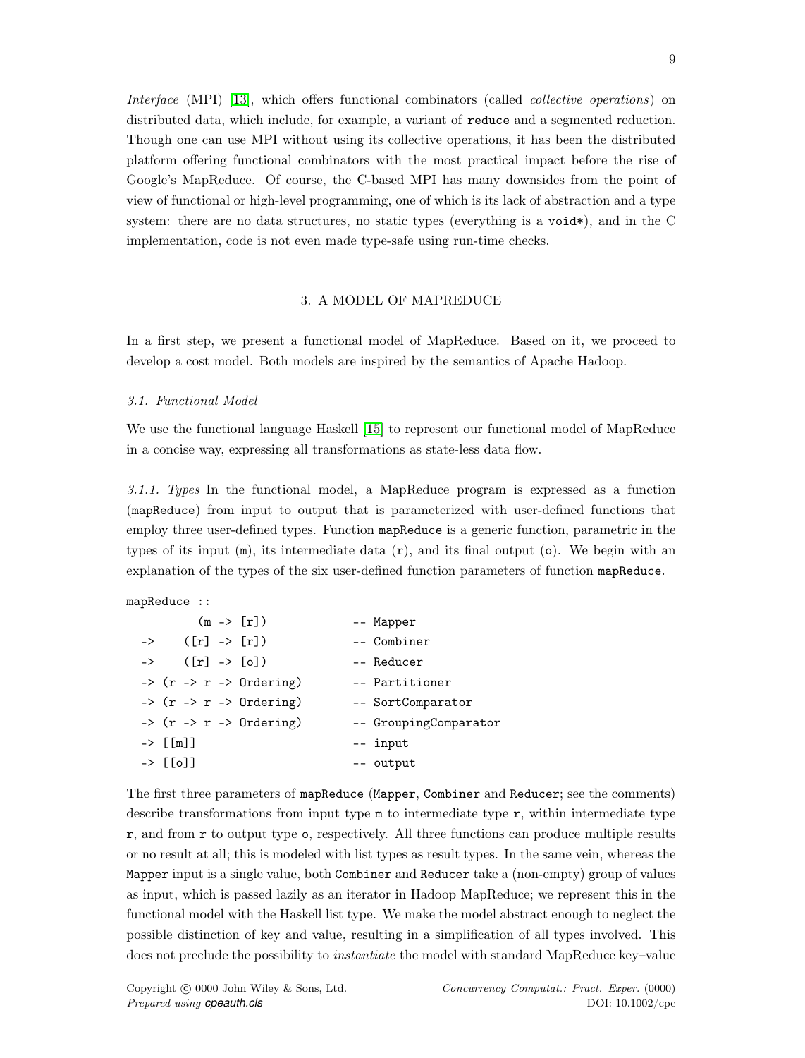*Interface* (MPI) [13], which offers functional combinators (called *collective operations*) on distributed data, which include, for example, a variant of `reduce` and a segmented reduction. Though one can use MPI without using its collective operations, it has been the distributed platform offering functional combinators with the most practical impact before the rise of Google's MapReduce. Of course, the C-based MPI has many downsides from the point of view of functional or high-level programming, one of which is its lack of abstraction and a type system: there are no data structures, no static types (everything is a `void*`), and in the C implementation, code is not even made type-safe using run-time checks.

## 3. A MODEL OF MAPREDUCE

In a first step, we present a functional model of MapReduce. Based on it, we proceed to develop a cost model. Both models are inspired by the semantics of Apache Hadoop.

### *3.1. Functional Model*

We use the functional language Haskell [15] to represent our functional model of MapReduce in a concise way, expressing all transformations as state-less data flow.

*3.1.1. Types* In the functional model, a MapReduce program is expressed as a function (`mapReduce`) from input to output that is parameterized with user-defined functions that employ three user-defined types. Function `mapReduce` is a generic function, parametric in the types of its input (`m`), its intermediate data (`r`), and its final output (`o`). We begin with an explanation of the types of the six user-defined function parameters of function `mapReduce`.

```
mapReduce ::
          (m -> [r])              -- Mapper
  ->     ([r] -> [r])             -- Combiner
  ->     ([r] -> [o])             -- Reducer
  -> (r -> r -> Ordering)         -- Partitioner
  -> (r -> r -> Ordering)         -- SortComparator
  -> (r -> r -> Ordering)         -- GroupingComparator
  -> [[m]]                        -- input
  -> [[o]]                        -- output
```

The first three parameters of `mapReduce` (`Mapper`, `Combiner` and `Reducer`; see the comments) describe transformations from input type `m` to intermediate type `r`, within intermediate type `r`, and from `r` to output type `o`, respectively. All three functions can produce multiple results or no result at all; this is modeled with list types as result types. In the same vein, whereas the `Mapper` input is a single value, both `Combiner` and `Reducer` take a (non-empty) group of values as input, which is passed lazily as an iterator in Hadoop MapReduce; we represent this in the functional model with the Haskell list type. We make the model abstract enough to neglect the possible distinction of key and value, resulting in a simplification of all types involved. This does not preclude the possibility to *instantiate* the model with standard MapReduce key–value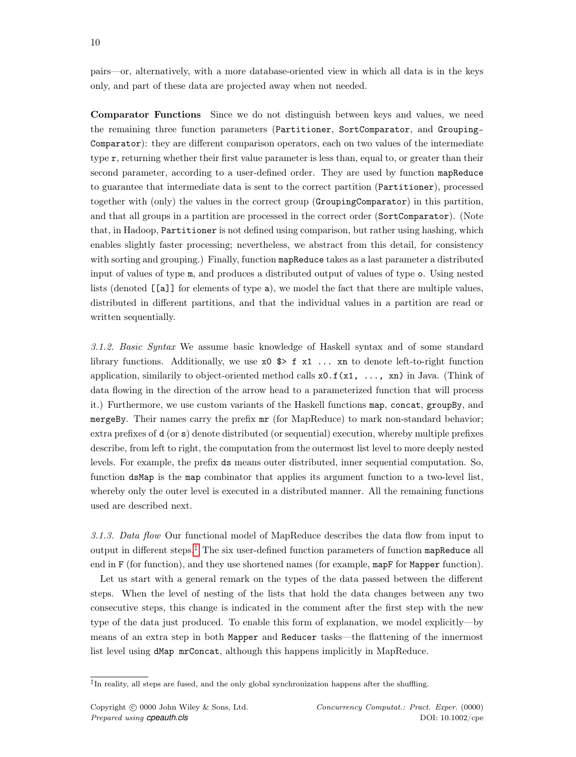pairs—or, alternatively, with a more database-oriented view in which all data is in the keys only, and part of these data are projected away when not needed.

**Comparator Functions** Since we do not distinguish between keys and values, we need the remaining three function parameters (`Partitioner`, `SortComparator`, and `GroupingComparator`): they are different comparison operators, each on two values of the intermediate type `r`, returning whether their first value parameter is less than, equal to, or greater than their second parameter, according to a user-defined order. They are used by function `mapReduce` to guarantee that intermediate data is sent to the correct partition (`Partitioner`), processed together with (only) the values in the correct group (`GroupingComparator`) in this partition, and that all groups in a partition are processed in the correct order (`SortComparator`). (Note that, in Hadoop, `Partitioner` is not defined using comparison, but rather using hashing, which enables slightly faster processing; nevertheless, we abstract from this detail, for consistency with sorting and grouping.) Finally, function `mapReduce` takes as a last parameter a distributed input of values of type `m`, and produces a distributed output of values of type `o`. Using nested lists (denoted `[[a]]` for elements of type `a`), we model the fact that there are multiple values, distributed in different partitions, and that the individual values in a partition are read or written sequentially.

*3.1.2. Basic Syntax* We assume basic knowledge of Haskell syntax and of some standard library functions. Additionally, we use `x0 $> f x1 ... xn` to denote left-to-right function application, similarily to object-oriented method calls `x0.f(x1, ..., xn)` in Java. (Think of data flowing in the direction of the arrow head to a parameterized function that will process it.) Furthermore, we use custom variants of the Haskell functions `map`, `concat`, `groupBy`, and `mergeBy`. Their names carry the prefix `mr` (for MapReduce) to mark non-standard behavior; extra prefixes of `d` (or `s`) denote distributed (or sequential) execution, whereby multiple prefixes describe, from left to right, the computation from the outermost list level to more deeply nested levels. For example, the prefix `ds` means outer distributed, inner sequential computation. So, function `dsMap` is the `map` combinator that applies its argument function to a two-level list, whereby only the outer level is executed in a distributed manner. All the remaining functions used are described next.

*3.1.3. Data flow* Our functional model of MapReduce describes the data flow from input to output in different steps.[‡] The six user-defined function parameters of function `mapReduce` all end in `F` (for function), and they use shortened names (for example, `mapF` for `Mapper` function).

Let us start with a general remark on the types of the data passed between the different steps. When the level of nesting of the lists that hold the data changes between any two consecutive steps, this change is indicated in the comment after the first step with the new type of the data just produced. To enable this form of explanation, we model explicitly—by means of an extra step in both `Mapper` and `Reducer` tasks—the flattening of the innermost list level using `dMap mrConcat`, although this happens implicitly in MapReduce.

[‡]In reality, all steps are fused, and the only global synchronization happens after the shuffling.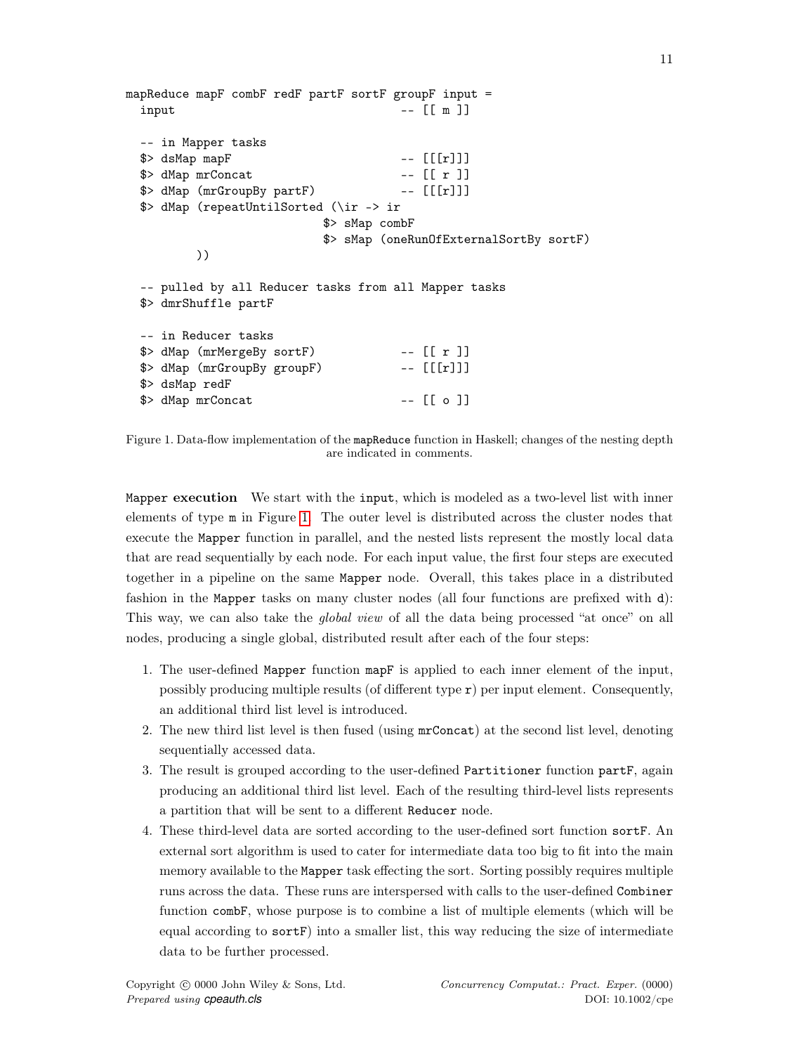```
mapReduce mapF combF redF partF sortF groupF input =
  input                              -- [[ m ]]

  -- in Mapper tasks
  $> dsMap mapF                      -- [[[r]]]
  $> dMap mrConcat                   -- [[ r ]]
  $> dMap (mrGroupBy partF)          -- [[[r]]]
  $> dMap (repeatUntilSorted (\ir -> ir
                          $> sMap combF
                          $> sMap (oneRunOfExternalSortBy sortF)
         ))

  -- pulled by all Reducer tasks from all Mapper tasks
  $> dmrShuffle partF

  -- in Reducer tasks
  $> dMap (mrMergeBy sortF)          -- [[ r ]]
  $> dMap (mrGroupBy groupF)         -- [[[r]]]
  $> dsMap redF
  $> dMap mrConcat                   -- [[ o ]]
```

Figure 1. Data-flow implementation of the `mapReduce` function in Haskell; changes of the nesting depth are indicated in comments.

**`Mapper` execution** We start with the `input`, which is modeled as a two-level list with inner elements of type `m` in Figure 1. The outer level is distributed across the cluster nodes that execute the `Mapper` function in parallel, and the nested lists represent the mostly local data that are read sequentially by each node. For each input value, the first four steps are executed together in a pipeline on the same `Mapper` node. Overall, this takes place in a distributed fashion in the `Mapper` tasks on many cluster nodes (all four functions are prefixed with `d`): This way, we can also take the *global view* of all the data being processed "at once" on all nodes, producing a single global, distributed result after each of the four steps:

1. The user-defined `Mapper` function `mapF` is applied to each inner element of the input, possibly producing multiple results (of different type `r`) per input element. Consequently, an additional third list level is introduced.
2. The new third list level is then fused (using `mrConcat`) at the second list level, denoting sequentially accessed data.
3. The result is grouped according to the user-defined `Partitioner` function `partF`, again producing an additional third list level. Each of the resulting third-level lists represents a partition that will be sent to a different `Reducer` node.
4. These third-level data are sorted according to the user-defined sort function `sortF`. An external sort algorithm is used to cater for intermediate data too big to fit into the main memory available to the `Mapper` task effecting the sort. Sorting possibly requires multiple runs across the data. These runs are interspersed with calls to the user-defined `Combiner` function `combF`, whose purpose is to combine a list of multiple elements (which will be equal according to `sortF`) into a smaller list, this way reducing the size of intermediate data to be further processed.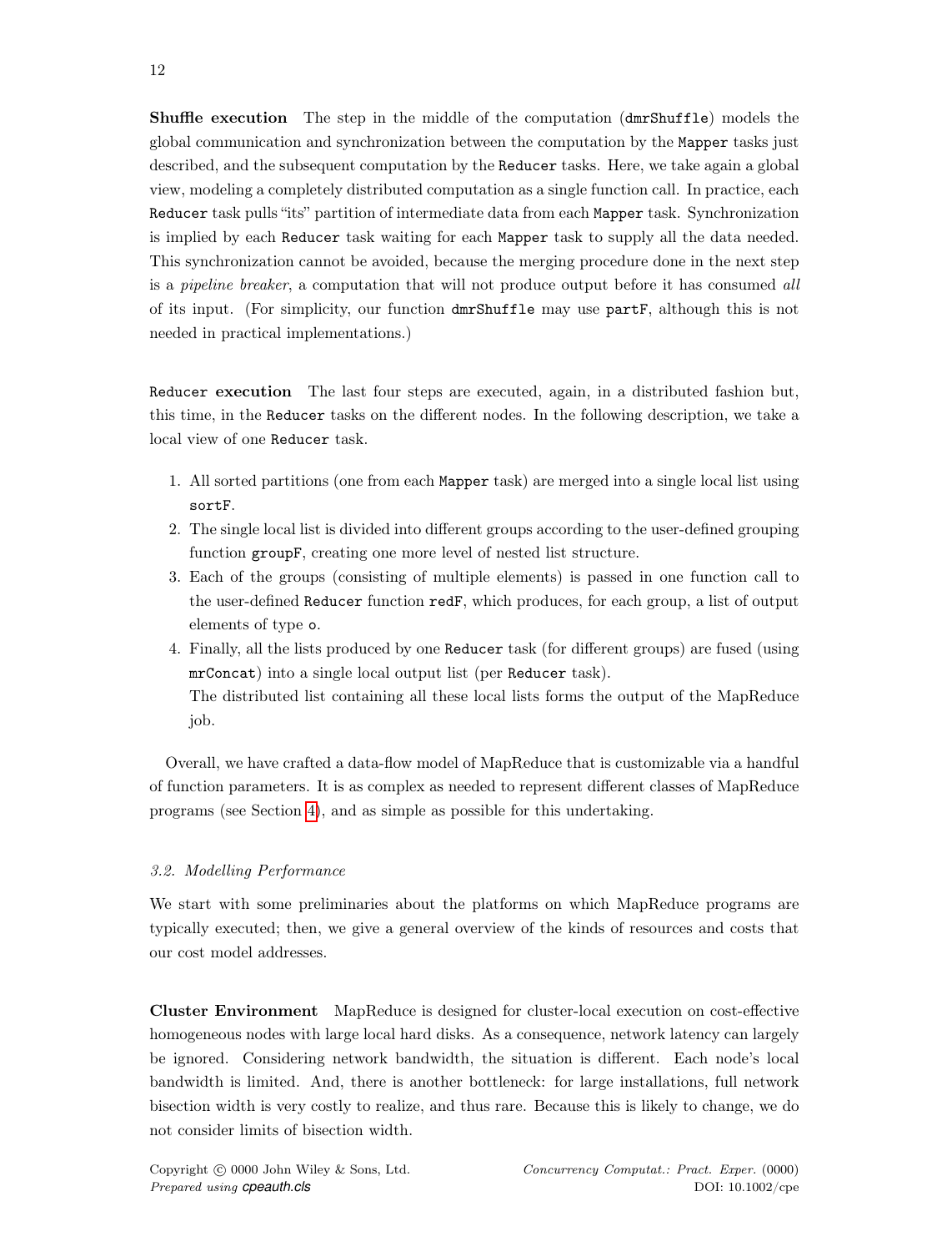**Shuffle execution** The step in the middle of the computation (`dmrShuffle`) models the global communication and synchronization between the computation by the `Mapper` tasks just described, and the subsequent computation by the `Reducer` tasks. Here, we take again a global view, modeling a completely distributed computation as a single function call. In practice, each `Reducer` task pulls "its" partition of intermediate data from each `Mapper` task. Synchronization is implied by each `Reducer` task waiting for each `Mapper` task to supply all the data needed. This synchronization cannot be avoided, because the merging procedure done in the next step is a *pipeline breaker*, a computation that will not produce output before it has consumed *all* of its input. (For simplicity, our function `dmrShuffle` may use `partF`, although this is not needed in practical implementations.)

**`Reducer` execution** The last four steps are executed, again, in a distributed fashion but, this time, in the `Reducer` tasks on the different nodes. In the following description, we take a local view of one `Reducer` task.

1. All sorted partitions (one from each `Mapper` task) are merged into a single local list using `sortF`.
2. The single local list is divided into different groups according to the user-defined grouping function `groupF`, creating one more level of nested list structure.
3. Each of the groups (consisting of multiple elements) is passed in one function call to the user-defined `Reducer` function `redF`, which produces, for each group, a list of output elements of type `o`.
4. Finally, all the lists produced by one `Reducer` task (for different groups) are fused (using `mrConcat`) into a single local output list (per `Reducer` task).
   The distributed list containing all these local lists forms the output of the MapReduce job.

Overall, we have crafted a data-flow model of MapReduce that is customizable via a handful of function parameters. It is as complex as needed to represent different classes of MapReduce programs (see Section 4), and as simple as possible for this undertaking.

### *3.2. Modelling Performance*

We start with some preliminaries about the platforms on which MapReduce programs are typically executed; then, we give a general overview of the kinds of resources and costs that our cost model addresses.

**Cluster Environment** MapReduce is designed for cluster-local execution on cost-effective homogeneous nodes with large local hard disks. As a consequence, network latency can largely be ignored. Considering network bandwidth, the situation is different. Each node's local bandwidth is limited. And, there is another bottleneck: for large installations, full network bisection width is very costly to realize, and thus rare. Because this is likely to change, we do not consider limits of bisection width.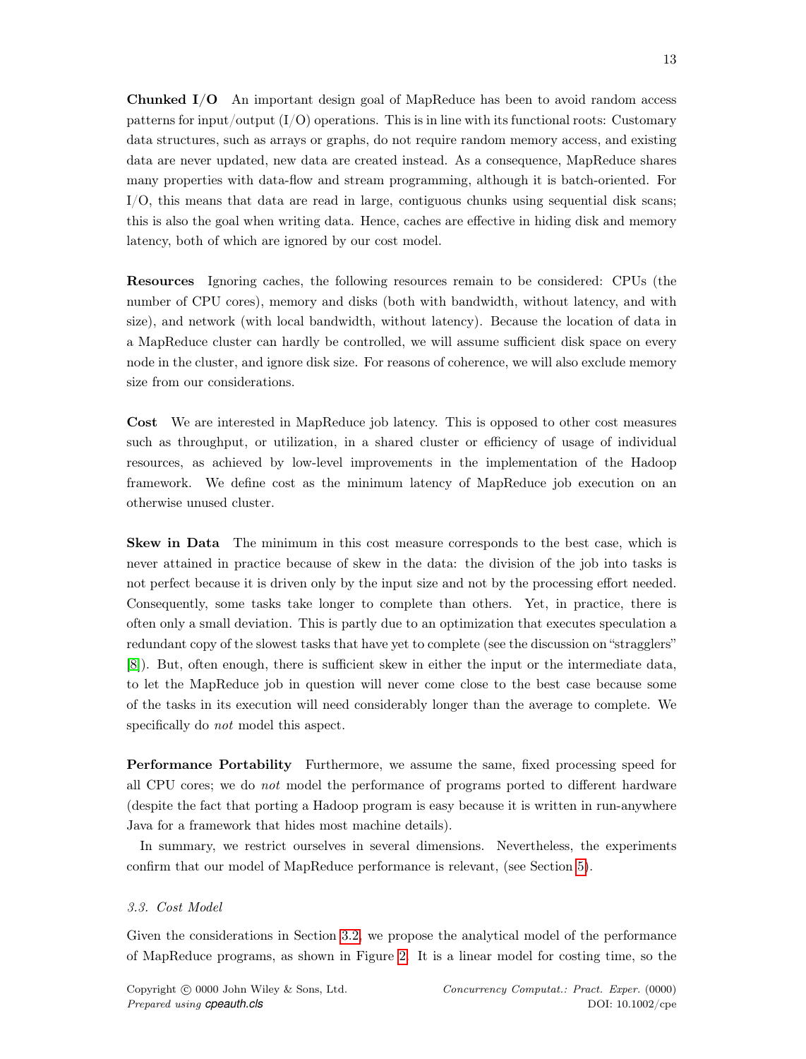**Chunked I/O** An important design goal of MapReduce has been to avoid random access patterns for input/output (I/O) operations. This is in line with its functional roots: Customary data structures, such as arrays or graphs, do not require random memory access, and existing data are never updated, new data are created instead. As a consequence, MapReduce shares many properties with data-flow and stream programming, although it is batch-oriented. For I/O, this means that data are read in large, contiguous chunks using sequential disk scans; this is also the goal when writing data. Hence, caches are effective in hiding disk and memory latency, both of which are ignored by our cost model.

**Resources** Ignoring caches, the following resources remain to be considered: CPUs (the number of CPU cores), memory and disks (both with bandwidth, without latency, and with size), and network (with local bandwidth, without latency). Because the location of data in a MapReduce cluster can hardly be controlled, we will assume sufficient disk space on every node in the cluster, and ignore disk size. For reasons of coherence, we will also exclude memory size from our considerations.

**Cost** We are interested in MapReduce job latency. This is opposed to other cost measures such as throughput, or utilization, in a shared cluster or efficiency of usage of individual resources, as achieved by low-level improvements in the implementation of the Hadoop framework. We define cost as the minimum latency of MapReduce job execution on an otherwise unused cluster.

**Skew in Data** The minimum in this cost measure corresponds to the best case, which is never attained in practice because of skew in the data: the division of the job into tasks is not perfect because it is driven only by the input size and not by the processing effort needed. Consequently, some tasks take longer to complete than others. Yet, in practice, there is often only a small deviation. This is partly due to an optimization that executes speculation a redundant copy of the slowest tasks that have yet to complete (see the discussion on "stragglers" [8]). But, often enough, there is sufficient skew in either the input or the intermediate data, to let the MapReduce job in question will never come close to the best case because some of the tasks in its execution will need considerably longer than the average to complete. We specifically do *not* model this aspect.

**Performance Portability** Furthermore, we assume the same, fixed processing speed for all CPU cores; we do *not* model the performance of programs ported to different hardware (despite the fact that porting a Hadoop program is easy because it is written in run-anywhere Java for a framework that hides most machine details).

In summary, we restrict ourselves in several dimensions. Nevertheless, the experiments confirm that our model of MapReduce performance is relevant, (see Section 5).

### 3.3. Cost Model

Given the considerations in Section 3.2, we propose the analytical model of the performance of MapReduce programs, as shown in Figure 2. It is a linear model for costing time, so the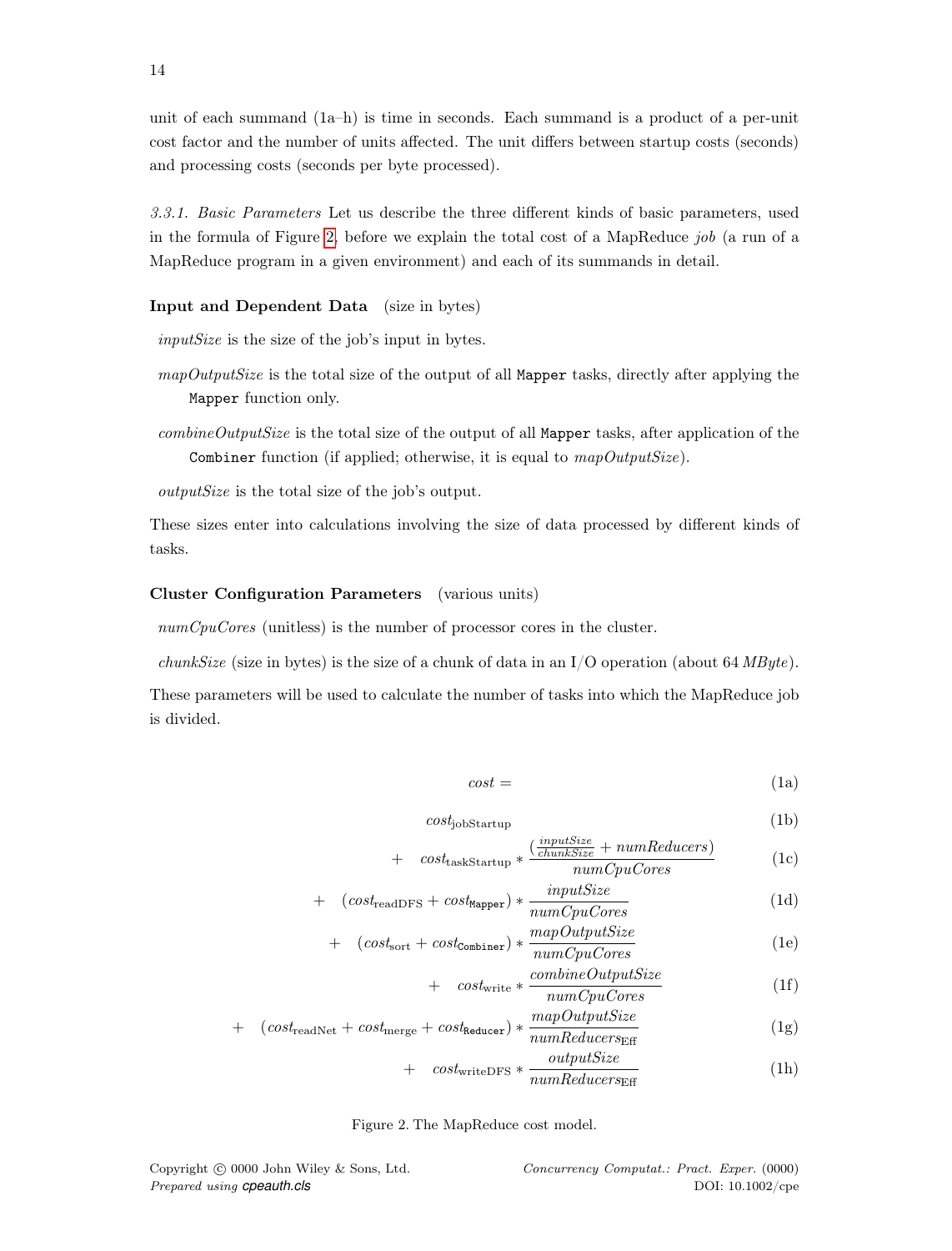unit of each summand (1a–h) is time in seconds. Each summand is a product of a per-unit cost factor and the number of units affected. The unit differs between startup costs (seconds) and processing costs (seconds per byte processed).

*3.3.1. Basic Parameters* Let us describe the three different kinds of basic parameters, used in the formula of Figure 2, before we explain the total cost of a MapReduce *job* (a run of a MapReduce program in a given environment) and each of its summands in detail.

**Input and Dependent Data** (size in bytes)

*inputSize* is the size of the job's input in bytes.

*mapOutputSize* is the total size of the output of all `Mapper` tasks, directly after applying the `Mapper` function only.

*combineOutputSize* is the total size of the output of all `Mapper` tasks, after application of the `Combiner` function (if applied; otherwise, it is equal to *mapOutputSize*).

*outputSize* is the total size of the job's output.

These sizes enter into calculations involving the size of data processed by different kinds of tasks.

**Cluster Configuration Parameters** (various units)

*numCpuCores* (unitless) is the number of processor cores in the cluster.

*chunkSize* (size in bytes) is the size of a chunk of data in an I/O operation (about 64 *MByte*).

These parameters will be used to calculate the number of tasks into which the MapReduce job is divided.

$$
\begin{aligned}
&\mathit{cost} = && \text{(1a)}\\
&\quad \mathit{cost}_{\text{jobStartup}} && \text{(1b)}\\
&\quad + \ \mathit{cost}_{\text{taskStartup}} * \frac{\left(\frac{\mathit{inputSize}}{\mathit{chunkSize}} + \mathit{numReducers}\right)}{\mathit{numCpuCores}} && \text{(1c)}\\
&\quad + \ (\mathit{cost}_{\text{readDFS}} + \mathit{cost}_{\texttt{Mapper}}) * \frac{\mathit{inputSize}}{\mathit{numCpuCores}} && \text{(1d)}\\
&\quad + \ (\mathit{cost}_{\text{sort}} + \mathit{cost}_{\texttt{Combiner}}) * \frac{\mathit{mapOutputSize}}{\mathit{numCpuCores}} && \text{(1e)}\\
&\quad + \ \mathit{cost}_{\text{write}} * \frac{\mathit{combineOutputSize}}{\mathit{numCpuCores}} && \text{(1f)}\\
&\quad + \ (\mathit{cost}_{\text{readNet}} + \mathit{cost}_{\text{merge}} + \mathit{cost}_{\texttt{Reducer}}) * \frac{\mathit{mapOutputSize}}{\mathit{numReducers}_{\text{Eff}}} && \text{(1g)}\\
&\quad + \ \mathit{cost}_{\text{writeDFS}} * \frac{\mathit{outputSize}}{\mathit{numReducers}_{\text{Eff}}} && \text{(1h)}
\end{aligned}
$$

Figure 2. The MapReduce cost model.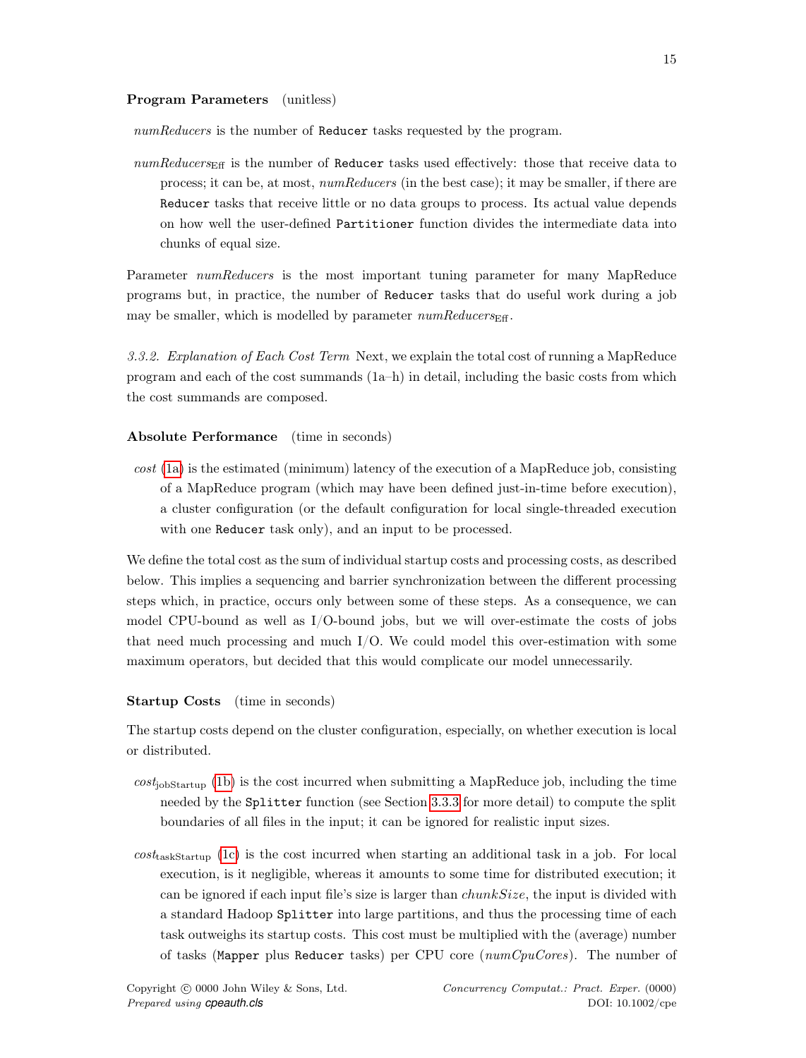**Program Parameters** (unitless)

*numReducers* is the number of `Reducer` tasks requested by the program.

$numReducers_{\text{Eff}}$ is the number of `Reducer` tasks used effectively: those that receive data to process; it can be, at most, *numReducers* (in the best case); it may be smaller, if there are `Reducer` tasks that receive little or no data groups to process. Its actual value depends on how well the user-defined `Partitioner` function divides the intermediate data into chunks of equal size.

Parameter *numReducers* is the most important tuning parameter for many MapReduce programs but, in practice, the number of `Reducer` tasks that do useful work during a job may be smaller, which is modelled by parameter $numReducers_{\text{Eff}}$.

*3.3.2. Explanation of Each Cost Term* Next, we explain the total cost of running a MapReduce program and each of the cost summands (1a–h) in detail, including the basic costs from which the cost summands are composed.

**Absolute Performance** (time in seconds)

*cost* (1a) is the estimated (minimum) latency of the execution of a MapReduce job, consisting of a MapReduce program (which may have been defined just-in-time before execution), a cluster configuration (or the default configuration for local single-threaded execution with one `Reducer` task only), and an input to be processed.

We define the total cost as the sum of individual startup costs and processing costs, as described below. This implies a sequencing and barrier synchronization between the different processing steps which, in practice, occurs only between some of these steps. As a consequence, we can model CPU-bound as well as I/O-bound jobs, but we will over-estimate the costs of jobs that need much processing and much I/O. We could model this over-estimation with some maximum operators, but decided that this would complicate our model unnecessarily.

**Startup Costs** (time in seconds)

The startup costs depend on the cluster configuration, especially, on whether execution is local or distributed.

$cost_{\text{jobStartup}}$ (1b) is the cost incurred when submitting a MapReduce job, including the time needed by the `Splitter` function (see Section 3.3.3 for more detail) to compute the split boundaries of all files in the input; it can be ignored for realistic input sizes.

$cost_{\text{taskStartup}}$ (1c) is the cost incurred when starting an additional task in a job. For local execution, is it negligible, whereas it amounts to some time for distributed execution; it can be ignored if each input file's size is larger than *chunkSize*, the input is divided with a standard Hadoop `Splitter` into large partitions, and thus the processing time of each task outweighs its startup costs. This cost must be multiplied with the (average) number of tasks (`Mapper` plus `Reducer` tasks) per CPU core (*numCpuCores*). The number of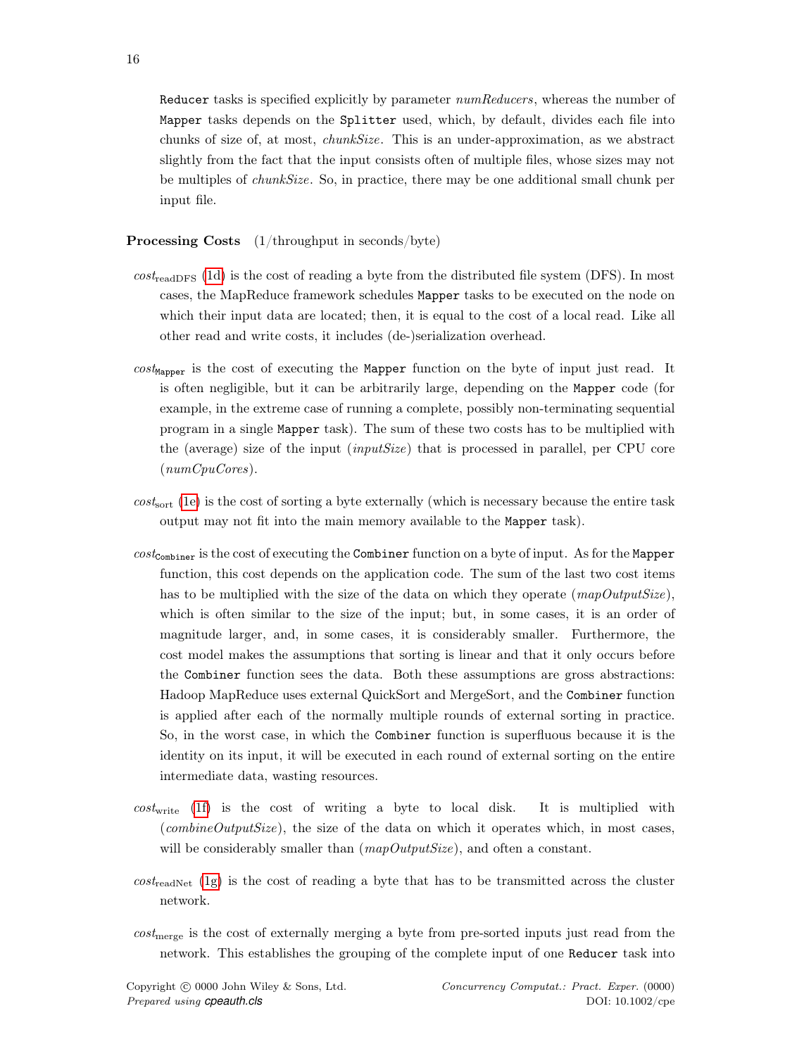Reducer tasks is specified explicitly by parameter *numReducers*, whereas the number of Mapper tasks depends on the Splitter used, which, by default, divides each file into chunks of size of, at most, *chunkSize*. This is an under-approximation, as we abstract slightly from the fact that the input consists often of multiple files, whose sizes may not be multiples of *chunkSize*. So, in practice, there may be one additional small chunk per input file.

**Processing Costs** (1/throughput in seconds/byte)

$cost_{\text{readDFS}}$ (1d) is the cost of reading a byte from the distributed file system (DFS). In most cases, the MapReduce framework schedules Mapper tasks to be executed on the node on which their input data are located; then, it is equal to the cost of a local read. Like all other read and write costs, it includes (de-)serialization overhead.

$cost_{\texttt{Mapper}}$ is the cost of executing the Mapper function on the byte of input just read. It is often negligible, but it can be arbitrarily large, depending on the Mapper code (for example, in the extreme case of running a complete, possibly non-terminating sequential program in a single Mapper task). The sum of these two costs has to be multiplied with the (average) size of the input (*inputSize*) that is processed in parallel, per CPU core (*numCpuCores*).

$cost_{\text{sort}}$ (1e) is the cost of sorting a byte externally (which is necessary because the entire task output may not fit into the main memory available to the Mapper task).

$cost_{\texttt{Combiner}}$ is the cost of executing the Combiner function on a byte of input. As for the Mapper function, this cost depends on the application code. The sum of the last two cost items has to be multiplied with the size of the data on which they operate (*mapOutputSize*), which is often similar to the size of the input; but, in some cases, it is an order of magnitude larger, and, in some cases, it is considerably smaller. Furthermore, the cost model makes the assumptions that sorting is linear and that it only occurs before the Combiner function sees the data. Both these assumptions are gross abstractions: Hadoop MapReduce uses external QuickSort and MergeSort, and the Combiner function is applied after each of the normally multiple rounds of external sorting in practice. So, in the worst case, in which the Combiner function is superfluous because it is the identity on its input, it will be executed in each round of external sorting on the entire intermediate data, wasting resources.

$cost_{\text{write}}$ (1f) is the cost of writing a byte to local disk. It is multiplied with (*combineOutputSize*), the size of the data on which it operates which, in most cases, will be considerably smaller than (*mapOutputSize*), and often a constant.

$cost_{\text{readNet}}$ (1g) is the cost of reading a byte that has to be transmitted across the cluster network.

$cost_{\text{merge}}$ is the cost of externally merging a byte from pre-sorted inputs just read from the network. This establishes the grouping of the complete input of one Reducer task into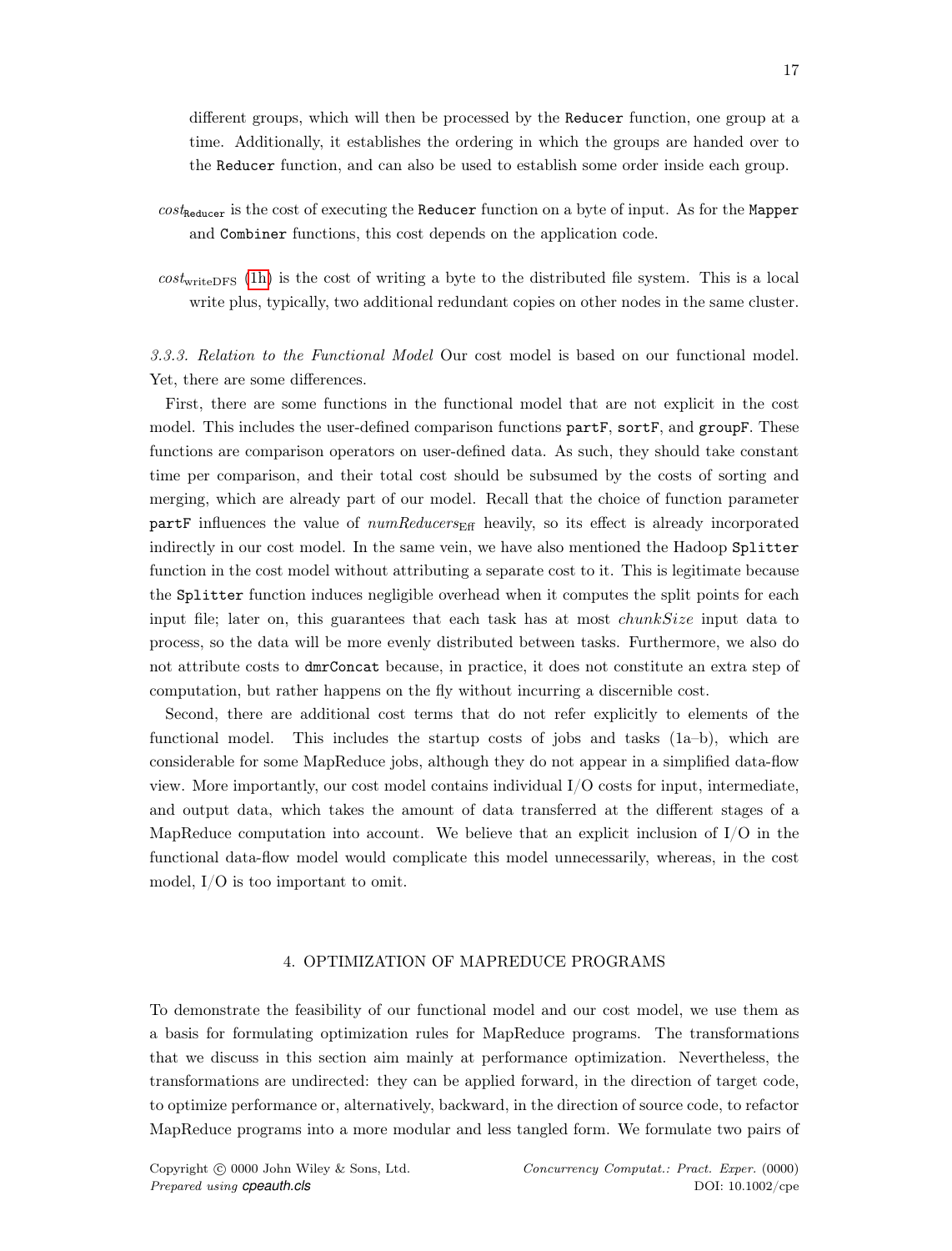different groups, which will then be processed by the `Reducer` function, one group at a time. Additionally, it establishes the ordering in which the groups are handed over to the `Reducer` function, and can also be used to establish some order inside each group.

$cost_{\texttt{Reducer}}$ is the cost of executing the `Reducer` function on a byte of input. As for the `Mapper` and `Combiner` functions, this cost depends on the application code.

$cost_{\text{writeDFS}}$ (1h) is the cost of writing a byte to the distributed file system. This is a local write plus, typically, two additional redundant copies on other nodes in the same cluster.

*3.3.3. Relation to the Functional Model* Our cost model is based on our functional model. Yet, there are some differences.

First, there are some functions in the functional model that are not explicit in the cost model. This includes the user-defined comparison functions `partF`, `sortF`, and `groupF`. These functions are comparison operators on user-defined data. As such, they should take constant time per comparison, and their total cost should be subsumed by the costs of sorting and merging, which are already part of our model. Recall that the choice of function parameter `partF` influences the value of $numReducers_{\text{Eff}}$ heavily, so its effect is already incorporated indirectly in our cost model. In the same vein, we have also mentioned the Hadoop `Splitter` function in the cost model without attributing a separate cost to it. This is legitimate because the `Splitter` function induces negligible overhead when it computes the split points for each input file; later on, this guarantees that each task has at most *chunkSize* input data to process, so the data will be more evenly distributed between tasks. Furthermore, we also do not attribute costs to `dmrConcat` because, in practice, it does not constitute an extra step of computation, but rather happens on the fly without incurring a discernible cost.

Second, there are additional cost terms that do not refer explicitly to elements of the functional model. This includes the startup costs of jobs and tasks (1a–b), which are considerable for some MapReduce jobs, although they do not appear in a simplified data-flow view. More importantly, our cost model contains individual I/O costs for input, intermediate, and output data, which takes the amount of data transferred at the different stages of a MapReduce computation into account. We believe that an explicit inclusion of I/O in the functional data-flow model would complicate this model unnecessarily, whereas, in the cost model, I/O is too important to omit.

## 4. OPTIMIZATION OF MAPREDUCE PROGRAMS

To demonstrate the feasibility of our functional model and our cost model, we use them as a basis for formulating optimization rules for MapReduce programs. The transformations that we discuss in this section aim mainly at performance optimization. Nevertheless, the transformations are undirected: they can be applied forward, in the direction of target code, to optimize performance or, alternatively, backward, in the direction of source code, to refactor MapReduce programs into a more modular and less tangled form. We formulate two pairs of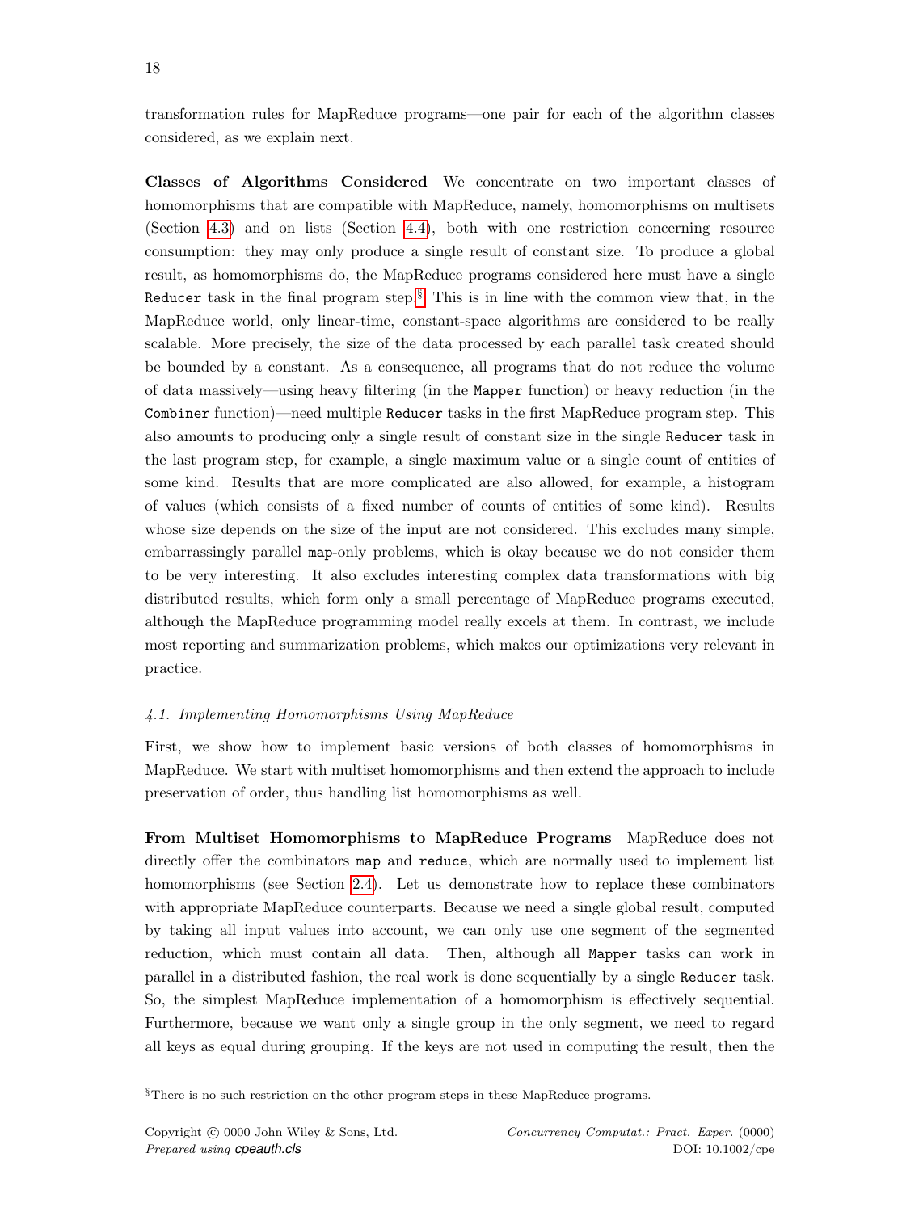transformation rules for MapReduce programs—one pair for each of the algorithm classes considered, as we explain next.

**Classes of Algorithms Considered** We concentrate on two important classes of homomorphisms that are compatible with MapReduce, namely, homomorphisms on multisets (Section 4.3) and on lists (Section 4.4), both with one restriction concerning resource consumption: they may only produce a single result of constant size. To produce a global result, as homomorphisms do, the MapReduce programs considered here must have a single `Reducer` task in the final program step.[§] This is in line with the common view that, in the MapReduce world, only linear-time, constant-space algorithms are considered to be really scalable. More precisely, the size of the data processed by each parallel task created should be bounded by a constant. As a consequence, all programs that do not reduce the volume of data massively—using heavy filtering (in the `Mapper` function) or heavy reduction (in the `Combiner` function)—need multiple `Reducer` tasks in the first MapReduce program step. This also amounts to producing only a single result of constant size in the single `Reducer` task in the last program step, for example, a single maximum value or a single count of entities of some kind. Results that are more complicated are also allowed, for example, a histogram of values (which consists of a fixed number of counts of entities of some kind). Results whose size depends on the size of the input are not considered. This excludes many simple, embarrassingly parallel `map`-only problems, which is okay because we do not consider them to be very interesting. It also excludes interesting complex data transformations with big distributed results, which form only a small percentage of MapReduce programs executed, although the MapReduce programming model really excels at them. In contrast, we include most reporting and summarization problems, which makes our optimizations very relevant in practice.

### *4.1. Implementing Homomorphisms Using MapReduce*

First, we show how to implement basic versions of both classes of homomorphisms in MapReduce. We start with multiset homomorphisms and then extend the approach to include preservation of order, thus handling list homomorphisms as well.

**From Multiset Homomorphisms to MapReduce Programs** MapReduce does not directly offer the combinators `map` and `reduce`, which are normally used to implement list homomorphisms (see Section 2.4). Let us demonstrate how to replace these combinators with appropriate MapReduce counterparts. Because we need a single global result, computed by taking all input values into account, we can only use one segment of the segmented reduction, which must contain all data. Then, although all `Mapper` tasks can work in parallel in a distributed fashion, the real work is done sequentially by a single `Reducer` task. So, the simplest MapReduce implementation of a homomorphism is effectively sequential. Furthermore, because we want only a single group in the only segment, we need to regard all keys as equal during grouping. If the keys are not used in computing the result, then the

---

[§] There is no such restriction on the other program steps in these MapReduce programs.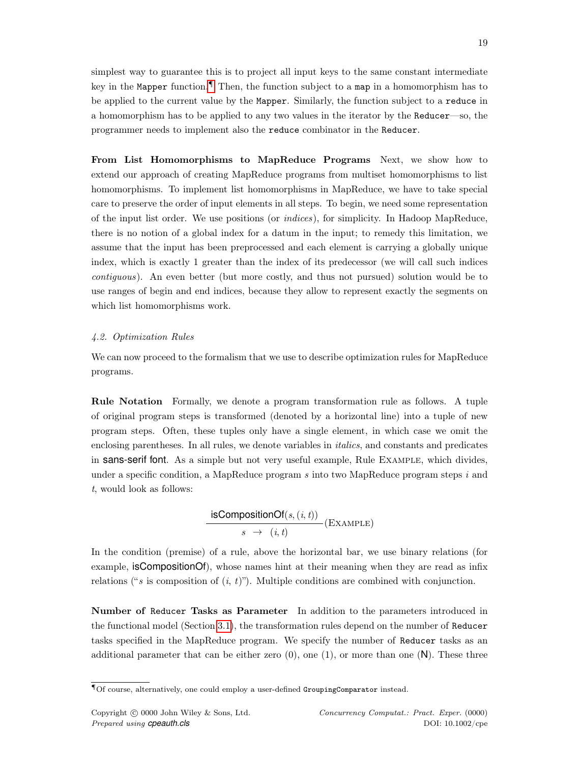simplest way to guarantee this is to project all input keys to the same constant intermediate key in the `Mapper` function.[¶] Then, the function subject to a `map` in a homomorphism has to be applied to the current value by the `Mapper`. Similarly, the function subject to a `reduce` in a homomorphism has to be applied to any two values in the iterator by the `Reducer`—so, the programmer needs to implement also the `reduce` combinator in the `Reducer`.

**From List Homomorphisms to MapReduce Programs** Next, we show how to extend our approach of creating MapReduce programs from multiset homomorphisms to list homomorphisms. To implement list homomorphisms in MapReduce, we have to take special care to preserve the order of input elements in all steps. To begin, we need some representation of the input list order. We use positions (or *indices*), for simplicity. In Hadoop MapReduce, there is no notion of a global index for a datum in the input; to remedy this limitation, we assume that the input has been preprocessed and each element is carrying a globally unique index, which is exactly 1 greater than the index of its predecessor (we will call such indices *contiguous*). An even better (but more costly, and thus not pursued) solution would be to use ranges of begin and end indices, because they allow to represent exactly the segments on which list homomorphisms work.

### *4.2. Optimization Rules*

We can now proceed to the formalism that we use to describe optimization rules for MapReduce programs.

**Rule Notation** Formally, we denote a program transformation rule as follows. A tuple of original program steps is transformed (denoted by a horizontal line) into a tuple of new program steps. Often, these tuples only have a single element, in which case we omit the enclosing parentheses. In all rules, we denote variables in *italics*, and constants and predicates in sans-serif font. As a simple but not very useful example, Rule Example, which divides, under a specific condition, a MapReduce program $s$ into two MapReduce program steps $i$ and $t$, would look as follows:

$$\frac{\mathsf{isCompositionOf}(s, (i, t))}{s \;\rightarrow\; (i, t)}\,(\textsc{Example})$$

In the condition (premise) of a rule, above the horizontal bar, we use binary relations (for example, isCompositionOf), whose names hint at their meaning when they are read as infix relations ("$s$ is composition of $(i,\, t)$"). Multiple conditions are combined with conjunction.

**Number of `Reducer` Tasks as Parameter** In addition to the parameters introduced in the functional model (Section 3.1), the transformation rules depend on the number of `Reducer` tasks specified in the MapReduce program. We specify the number of `Reducer` tasks as an additional parameter that can be either zero (0), one (1), or more than one ($\mathsf{N}$). These three

[¶]Of course, alternatively, one could employ a user-defined `GroupingComparator` instead.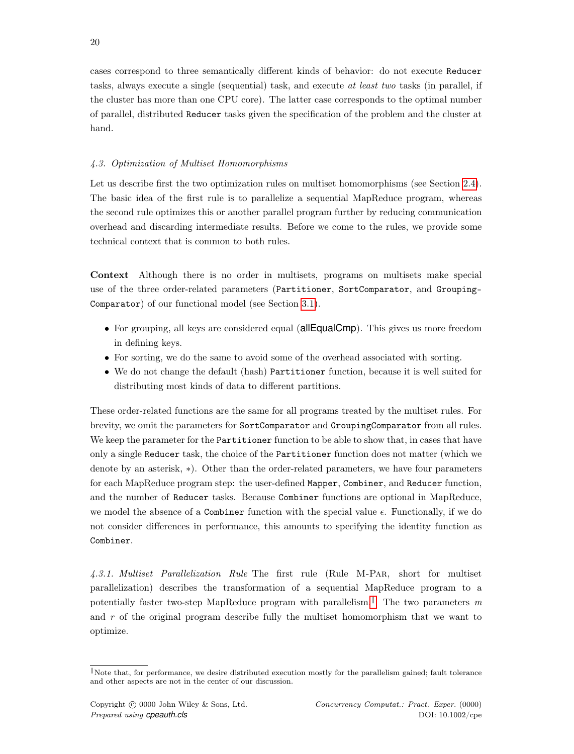cases correspond to three semantically different kinds of behavior: do not execute `Reducer` tasks, always execute a single (sequential) task, and execute *at least two* tasks (in parallel, if the cluster has more than one CPU core). The latter case corresponds to the optimal number of parallel, distributed `Reducer` tasks given the specification of the problem and the cluster at hand.

### *4.3. Optimization of Multiset Homomorphisms*

Let us describe first the two optimization rules on multiset homomorphisms (see Section 2.4). The basic idea of the first rule is to parallelize a sequential MapReduce program, whereas the second rule optimizes this or another parallel program further by reducing communication overhead and discarding intermediate results. Before we come to the rules, we provide some technical context that is common to both rules.

**Context** Although there is no order in multisets, programs on multisets make special use of the three order-related parameters (`Partitioner`, `SortComparator`, and `GroupingComparator`) of our functional model (see Section 3.1).

- For grouping, all keys are considered equal (allEqualCmp). This gives us more freedom in defining keys.
- For sorting, we do the same to avoid some of the overhead associated with sorting.
- We do not change the default (hash) `Partitioner` function, because it is well suited for distributing most kinds of data to different partitions.

These order-related functions are the same for all programs treated by the multiset rules. For brevity, we omit the parameters for `SortComparator` and `GroupingComparator` from all rules. We keep the parameter for the `Partitioner` function to be able to show that, in cases that have only a single `Reducer` task, the choice of the `Partitioner` function does not matter (which we denote by an asterisk, $*$). Other than the order-related parameters, we have four parameters for each MapReduce program step: the user-defined `Mapper`, `Combiner`, and `Reducer` function, and the number of `Reducer` tasks. Because `Combiner` functions are optional in MapReduce, we model the absence of a `Combiner` function with the special value $\epsilon$. Functionally, if we do not consider differences in performance, this amounts to specifying the identity function as `Combiner`.

*4.3.1. Multiset Parallelization Rule* The first rule (Rule M-Par, short for multiset parallelization) describes the transformation of a sequential MapReduce program to a potentially faster two-step MapReduce program with parallelism.[‖] The two parameters $m$ and $r$ of the original program describe fully the multiset homomorphism that we want to optimize.

[‖] Note that, for performance, we desire distributed execution mostly for the parallelism gained; fault tolerance and other aspects are not in the center of our discussion.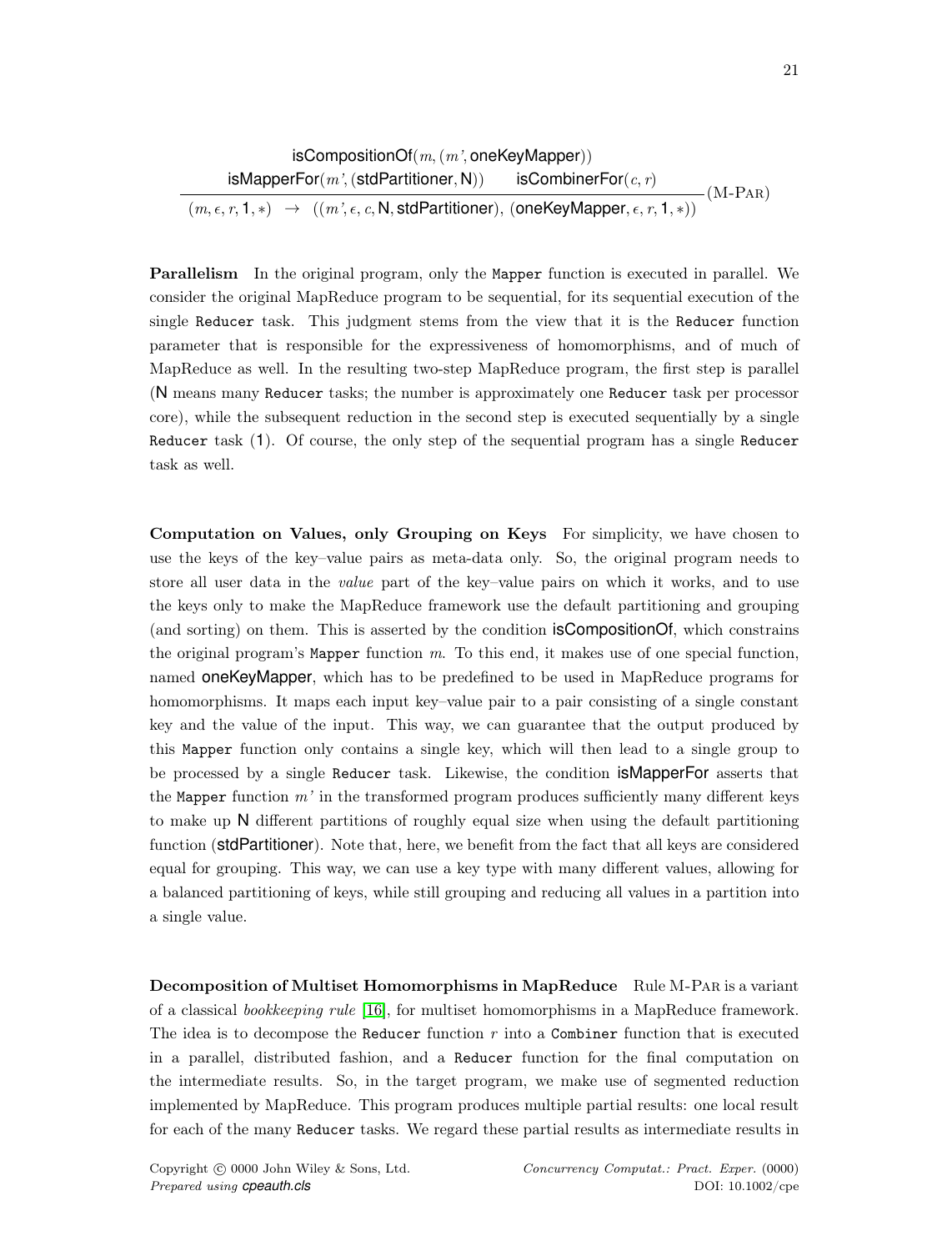$$\frac{\begin{array}{c}\textsf{isCompositionOf}(m, (m', \textsf{oneKeyMapper})) \\ \textsf{isMapperFor}(m', (\textsf{stdPartitioner}, \textsf{N})) \qquad \textsf{isCombinerFor}(c, r)\end{array}}{(m, \epsilon, r, \textsf{1}, *) \;\rightarrow\; ((m', \epsilon, c, \textsf{N}, \textsf{stdPartitioner}),\, (\textsf{oneKeyMapper}, \epsilon, r, \textsf{1}, *))} \;(\text{M-PAR})$$

**Parallelism** In the original program, only the `Mapper` function is executed in parallel. We consider the original MapReduce program to be sequential, for its sequential execution of the single `Reducer` task. This judgment stems from the view that it is the `Reducer` function parameter that is responsible for the expressiveness of homomorphisms, and of much of MapReduce as well. In the resulting two-step MapReduce program, the first step is parallel (N means many `Reducer` tasks; the number is approximately one `Reducer` task per processor core), while the subsequent reduction in the second step is executed sequentially by a single `Reducer` task (1). Of course, the only step of the sequential program has a single `Reducer` task as well.

**Computation on Values, only Grouping on Keys** For simplicity, we have chosen to use the keys of the key–value pairs as meta-data only. So, the original program needs to store all user data in the *value* part of the key–value pairs on which it works, and to use the keys only to make the MapReduce framework use the default partitioning and grouping (and sorting) on them. This is asserted by the condition isCompositionOf, which constrains the original program's `Mapper` function $m$. To this end, it makes use of one special function, named oneKeyMapper, which has to be predefined to be used in MapReduce programs for homomorphisms. It maps each input key–value pair to a pair consisting of a single constant key and the value of the input. This way, we can guarantee that the output produced by this `Mapper` function only contains a single key, which will then lead to a single group to be processed by a single `Reducer` task. Likewise, the condition isMapperFor asserts that the `Mapper` function $m'$ in the transformed program produces sufficiently many different keys to make up N different partitions of roughly equal size when using the default partitioning function (stdPartitioner). Note that, here, we benefit from the fact that all keys are considered equal for grouping. This way, we can use a key type with many different values, allowing for a balanced partitioning of keys, while still grouping and reducing all values in a partition into a single value.

**Decomposition of Multiset Homomorphisms in MapReduce** Rule M-PAR is a variant of a classical *bookkeeping rule* [16], for multiset homomorphisms in a MapReduce framework. The idea is to decompose the `Reducer` function $r$ into a `Combiner` function that is executed in a parallel, distributed fashion, and a `Reducer` function for the final computation on the intermediate results. So, in the target program, we make use of segmented reduction implemented by MapReduce. This program produces multiple partial results: one local result for each of the many `Reducer` tasks. We regard these partial results as intermediate results in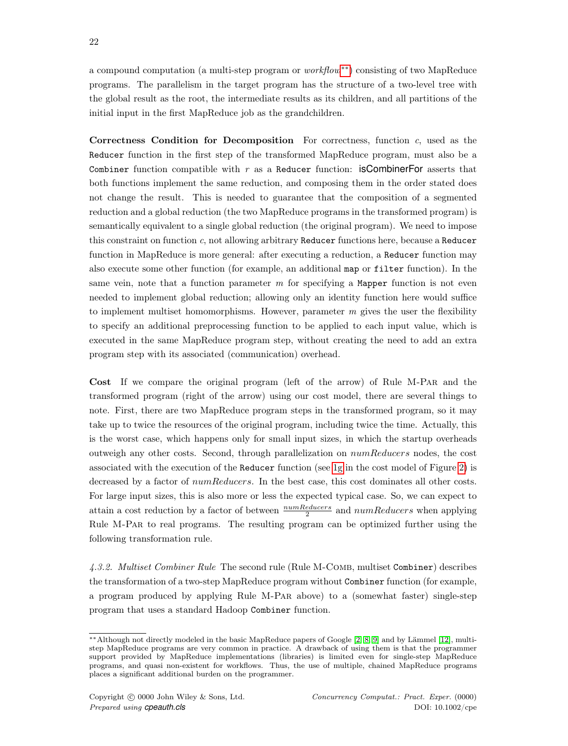a compound computation (a multi-step program or *workflow*[**]) consisting of two MapReduce programs. The parallelism in the target program has the structure of a two-level tree with the global result as the root, the intermediate results as its children, and all partitions of the initial input in the first MapReduce job as the grandchildren.

**Correctness Condition for Decomposition** For correctness, function $c$, used as the `Reducer` function in the first step of the transformed MapReduce program, must also be a `Combiner` function compatible with $r$ as a `Reducer` function: isCombinerFor asserts that both functions implement the same reduction, and composing them in the order stated does not change the result. This is needed to guarantee that the composition of a segmented reduction and a global reduction (the two MapReduce programs in the transformed program) is semantically equivalent to a single global reduction (the original program). We need to impose this constraint on function $c$, not allowing arbitrary `Reducer` functions here, because a `Reducer` function in MapReduce is more general: after executing a reduction, a `Reducer` function may also execute some other function (for example, an additional `map` or `filter` function). In the same vein, note that a function parameter $m$ for specifying a `Mapper` function is not even needed to implement global reduction; allowing only an identity function here would suffice to implement multiset homomorphisms. However, parameter $m$ gives the user the flexibility to specify an additional preprocessing function to be applied to each input value, which is executed in the same MapReduce program step, without creating the need to add an extra program step with its associated (communication) overhead.

**Cost** If we compare the original program (left of the arrow) of Rule M-Par and the transformed program (right of the arrow) using our cost model, there are several things to note. First, there are two MapReduce program steps in the transformed program, so it may take up to twice the resources of the original program, including twice the time. Actually, this is the worst case, which happens only for small input sizes, in which the startup overheads outweigh any other costs. Second, through parallelization on $numReducers$ nodes, the cost associated with the execution of the `Reducer` function (see 1g in the cost model of Figure 2) is decreased by a factor of $numReducers$. In the best case, this cost dominates all other costs. For large input sizes, this is also more or less the expected typical case. So, we can expect to attain a cost reduction by a factor of between $\frac{numReducers}{2}$ and $numReducers$ when applying Rule M-Par to real programs. The resulting program can be optimized further using the following transformation rule.

*4.3.2. Multiset Combiner Rule* The second rule (Rule M-Comb, multiset `Combiner`) describes the transformation of a two-step MapReduce program without `Combiner` function (for example, a program produced by applying Rule M-Par above) to a (somewhat faster) single-step program that uses a standard Hadoop `Combiner` function.

[**] Although not directly modeled in the basic MapReduce papers of Google [2, 8, 9] and by Lämmel [12], multi-step MapReduce programs are very common in practice. A drawback of using them is that the programmer support provided by MapReduce implementations (libraries) is limited even for single-step MapReduce programs, and quasi non-existent for workflows. Thus, the use of multiple, chained MapReduce programs places a significant additional burden on the programmer.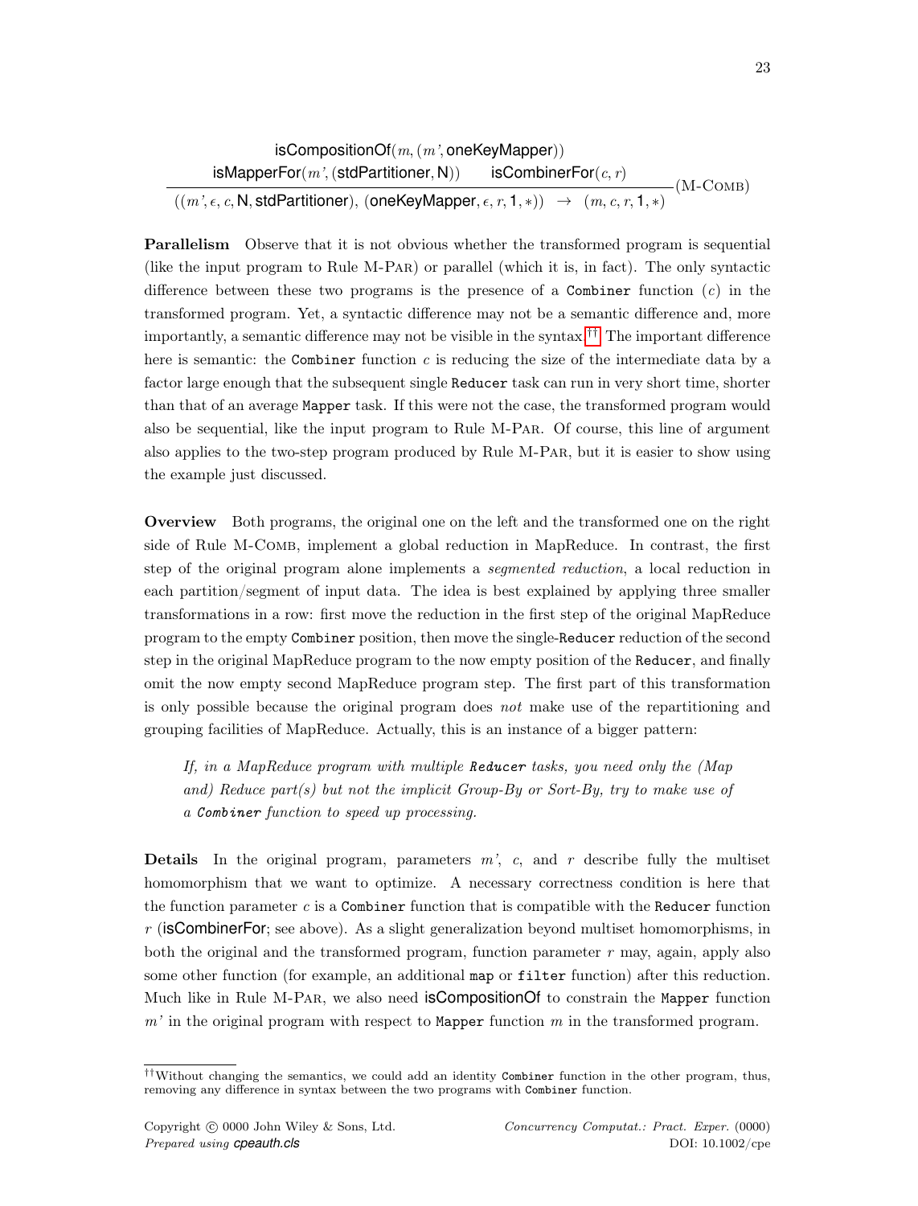$$\frac{\begin{array}{c}\textsf{isCompositionOf}(m, (m', \textsf{oneKeyMapper})) \\ \textsf{isMapperFor}(m', (\textsf{stdPartitioner}, \textsf{N})) \qquad \textsf{isCombinerFor}(c, r)\end{array}}{((m', \epsilon, c, \textsf{N}, \textsf{stdPartitioner}), (\textsf{oneKeyMapper}, \epsilon, r, \textsf{1}, *)) \;\; \rightarrow \;\; (m, c, r, \textsf{1}, *)} \text{(M-COMB)}$$

**Parallelism** Observe that it is not obvious whether the transformed program is sequential (like the input program to Rule M-PAR) or parallel (which it is, in fact). The only syntactic difference between these two programs is the presence of a `Combiner` function ($c$) in the transformed program. Yet, a syntactic difference may not be a semantic difference and, more importantly, a semantic difference may not be visible in the syntax.[††] The important difference here is semantic: the `Combiner` function $c$ is reducing the size of the intermediate data by a factor large enough that the subsequent single `Reducer` task can run in very short time, shorter than that of an average `Mapper` task. If this were not the case, the transformed program would also be sequential, like the input program to Rule M-PAR. Of course, this line of argument also applies to the two-step program produced by Rule M-PAR, but it is easier to show using the example just discussed.

**Overview** Both programs, the original one on the left and the transformed one on the right side of Rule M-COMB, implement a global reduction in MapReduce. In contrast, the first step of the original program alone implements a *segmented reduction*, a local reduction in each partition/segment of input data. The idea is best explained by applying three smaller transformations in a row: first move the reduction in the first step of the original MapReduce program to the empty `Combiner` position, then move the single-`Reducer` reduction of the second step in the original MapReduce program to the now empty position of the `Reducer`, and finally omit the now empty second MapReduce program step. The first part of this transformation is only possible because the original program does *not* make use of the repartitioning and grouping facilities of MapReduce. Actually, this is an instance of a bigger pattern:

> *If, in a MapReduce program with multiple `Reducer` tasks, you need only the (Map and) Reduce part(s) but not the implicit Group-By or Sort-By, try to make use of a `Combiner` function to speed up processing.*

**Details** In the original program, parameters $m'$, $c$, and $r$ describe fully the multiset homomorphism that we want to optimize. A necessary correctness condition is here that the function parameter $c$ is a `Combiner` function that is compatible with the `Reducer` function $r$ (isCombinerFor; see above). As a slight generalization beyond multiset homomorphisms, in both the original and the transformed program, function parameter $r$ may, again, apply also some other function (for example, an additional `map` or `filter` function) after this reduction. Much like in Rule M-PAR, we also need isCompositionOf to constrain the `Mapper` function $m'$ in the original program with respect to `Mapper` function $m$ in the transformed program.

[††] Without changing the semantics, we could add an identity `Combiner` function in the other program, thus, removing any difference in syntax between the two programs with `Combiner` function.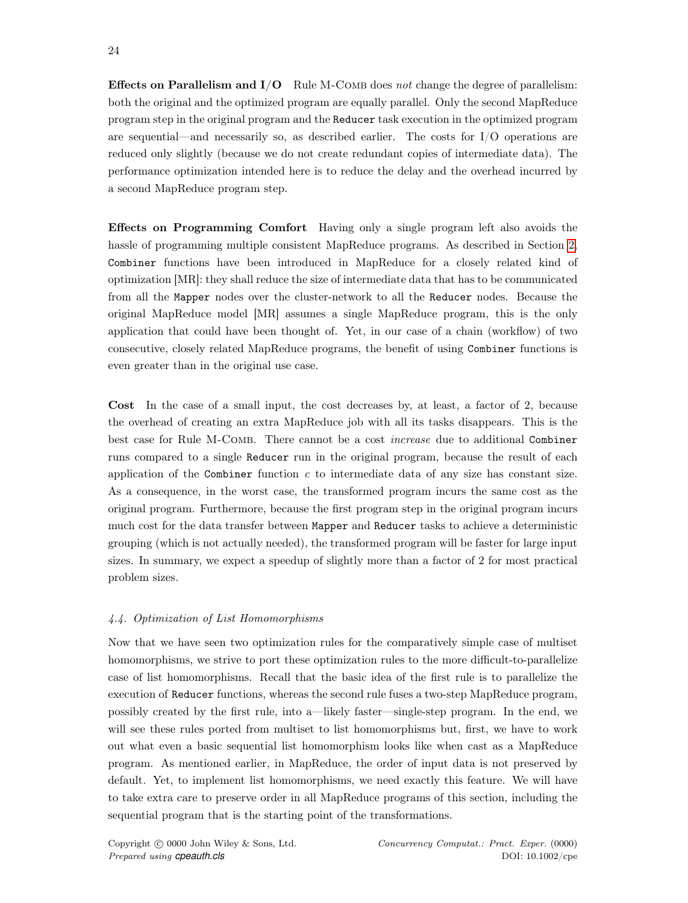**Effects on Parallelism and I/O** Rule M-Comb does *not* change the degree of parallelism: both the original and the optimized program are equally parallel. Only the second MapReduce program step in the original program and the `Reducer` task execution in the optimized program are sequential—and necessarily so, as described earlier. The costs for I/O operations are reduced only slightly (because we do not create redundant copies of intermediate data). The performance optimization intended here is to reduce the delay and the overhead incurred by a second MapReduce program step.

**Effects on Programming Comfort** Having only a single program left also avoids the hassle of programming multiple consistent MapReduce programs. As described in Section 2, `Combiner` functions have been introduced in MapReduce for a closely related kind of optimization [MR]: they shall reduce the size of intermediate data that has to be communicated from all the `Mapper` nodes over the cluster-network to all the `Reducer` nodes. Because the original MapReduce model [MR] assumes a single MapReduce program, this is the only application that could have been thought of. Yet, in our case of a chain (workflow) of two consecutive, closely related MapReduce programs, the benefit of using `Combiner` functions is even greater than in the original use case.

**Cost** In the case of a small input, the cost decreases by, at least, a factor of 2, because the overhead of creating an extra MapReduce job with all its tasks disappears. This is the best case for Rule M-Comb. There cannot be a cost *increase* due to additional `Combiner` runs compared to a single `Reducer` run in the original program, because the result of each application of the `Combiner` function $c$ to intermediate data of any size has constant size. As a consequence, in the worst case, the transformed program incurs the same cost as the original program. Furthermore, because the first program step in the original program incurs much cost for the data transfer between `Mapper` and `Reducer` tasks to achieve a deterministic grouping (which is not actually needed), the transformed program will be faster for large input sizes. In summary, we expect a speedup of slightly more than a factor of 2 for most practical problem sizes.

### *4.4. Optimization of List Homomorphisms*

Now that we have seen two optimization rules for the comparatively simple case of multiset homomorphisms, we strive to port these optimization rules to the more difficult-to-parallelize case of list homomorphisms. Recall that the basic idea of the first rule is to parallelize the execution of `Reducer` functions, whereas the second rule fuses a two-step MapReduce program, possibly created by the first rule, into a—likely faster—single-step program. In the end, we will see these rules ported from multiset to list homomorphisms but, first, we have to work out what even a basic sequential list homomorphism looks like when cast as a MapReduce program. As mentioned earlier, in MapReduce, the order of input data is not preserved by default. Yet, to implement list homomorphisms, we need exactly this feature. We will have to take extra care to preserve order in all MapReduce programs of this section, including the sequential program that is the starting point of the transformations.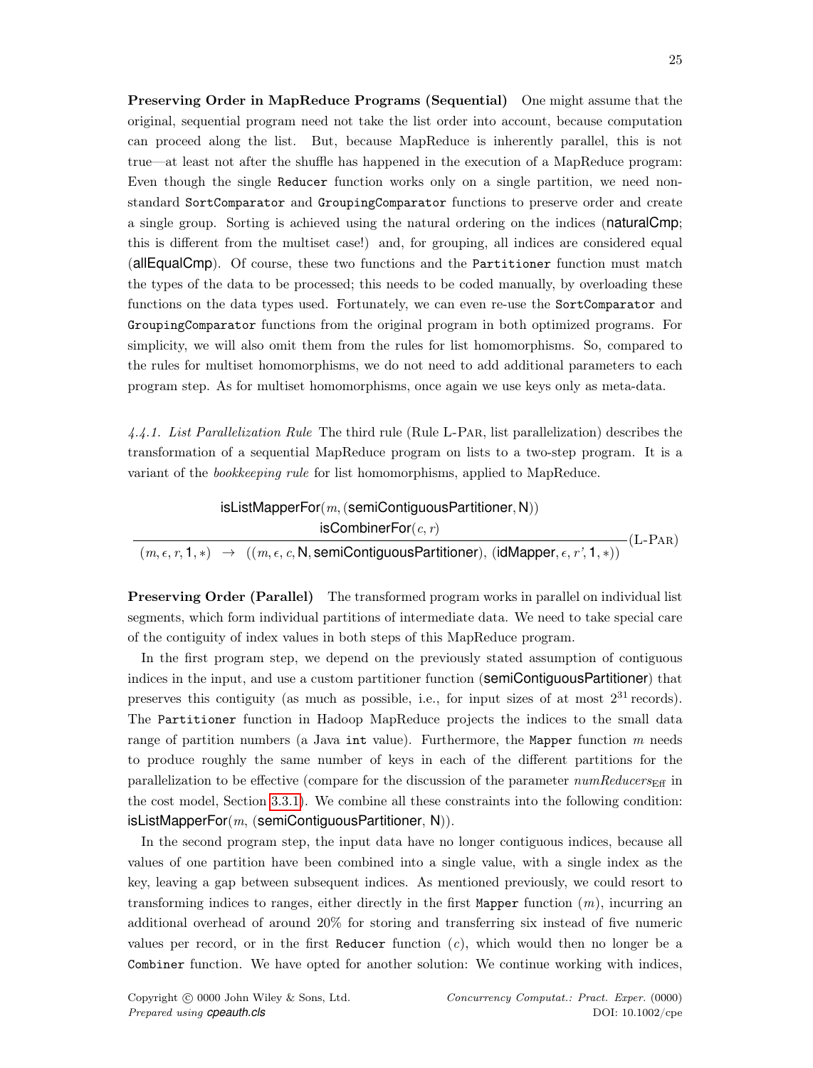**Preserving Order in MapReduce Programs (Sequential)** One might assume that the original, sequential program need not take the list order into account, because computation can proceed along the list. But, because MapReduce is inherently parallel, this is not true—at least not after the shuffle has happened in the execution of a MapReduce program: Even though the single `Reducer` function works only on a single partition, we need non-standard `SortComparator` and `GroupingComparator` functions to preserve order and create a single group. Sorting is achieved using the natural ordering on the indices ($\mathsf{naturalCmp}$; this is different from the multiset case!) and, for grouping, all indices are considered equal ($\mathsf{allEqualCmp}$). Of course, these two functions and the `Partitioner` function must match the types of the data to be processed; this needs to be coded manually, by overloading these functions on the data types used. Fortunately, we can even re-use the `SortComparator` and `GroupingComparator` functions from the original program in both optimized programs. For simplicity, we will also omit them from the rules for list homomorphisms. So, compared to the rules for multiset homomorphisms, we do not need to add additional parameters to each program step. As for multiset homomorphisms, once again we use keys only as meta-data.

*4.4.1. List Parallelization Rule* The third rule (Rule L-Par, list parallelization) describes the transformation of a sequential MapReduce program on lists to a two-step program. It is a variant of the *bookkeeping rule* for list homomorphisms, applied to MapReduce.

$$\frac{\begin{array}{c}\mathsf{isListMapperFor}(m, (\mathsf{semiContiguousPartitioner}, \mathsf{N}))\\ \mathsf{isCombinerFor}(c, r)\end{array}}{(m, \epsilon, r, 1, *) \;\;\rightarrow\;\; ((m, \epsilon, c, \mathsf{N}, \mathsf{semiContiguousPartitioner}), (\mathsf{idMapper}, \epsilon, r', 1, *))}\text{(L-Par)}$$

**Preserving Order (Parallel)** The transformed program works in parallel on individual list segments, which form individual partitions of intermediate data. We need to take special care of the contiguity of index values in both steps of this MapReduce program.

In the first program step, we depend on the previously stated assumption of contiguous indices in the input, and use a custom partitioner function ($\mathsf{semiContiguousPartitioner}$) that preserves this contiguity (as much as possible, i.e., for input sizes of at most $2^{31}$ records). The `Partitioner` function in Hadoop MapReduce projects the indices to the small data range of partition numbers (a Java `int` value). Furthermore, the `Mapper` function $m$ needs to produce roughly the same number of keys in each of the different partitions for the parallelization to be effective (compare for the discussion of the parameter $\mathit{numReducers}_{\mathrm{Eff}}$ in the cost model, Section 3.3.1). We combine all these constraints into the following condition: $\mathsf{isListMapperFor}(m, (\mathsf{semiContiguousPartitioner}, \mathsf{N}))$.

In the second program step, the input data have no longer contiguous indices, because all values of one partition have been combined into a single value, with a single index as the key, leaving a gap between subsequent indices. As mentioned previously, we could resort to transforming indices to ranges, either directly in the first `Mapper` function ($m$), incurring an additional overhead of around 20% for storing and transferring six instead of five numeric values per record, or in the first `Reducer` function ($c$), which would then no longer be a `Combiner` function. We have opted for another solution: We continue working with indices,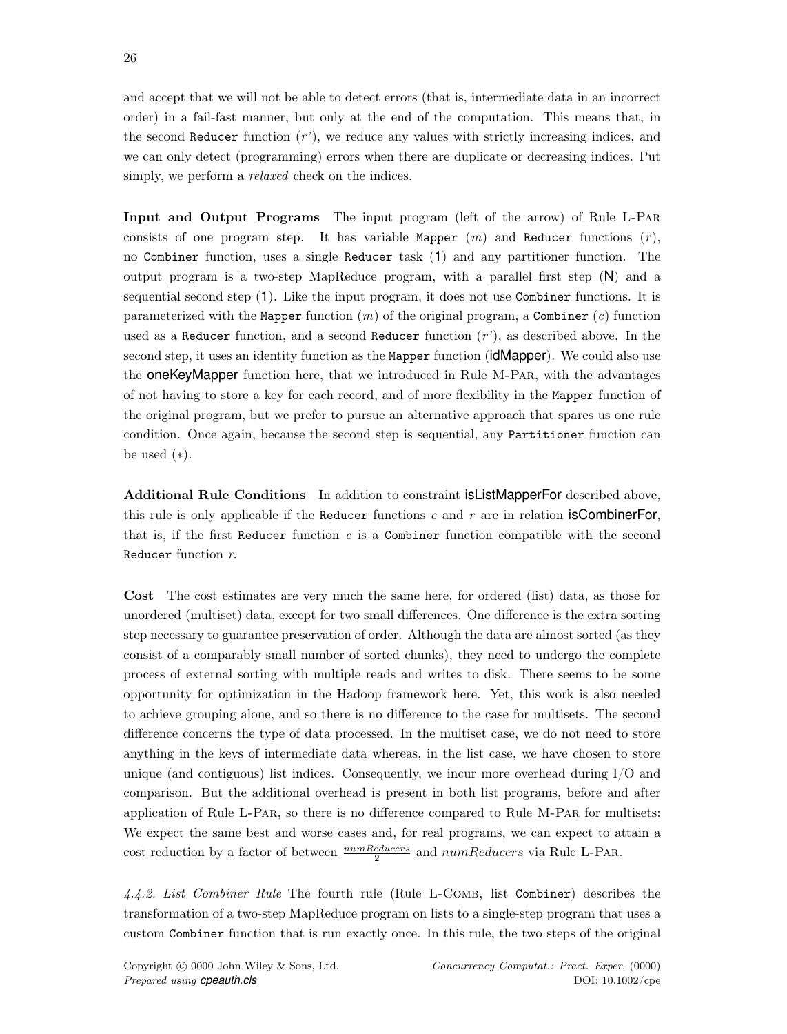and accept that we will not be able to detect errors (that is, intermediate data in an incorrect order) in a fail-fast manner, but only at the end of the computation. This means that, in the second `Reducer` function ($r'$), we reduce any values with strictly increasing indices, and we can only detect (programming) errors when there are duplicate or decreasing indices. Put simply, we perform a *relaxed* check on the indices.

**Input and Output Programs** The input program (left of the arrow) of Rule L-Par consists of one program step. It has variable `Mapper` ($m$) and `Reducer` functions ($r$), no `Combiner` function, uses a single `Reducer` task (1) and any partitioner function. The output program is a two-step MapReduce program, with a parallel first step (N) and a sequential second step (1). Like the input program, it does not use `Combiner` functions. It is parameterized with the `Mapper` function ($m$) of the original program, a `Combiner` ($c$) function used as a `Reducer` function, and a second `Reducer` function ($r'$), as described above. In the second step, it uses an identity function as the `Mapper` function (idMapper). We could also use the oneKeyMapper function here, that we introduced in Rule M-Par, with the advantages of not having to store a key for each record, and of more flexibility in the `Mapper` function of the original program, but we prefer to pursue an alternative approach that spares us one rule condition. Once again, because the second step is sequential, any `Partitioner` function can be used ($*$).

**Additional Rule Conditions** In addition to constraint isListMapperFor described above, this rule is only applicable if the `Reducer` functions $c$ and $r$ are in relation isCombinerFor, that is, if the first `Reducer` function $c$ is a `Combiner` function compatible with the second `Reducer` function $r$.

**Cost** The cost estimates are very much the same here, for ordered (list) data, as those for unordered (multiset) data, except for two small differences. One difference is the extra sorting step necessary to guarantee preservation of order. Although the data are almost sorted (as they consist of a comparably small number of sorted chunks), they need to undergo the complete process of external sorting with multiple reads and writes to disk. There seems to be some opportunity for optimization in the Hadoop framework here. Yet, this work is also needed to achieve grouping alone, and so there is no difference to the case for multisets. The second difference concerns the type of data processed. In the multiset case, we do not need to store anything in the keys of intermediate data whereas, in the list case, we have chosen to store unique (and contiguous) list indices. Consequently, we incur more overhead during I/O and comparison. But the additional overhead is present in both list programs, before and after application of Rule L-Par, so there is no difference compared to Rule M-Par for multisets: We expect the same best and worse cases and, for real programs, we can expect to attain a cost reduction by a factor of between $\frac{numReducers}{2}$ and $numReducers$ via Rule L-Par.

*4.4.2. List Combiner Rule* The fourth rule (Rule L-Comb, list `Combiner`) describes the transformation of a two-step MapReduce program on lists to a single-step program that uses a custom `Combiner` function that is run exactly once. In this rule, the two steps of the original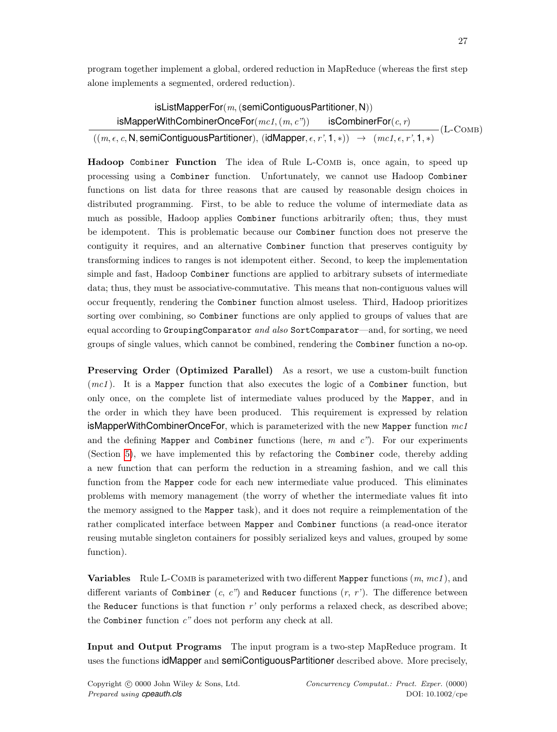program together implement a global, ordered reduction in MapReduce (whereas the first step alone implements a segmented, ordered reduction).

$$\frac{\begin{array}{c}\mathsf{isListMapperFor}(m, (\mathsf{semiContiguousPartitioner}, \mathsf{N})) \\ \mathsf{isMapperWithCombinerOnceFor}(mc1, (m, c'')) \qquad \mathsf{isCombinerFor}(c, r)\end{array}}{((m, \epsilon, c, \mathsf{N}, \mathsf{semiContiguousPartitioner}), (\mathsf{idMapper}, \epsilon, r', \mathsf{1}, *)) \;\rightarrow\; (mc1, \epsilon, r', \mathsf{1}, *)}\;(\text{L-Comb})$$

**Hadoop `Combiner` Function** The idea of Rule L-Comb is, once again, to speed up processing using a `Combiner` function. Unfortunately, we cannot use Hadoop `Combiner` functions on list data for three reasons that are caused by reasonable design choices in distributed programming. First, to be able to reduce the volume of intermediate data as much as possible, Hadoop applies `Combiner` functions arbitrarily often; thus, they must be idempotent. This is problematic because our `Combiner` function does not preserve the contiguity it requires, and an alternative `Combiner` function that preserves contiguity by transforming indices to ranges is not idempotent either. Second, to keep the implementation simple and fast, Hadoop `Combiner` functions are applied to arbitrary subsets of intermediate data; thus, they must be associative-commutative. This means that non-contiguous values will occur frequently, rendering the `Combiner` function almost useless. Third, Hadoop prioritizes sorting over combining, so `Combiner` functions are only applied to groups of values that are equal according to `GroupingComparator` *and also* `SortComparator`—and, for sorting, we need groups of single values, which cannot be combined, rendering the `Combiner` function a no-op.

**Preserving Order (Optimized Parallel)** As a resort, we use a custom-built function (*mc1*). It is a `Mapper` function that also executes the logic of a `Combiner` function, but only once, on the complete list of intermediate values produced by the `Mapper`, and in the order in which they have been produced. This requirement is expressed by relation isMapperWithCombinerOnceFor, which is parameterized with the new `Mapper` function *mc1* and the defining `Mapper` and `Combiner` functions (here, $m$ and $c''$). For our experiments (Section 5), we have implemented this by refactoring the `Combiner` code, thereby adding a new function that can perform the reduction in a streaming fashion, and we call this function from the `Mapper` code for each new intermediate value produced. This eliminates problems with memory management (the worry of whether the intermediate values fit into the memory assigned to the `Mapper` task), and it does not require a reimplementation of the rather complicated interface between `Mapper` and `Combiner` functions (a read-once iterator reusing mutable singleton containers for possibly serialized keys and values, grouped by some function).

**Variables** Rule L-Comb is parameterized with two different `Mapper` functions ($m$, *mc1*), and different variants of `Combiner` ($c$, $c''$) and `Reducer` functions ($r$, $r'$). The difference between the `Reducer` functions is that function $r'$ only performs a relaxed check, as described above; the `Combiner` function $c''$ does not perform any check at all.

**Input and Output Programs** The input program is a two-step MapReduce program. It uses the functions idMapper and semiContiguousPartitioner described above. More precisely,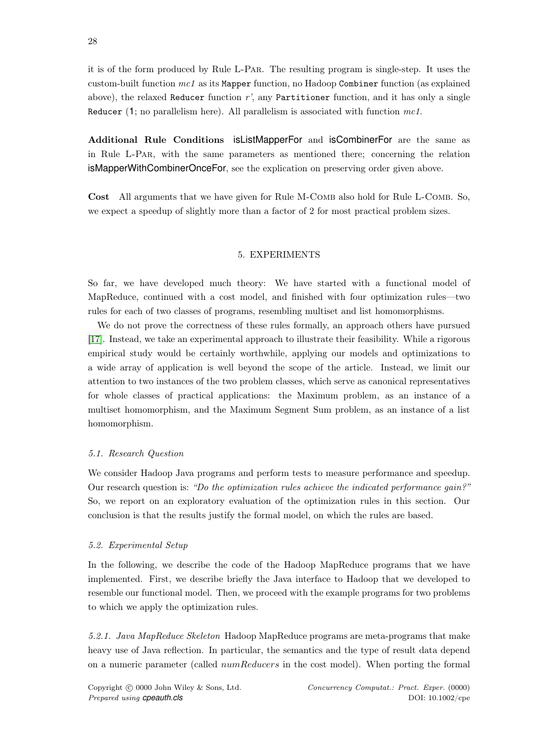it is of the form produced by Rule L-Par. The resulting program is single-step. It uses the custom-built function *mc1* as its `Mapper` function, no Hadoop `Combiner` function (as explained above), the relaxed `Reducer` function *r'*, any `Partitioner` function, and it has only a single `Reducer` (1; no parallelism here). All parallelism is associated with function *mc1*.

**Additional Rule Conditions** isListMapperFor and isCombinerFor are the same as in Rule L-Par, with the same parameters as mentioned there; concerning the relation isMapperWithCombinerOnceFor, see the explication on preserving order given above.

**Cost** All arguments that we have given for Rule M-Comb also hold for Rule L-Comb. So, we expect a speedup of slightly more than a factor of 2 for most practical problem sizes.

## 5. EXPERIMENTS

So far, we have developed much theory: We have started with a functional model of MapReduce, continued with a cost model, and finished with four optimization rules—two rules for each of two classes of programs, resembling multiset and list homomorphisms.

We do not prove the correctness of these rules formally, an approach others have pursued [17]. Instead, we take an experimental approach to illustrate their feasibility. While a rigorous empirical study would be certainly worthwhile, applying our models and optimizations to a wide array of application is well beyond the scope of the article. Instead, we limit our attention to two instances of the two problem classes, which serve as canonical representatives for whole classes of practical applications: the Maximum problem, as an instance of a multiset homomorphism, and the Maximum Segment Sum problem, as an instance of a list homomorphism.

### *5.1. Research Question*

We consider Hadoop Java programs and perform tests to measure performance and speedup. Our research question is: *"Do the optimization rules achieve the indicated performance gain?"* So, we report on an exploratory evaluation of the optimization rules in this section. Our conclusion is that the results justify the formal model, on which the rules are based.

### *5.2. Experimental Setup*

In the following, we describe the code of the Hadoop MapReduce programs that we have implemented. First, we describe briefly the Java interface to Hadoop that we developed to resemble our functional model. Then, we proceed with the example programs for two problems to which we apply the optimization rules.

*5.2.1. Java MapReduce Skeleton* Hadoop MapReduce programs are meta-programs that make heavy use of Java reflection. In particular, the semantics and the type of result data depend on a numeric parameter (called *numReducers* in the cost model). When porting the formal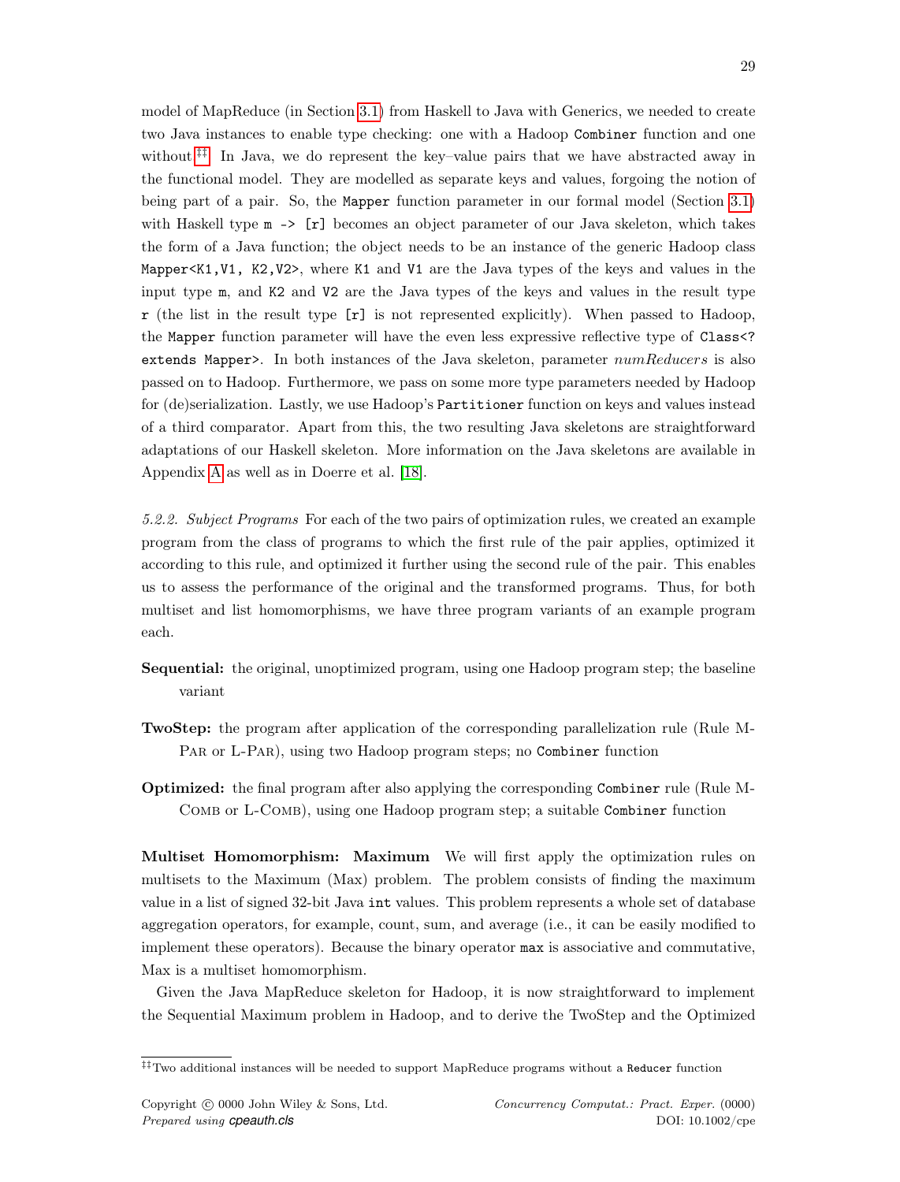model of MapReduce (in Section 3.1) from Haskell to Java with Generics, we needed to create two Java instances to enable type checking: one with a Hadoop `Combiner` function and one without.[‡‡] In Java, we do represent the key–value pairs that we have abstracted away in the functional model. They are modelled as separate keys and values, forgoing the notion of being part of a pair. So, the `Mapper` function parameter in our formal model (Section 3.1) with Haskell type `m -> [r]` becomes an object parameter of our Java skeleton, which takes the form of a Java function; the object needs to be an instance of the generic Hadoop class `Mapper<K1,V1, K2,V2>`, where `K1` and `V1` are the Java types of the keys and values in the input type `m`, and `K2` and `V2` are the Java types of the keys and values in the result type `r` (the list in the result type `[r]` is not represented explicitly). When passed to Hadoop, the `Mapper` function parameter will have the even less expressive reflective type of `Class<? extends Mapper>`. In both instances of the Java skeleton, parameter *numReducers* is also passed on to Hadoop. Furthermore, we pass on some more type parameters needed by Hadoop for (de)serialization. Lastly, we use Hadoop's `Partitioner` function on keys and values instead of a third comparator. Apart from this, the two resulting Java skeletons are straightforward adaptations of our Haskell skeleton. More information on the Java skeletons are available in Appendix A as well as in Doerre et al. [18].

*5.2.2. Subject Programs* For each of the two pairs of optimization rules, we created an example program from the class of programs to which the first rule of the pair applies, optimized it according to this rule, and optimized it further using the second rule of the pair. This enables us to assess the performance of the original and the transformed programs. Thus, for both multiset and list homomorphisms, we have three program variants of an example program each.

**Sequential:** the original, unoptimized program, using one Hadoop program step; the baseline variant

**TwoStep:** the program after application of the corresponding parallelization rule (Rule M-Par or L-Par), using two Hadoop program steps; no `Combiner` function

**Optimized:** the final program after also applying the corresponding `Combiner` rule (Rule M-Comb or L-Comb), using one Hadoop program step; a suitable `Combiner` function

**Multiset Homomorphism: Maximum** We will first apply the optimization rules on multisets to the Maximum (Max) problem. The problem consists of finding the maximum value in a list of signed 32-bit Java `int` values. This problem represents a whole set of database aggregation operators, for example, count, sum, and average (i.e., it can be easily modified to implement these operators). Because the binary operator `max` is associative and commutative, Max is a multiset homomorphism.

Given the Java MapReduce skeleton for Hadoop, it is now straightforward to implement the Sequential Maximum problem in Hadoop, and to derive the TwoStep and the Optimized

[‡‡] Two additional instances will be needed to support MapReduce programs without a `Reducer` function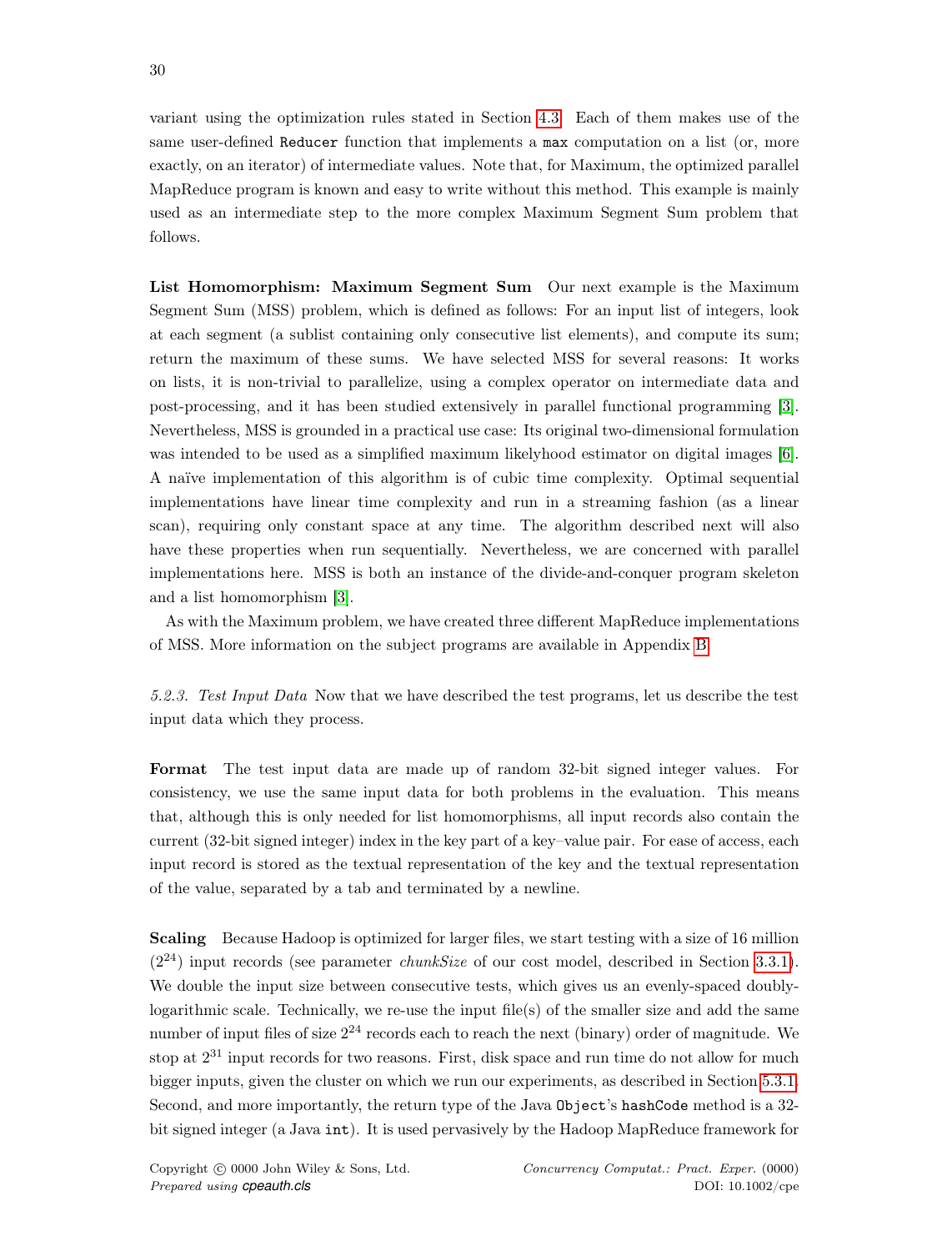variant using the optimization rules stated in Section 4.3. Each of them makes use of the same user-defined `Reducer` function that implements a `max` computation on a list (or, more exactly, on an iterator) of intermediate values. Note that, for Maximum, the optimized parallel MapReduce program is known and easy to write without this method. This example is mainly used as an intermediate step to the more complex Maximum Segment Sum problem that follows.

**List Homomorphism: Maximum Segment Sum** Our next example is the Maximum Segment Sum (MSS) problem, which is defined as follows: For an input list of integers, look at each segment (a sublist containing only consecutive list elements), and compute its sum; return the maximum of these sums. We have selected MSS for several reasons: It works on lists, it is non-trivial to parallelize, using a complex operator on intermediate data and post-processing, and it has been studied extensively in parallel functional programming [3]. Nevertheless, MSS is grounded in a practical use case: Its original two-dimensional formulation was intended to be used as a simplified maximum likelyhood estimator on digital images [6]. A naïve implementation of this algorithm is of cubic time complexity. Optimal sequential implementations have linear time complexity and run in a streaming fashion (as a linear scan), requiring only constant space at any time. The algorithm described next will also have these properties when run sequentially. Nevertheless, we are concerned with parallel implementations here. MSS is both an instance of the divide-and-conquer program skeleton and a list homomorphism [3].

As with the Maximum problem, we have created three different MapReduce implementations of MSS. More information on the subject programs are available in Appendix B.

*5.2.3. Test Input Data* Now that we have described the test programs, let us describe the test input data which they process.

**Format** The test input data are made up of random 32-bit signed integer values. For consistency, we use the same input data for both problems in the evaluation. This means that, although this is only needed for list homomorphisms, all input records also contain the current (32-bit signed integer) index in the key part of a key–value pair. For ease of access, each input record is stored as the textual representation of the key and the textual representation of the value, separated by a tab and terminated by a newline.

**Scaling** Because Hadoop is optimized for larger files, we start testing with a size of 16 million ($2^{24}$) input records (see parameter *chunkSize* of our cost model, described in Section 3.3.1). We double the input size between consecutive tests, which gives us an evenly-spaced doubly-logarithmic scale. Technically, we re-use the input file(s) of the smaller size and add the same number of input files of size $2^{24}$ records each to reach the next (binary) order of magnitude. We stop at $2^{31}$ input records for two reasons. First, disk space and run time do not allow for much bigger inputs, given the cluster on which we run our experiments, as described in Section 5.3.1. Second, and more importantly, the return type of the Java `Object`'s `hashCode` method is a 32-bit signed integer (a Java `int`). It is used pervasively by the Hadoop MapReduce framework for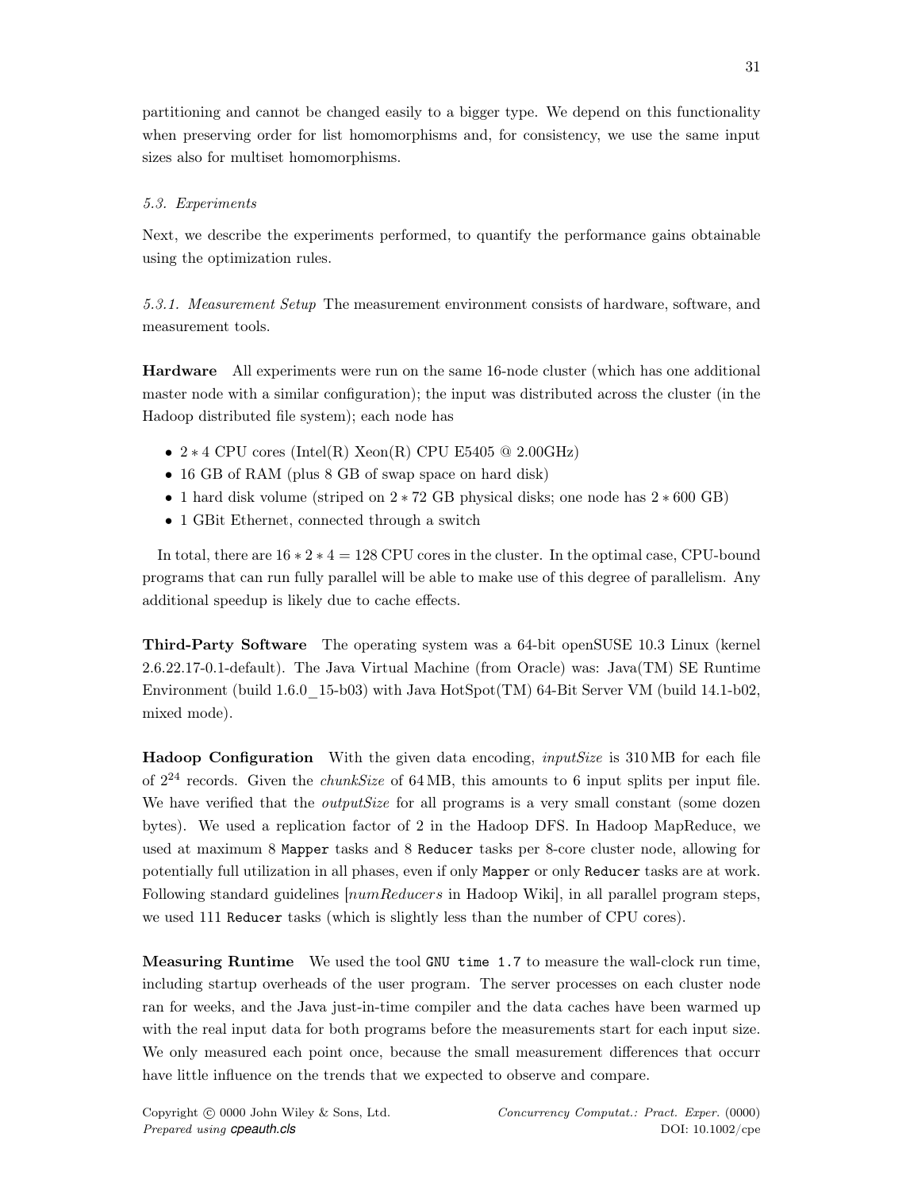partitioning and cannot be changed easily to a bigger type. We depend on this functionality when preserving order for list homomorphisms and, for consistency, we use the same input sizes also for multiset homomorphisms.

### 5.3. Experiments

Next, we describe the experiments performed, to quantify the performance gains obtainable using the optimization rules.

*5.3.1. Measurement Setup* The measurement environment consists of hardware, software, and measurement tools.

**Hardware** All experiments were run on the same 16-node cluster (which has one additional master node with a similar configuration); the input was distributed across the cluster (in the Hadoop distributed file system); each node has

- $2 * 4$ CPU cores (Intel(R) Xeon(R) CPU E5405 @ 2.00GHz)
- 16 GB of RAM (plus 8 GB of swap space on hard disk)
- 1 hard disk volume (striped on $2 * 72$ GB physical disks; one node has $2 * 600$ GB)
- 1 GBit Ethernet, connected through a switch

In total, there are $16 * 2 * 4 = 128$ CPU cores in the cluster. In the optimal case, CPU-bound programs that can run fully parallel will be able to make use of this degree of parallelism. Any additional speedup is likely due to cache effects.

**Third-Party Software** The operating system was a 64-bit openSUSE 10.3 Linux (kernel 2.6.22.17-0.1-default). The Java Virtual Machine (from Oracle) was: Java(TM) SE Runtime Environment (build 1.6.0_15-b03) with Java HotSpot(TM) 64-Bit Server VM (build 14.1-b02, mixed mode).

**Hadoop Configuration** With the given data encoding, *inputSize* is 310 MB for each file of $2^{24}$ records. Given the *chunkSize* of 64 MB, this amounts to 6 input splits per input file. We have verified that the *outputSize* for all programs is a very small constant (some dozen bytes). We used a replication factor of 2 in the Hadoop DFS. In Hadoop MapReduce, we used at maximum 8 `Mapper` tasks and 8 `Reducer` tasks per 8-core cluster node, allowing for potentially full utilization in all phases, even if only `Mapper` or only `Reducer` tasks are at work. Following standard guidelines [*numReducers* in Hadoop Wiki], in all parallel program steps, we used 111 `Reducer` tasks (which is slightly less than the number of CPU cores).

**Measuring Runtime** We used the tool `GNU time 1.7` to measure the wall-clock run time, including startup overheads of the user program. The server processes on each cluster node ran for weeks, and the Java just-in-time compiler and the data caches have been warmed up with the real input data for both programs before the measurements start for each input size. We only measured each point once, because the small measurement differences that occurr have little influence on the trends that we expected to observe and compare.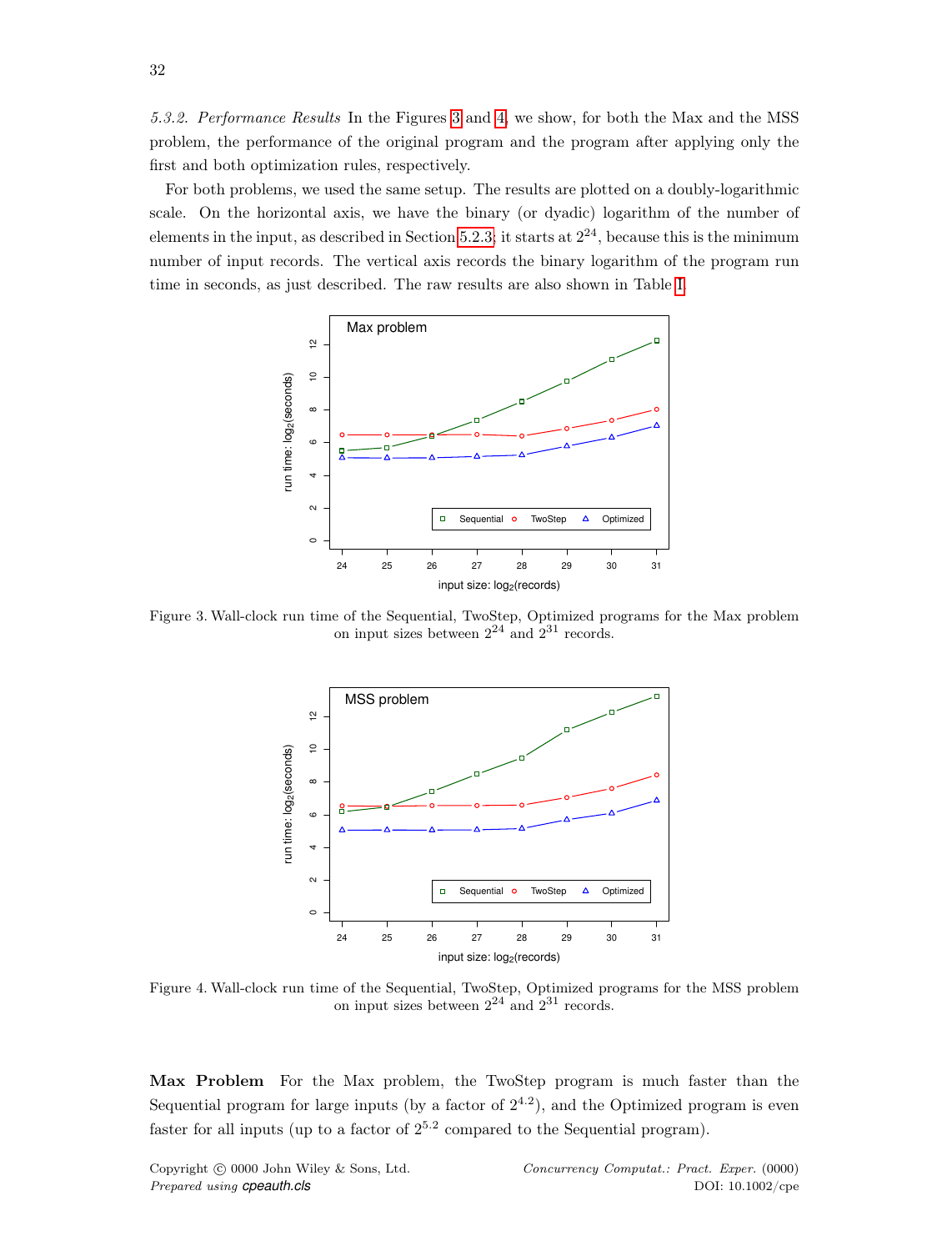*5.3.2. Performance Results* In the Figures 3 and 4, we show, for both the Max and the MSS problem, the performance of the original program and the program after applying only the first and both optimization rules, respectively.

For both problems, we used the same setup. The results are plotted on a doubly-logarithmic scale. On the horizontal axis, we have the binary (or dyadic) logarithm of the number of elements in the input, as described in Section 5.2.3; it starts at $2^{24}$, because this is the minimum number of input records. The vertical axis records the binary logarithm of the program run time in seconds, as just described. The raw results are also shown in Table I.

Figure 3. Wall-clock run time of the Sequential, TwoStep, Optimized programs for the Max problem on input sizes between $2^{24}$ and $2^{31}$ records.

Figure 4. Wall-clock run time of the Sequential, TwoStep, Optimized programs for the MSS problem on input sizes between $2^{24}$ and $2^{31}$ records.

**Max Problem** For the Max problem, the TwoStep program is much faster than the Sequential program for large inputs (by a factor of $2^{4.2}$), and the Optimized program is even faster for all inputs (up to a factor of $2^{5.2}$ compared to the Sequential program).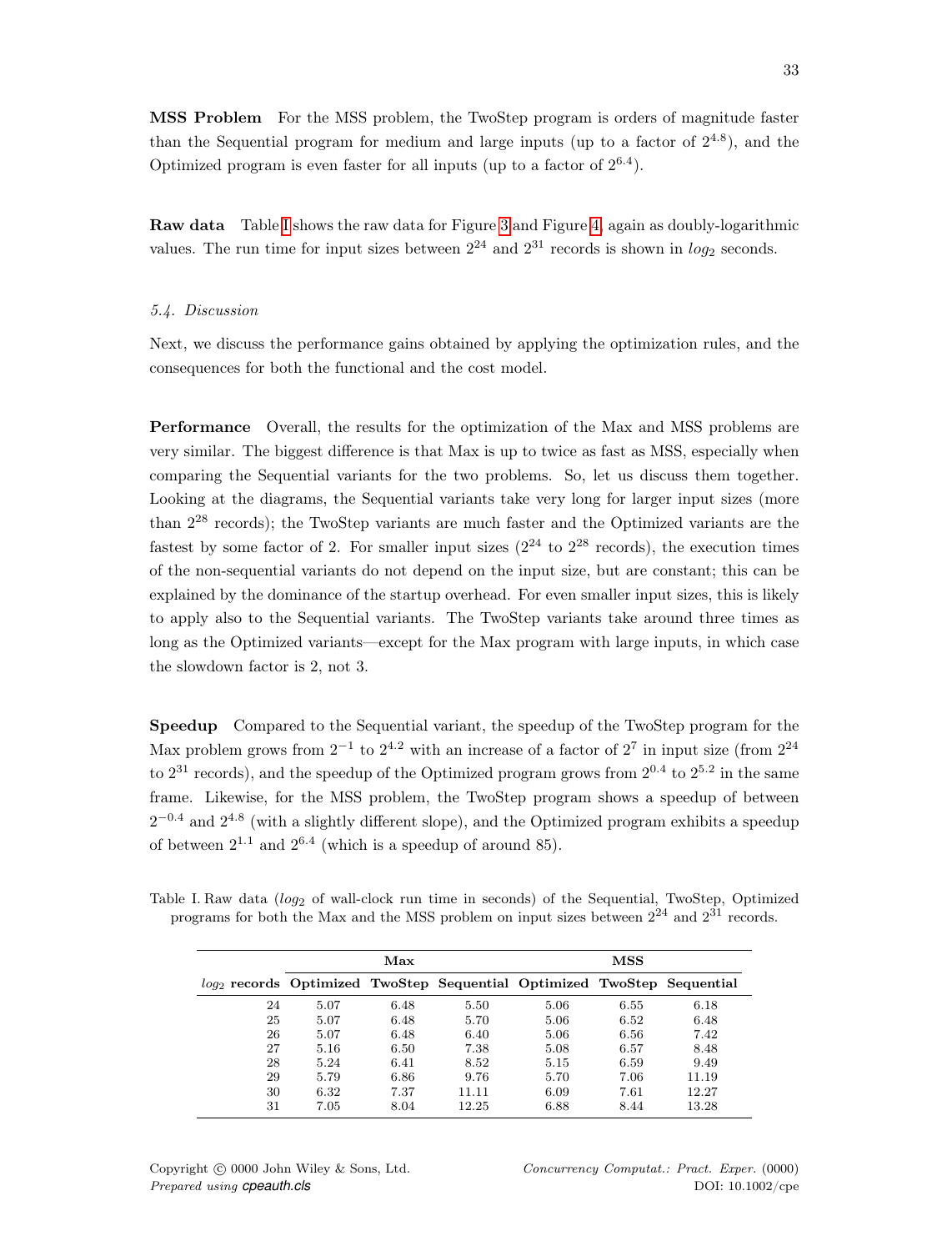**MSS Problem** For the MSS problem, the TwoStep program is orders of magnitude faster than the Sequential program for medium and large inputs (up to a factor of $2^{4.8}$), and the Optimized program is even faster for all inputs (up to a factor of $2^{6.4}$).

**Raw data** Table I shows the raw data for Figure 3 and Figure 4, again as doubly-logarithmic values. The run time for input sizes between $2^{24}$ and $2^{31}$ records is shown in $log_2$ seconds.

### 5.4. Discussion

Next, we discuss the performance gains obtained by applying the optimization rules, and the consequences for both the functional and the cost model.

**Performance** Overall, the results for the optimization of the Max and MSS problems are very similar. The biggest difference is that Max is up to twice as fast as MSS, especially when comparing the Sequential variants for the two problems. So, let us discuss them together. Looking at the diagrams, the Sequential variants take very long for larger input sizes (more than $2^{28}$ records); the TwoStep variants are much faster and the Optimized variants are the fastest by some factor of 2. For smaller input sizes ($2^{24}$ to $2^{28}$ records), the execution times of the non-sequential variants do not depend on the input size, but are constant; this can be explained by the dominance of the startup overhead. For even smaller input sizes, this is likely to apply also to the Sequential variants. The TwoStep variants take around three times as long as the Optimized variants—except for the Max program with large inputs, in which case the slowdown factor is 2, not 3.

**Speedup** Compared to the Sequential variant, the speedup of the TwoStep program for the Max problem grows from $2^{-1}$ to $2^{4.2}$ with an increase of a factor of $2^7$ in input size (from $2^{24}$ to $2^{31}$ records), and the speedup of the Optimized program grows from $2^{0.4}$ to $2^{5.2}$ in the same frame. Likewise, for the MSS problem, the TwoStep program shows a speedup of between $2^{-0.4}$ and $2^{4.8}$ (with a slightly different slope), and the Optimized program exhibits a speedup of between $2^{1.1}$ and $2^{6.4}$ (which is a speedup of around 85).

Table I. Raw data ($log_2$ of wall-clock run time in seconds) of the Sequential, TwoStep, Optimized programs for both the Max and the MSS problem on input sizes between $2^{24}$ and $2^{31}$ records.

| | **Max** | | | **MSS** | | |
|---|---|---|---|---|---|---|
| **$log_2$ records** | **Optimized** | **TwoStep** | **Sequential** | **Optimized** | **TwoStep** | **Sequential** |
| 24 | 5.07 | 6.48 | 5.50 | 5.06 | 6.55 | 6.18 |
| 25 | 5.07 | 6.48 | 5.70 | 5.06 | 6.52 | 6.48 |
| 26 | 5.07 | 6.48 | 6.40 | 5.06 | 6.56 | 7.42 |
| 27 | 5.16 | 6.50 | 7.38 | 5.08 | 6.57 | 8.48 |
| 28 | 5.24 | 6.41 | 8.52 | 5.15 | 6.59 | 9.49 |
| 29 | 5.79 | 6.86 | 9.76 | 5.70 | 7.06 | 11.19 |
| 30 | 6.32 | 7.37 | 11.11 | 6.09 | 7.61 | 12.27 |
| 31 | 7.05 | 8.04 | 12.25 | 6.88 | 8.44 | 13.28 |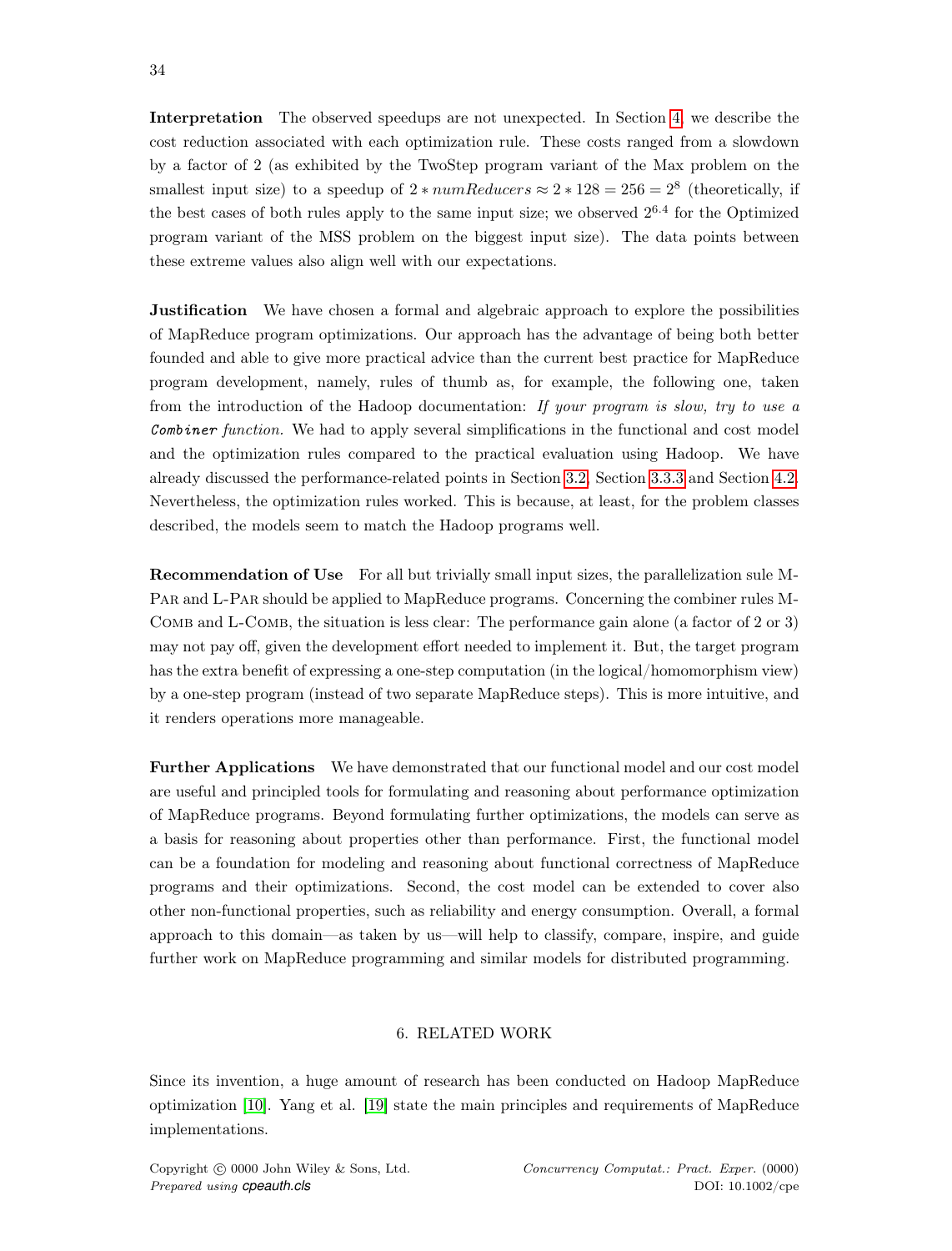**Interpretation** The observed speedups are not unexpected. In Section 4, we describe the cost reduction associated with each optimization rule. These costs ranged from a slowdown by a factor of 2 (as exhibited by the TwoStep program variant of the Max problem on the smallest input size) to a speedup of $2 * numReducers \approx 2 * 128 = 256 = 2^8$ (theoretically, if the best cases of both rules apply to the same input size; we observed $2^{6.4}$ for the Optimized program variant of the MSS problem on the biggest input size). The data points between these extreme values also align well with our expectations.

**Justification** We have chosen a formal and algebraic approach to explore the possibilities of MapReduce program optimizations. Our approach has the advantage of being both better founded and able to give more practical advice than the current best practice for MapReduce program development, namely, rules of thumb as, for example, the following one, taken from the introduction of the Hadoop documentation: *If your program is slow, try to use a `Combiner` function.* We had to apply several simplifications in the functional and cost model and the optimization rules compared to the practical evaluation using Hadoop. We have already discussed the performance-related points in Section 3.2, Section 3.3.3 and Section 4.2. Nevertheless, the optimization rules worked. This is because, at least, for the problem classes described, the models seem to match the Hadoop programs well.

**Recommendation of Use** For all but trivially small input sizes, the parallelization sule M-Par and L-Par should be applied to MapReduce programs. Concerning the combiner rules M-Comb and L-Comb, the situation is less clear: The performance gain alone (a factor of 2 or 3) may not pay off, given the development effort needed to implement it. But, the target program has the extra benefit of expressing a one-step computation (in the logical/homomorphism view) by a one-step program (instead of two separate MapReduce steps). This is more intuitive, and it renders operations more manageable.

**Further Applications** We have demonstrated that our functional model and our cost model are useful and principled tools for formulating and reasoning about performance optimization of MapReduce programs. Beyond formulating further optimizations, the models can serve as a basis for reasoning about properties other than performance. First, the functional model can be a foundation for modeling and reasoning about functional correctness of MapReduce programs and their optimizations. Second, the cost model can be extended to cover also other non-functional properties, such as reliability and energy consumption. Overall, a formal approach to this domain—as taken by us—will help to classify, compare, inspire, and guide further work on MapReduce programming and similar models for distributed programming.

## 6. RELATED WORK

Since its invention, a huge amount of research has been conducted on Hadoop MapReduce optimization [10]. Yang et al. [19] state the main principles and requirements of MapReduce implementations.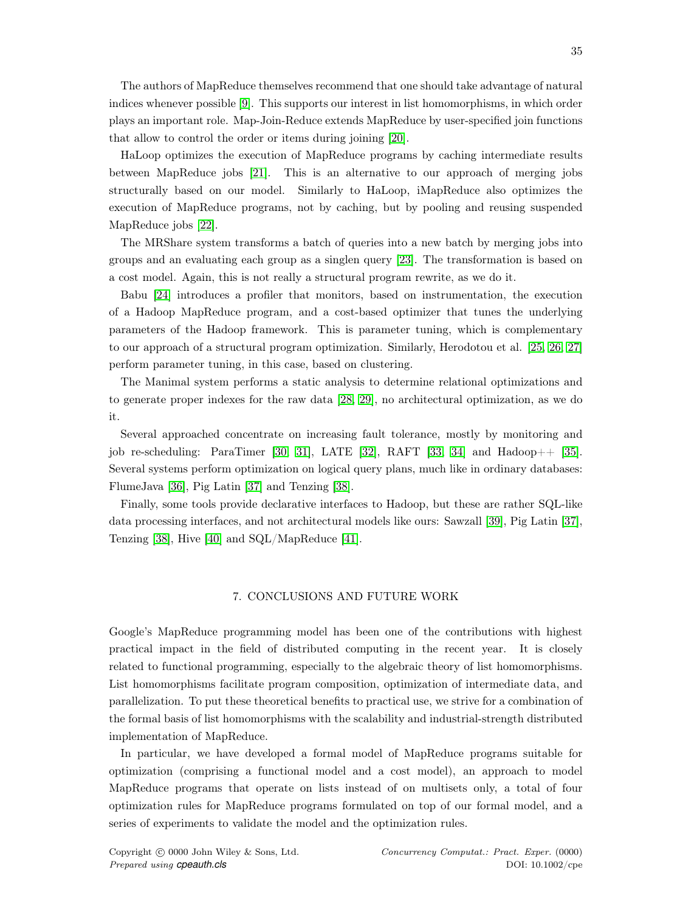The authors of MapReduce themselves recommend that one should take advantage of natural indices whenever possible [9]. This supports our interest in list homomorphisms, in which order plays an important role. Map-Join-Reduce extends MapReduce by user-specified join functions that allow to control the order or items during joining [20].

HaLoop optimizes the execution of MapReduce programs by caching intermediate results between MapReduce jobs [21]. This is an alternative to our approach of merging jobs structurally based on our model. Similarly to HaLoop, iMapReduce also optimizes the execution of MapReduce programs, not by caching, but by pooling and reusing suspended MapReduce jobs [22].

The MRShare system transforms a batch of queries into a new batch by merging jobs into groups and an evaluating each group as a singlen query [23]. The transformation is based on a cost model. Again, this is not really a structural program rewrite, as we do it.

Babu [24] introduces a profiler that monitors, based on instrumentation, the execution of a Hadoop MapReduce program, and a cost-based optimizer that tunes the underlying parameters of the Hadoop framework. This is parameter tuning, which is complementary to our approach of a structural program optimization. Similarly, Herodotou et al. [25, 26, 27] perform parameter tuning, in this case, based on clustering.

The Manimal system performs a static analysis to determine relational optimizations and to generate proper indexes for the raw data [28, 29], no architectural optimization, as we do it.

Several approached concentrate on increasing fault tolerance, mostly by monitoring and job re-scheduling: ParaTimer [30, 31], LATE [32], RAFT [33, 34] and Hadoop++ [35]. Several systems perform optimization on logical query plans, much like in ordinary databases: FlumeJava [36], Pig Latin [37] and Tenzing [38].

Finally, some tools provide declarative interfaces to Hadoop, but these are rather SQL-like data processing interfaces, and not architectural models like ours: Sawzall [39], Pig Latin [37], Tenzing [38], Hive [40] and SQL/MapReduce [41].

## 7. CONCLUSIONS AND FUTURE WORK

Google's MapReduce programming model has been one of the contributions with highest practical impact in the field of distributed computing in the recent year. It is closely related to functional programming, especially to the algebraic theory of list homomorphisms. List homomorphisms facilitate program composition, optimization of intermediate data, and parallelization. To put these theoretical benefits to practical use, we strive for a combination of the formal basis of list homomorphisms with the scalability and industrial-strength distributed implementation of MapReduce.

In particular, we have developed a formal model of MapReduce programs suitable for optimization (comprising a functional model and a cost model), an approach to model MapReduce programs that operate on lists instead of on multisets only, a total of four optimization rules for MapReduce programs formulated on top of our formal model, and a series of experiments to validate the model and the optimization rules.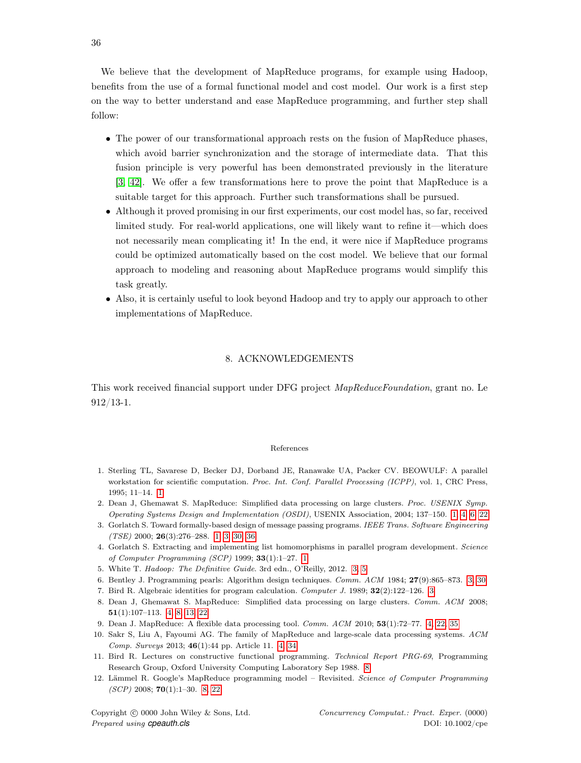We believe that the development of MapReduce programs, for example using Hadoop, benefits from the use of a formal functional model and cost model. Our work is a first step on the way to better understand and ease MapReduce programming, and further step shall follow:

- The power of our transformational approach rests on the fusion of MapReduce phases, which avoid barrier synchronization and the storage of intermediate data. That this fusion principle is very powerful has been demonstrated previously in the literature [3, 42]. We offer a few transformations here to prove the point that MapReduce is a suitable target for this approach. Further such transformations shall be pursued.
- Although it proved promising in our first experiments, our cost model has, so far, received limited study. For real-world applications, one will likely want to refine it—which does not necessarily mean complicating it! In the end, it were nice if MapReduce programs could be optimized automatically based on the cost model. We believe that our formal approach to modeling and reasoning about MapReduce programs would simplify this task greatly.
- Also, it is certainly useful to look beyond Hadoop and try to apply our approach to other implementations of MapReduce.

## 8. ACKNOWLEDGEMENTS

This work received financial support under DFG project *MapReduceFoundation*, grant no. Le 912/13-1.

### References

1. Sterling TL, Savarese D, Becker DJ, Dorband JE, Ranawake UA, Packer CV. BEOWULF: A parallel workstation for scientific computation. *Proc. Int. Conf. Parallel Processing (ICPP)*, vol. 1, CRC Press, 1995; 11–14. 1
2. Dean J, Ghemawat S. MapReduce: Simplified data processing on large clusters. *Proc. USENIX Symp. Operating Systems Design and Implementation (OSDI)*, USENIX Association, 2004; 137–150. 1, 4, 6, 22
3. Gorlatch S. Toward formally-based design of message passing programs. *IEEE Trans. Software Engineering (TSE)* 2000; **26**(3):276–288. 1, 3, 30, 36
4. Gorlatch S. Extracting and implementing list homomorphisms in parallel program development. *Science of Computer Programming (SCP)* 1999; **33**(1):1–27. 1
5. White T. *Hadoop: The Definitive Guide*. 3rd edn., O'Reilly, 2012. 3, 5
6. Bentley J. Programming pearls: Algorithm design techniques. *Comm. ACM* 1984; **27**(9):865–873. 3, 30
7. Bird R. Algebraic identities for program calculation. *Computer J.* 1989; **32**(2):122–126. 3
8. Dean J, Ghemawat S. MapReduce: Simplified data processing on large clusters. *Comm. ACM* 2008; **51**(1):107–113. 4, 8, 13, 22
9. Dean J. MapReduce: A flexible data processing tool. *Comm. ACM* 2010; **53**(1):72–77. 4, 22, 35
10. Sakr S, Liu A, Fayoumi AG. The family of MapReduce and large-scale data processing systems. *ACM Comp. Surveys* 2013; **46**(1):44 pp. Article 11. 4, 34
11. Bird R. Lectures on constructive functional programming. *Technical Report PRG-69*, Programming Research Group, Oxford University Computing Laboratory Sep 1988. 8
12. Lämmel R. Google's MapReduce programming model – Revisited. *Science of Computer Programming (SCP)* 2008; **70**(1):1–30. 8, 22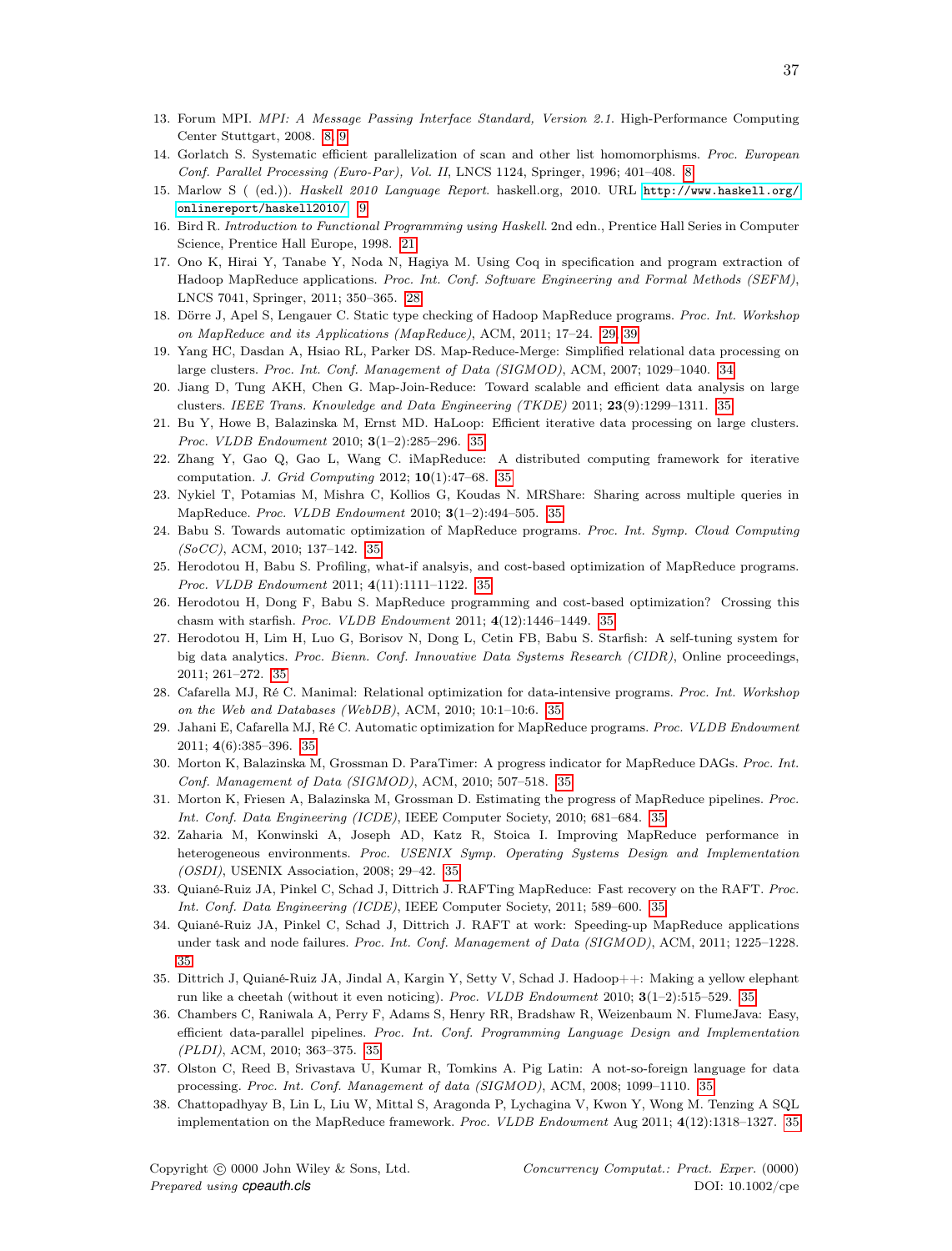13. Forum MPI. *MPI: A Message Passing Interface Standard, Version 2.1.* High-Performance Computing Center Stuttgart, 2008. 8, 9
14. Gorlatch S. Systematic efficient parallelization of scan and other list homomorphisms. *Proc. European Conf. Parallel Processing (Euro-Par), Vol. II*, LNCS 1124, Springer, 1996; 401–408. 8
15. Marlow S ( (ed.)). *Haskell 2010 Language Report.* haskell.org, 2010. URL `http://www.haskell.org/onlinereport/haskell2010/`. 9
16. Bird R. *Introduction to Functional Programming using Haskell.* 2nd edn., Prentice Hall Series in Computer Science, Prentice Hall Europe, 1998. 21
17. Ono K, Hirai Y, Tanabe Y, Noda N, Hagiya M. Using Coq in specification and program extraction of Hadoop MapReduce applications. *Proc. Int. Conf. Software Engineering and Formal Methods (SEFM)*, LNCS 7041, Springer, 2011; 350–365. 28
18. Dörre J, Apel S, Lengauer C. Static type checking of Hadoop MapReduce programs. *Proc. Int. Workshop on MapReduce and its Applications (MapReduce)*, ACM, 2011; 17–24. 29, 39
19. Yang HC, Dasdan A, Hsiao RL, Parker DS. Map-Reduce-Merge: Simplified relational data processing on large clusters. *Proc. Int. Conf. Management of Data (SIGMOD)*, ACM, 2007; 1029–1040. 34
20. Jiang D, Tung AKH, Chen G. Map-Join-Reduce: Toward scalable and efficient data analysis on large clusters. *IEEE Trans. Knowledge and Data Engineering (TKDE)* 2011; **23**(9):1299–1311. 35
21. Bu Y, Howe B, Balazinska M, Ernst MD. HaLoop: Efficient iterative data processing on large clusters. *Proc. VLDB Endowment* 2010; **3**(1–2):285–296. 35
22. Zhang Y, Gao Q, Gao L, Wang C. iMapReduce: A distributed computing framework for iterative computation. *J. Grid Computing* 2012; **10**(1):47–68. 35
23. Nykiel T, Potamias M, Mishra C, Kollios G, Koudas N. MRShare: Sharing across multiple queries in MapReduce. *Proc. VLDB Endowment* 2010; **3**(1–2):494–505. 35
24. Babu S. Towards automatic optimization of MapReduce programs. *Proc. Int. Symp. Cloud Computing (SoCC)*, ACM, 2010; 137–142. 35
25. Herodotou H, Babu S. Profiling, what-if analsyis, and cost-based optimization of MapReduce programs. *Proc. VLDB Endowment* 2011; **4**(11):1111–1122. 35
26. Herodotou H, Dong F, Babu S. MapReduce programming and cost-based optimization? Crossing this chasm with starfish. *Proc. VLDB Endowment* 2011; **4**(12):1446–1449. 35
27. Herodotou H, Lim H, Luo G, Borisov N, Dong L, Cetin FB, Babu S. Starfish: A self-tuning system for big data analytics. *Proc. Bienn. Conf. Innovative Data Systems Research (CIDR)*, Online proceedings, 2011; 261–272. 35
28. Cafarella MJ, Ré C. Manimal: Relational optimization for data-intensive programs. *Proc. Int. Workshop on the Web and Databases (WebDB)*, ACM, 2010; 10:1–10:6. 35
29. Jahani E, Cafarella MJ, Ré C. Automatic optimization for MapReduce programs. *Proc. VLDB Endowment* 2011; **4**(6):385–396. 35
30. Morton K, Balazinska M, Grossman D. ParaTimer: A progress indicator for MapReduce DAGs. *Proc. Int. Conf. Management of Data (SIGMOD)*, ACM, 2010; 507–518. 35
31. Morton K, Friesen A, Balazinska M, Grossman D. Estimating the progress of MapReduce pipelines. *Proc. Int. Conf. Data Engineering (ICDE)*, IEEE Computer Society, 2010; 681–684. 35
32. Zaharia M, Konwinski A, Joseph AD, Katz R, Stoica I. Improving MapReduce performance in heterogeneous environments. *Proc. USENIX Symp. Operating Systems Design and Implementation (OSDI)*, USENIX Association, 2008; 29–42. 35
33. Quiané-Ruiz JA, Pinkel C, Schad J, Dittrich J. RAFTing MapReduce: Fast recovery on the RAFT. *Proc. Int. Conf. Data Engineering (ICDE)*, IEEE Computer Society, 2011; 589–600. 35
34. Quiané-Ruiz JA, Pinkel C, Schad J, Dittrich J. RAFT at work: Speeding-up MapReduce applications under task and node failures. *Proc. Int. Conf. Management of Data (SIGMOD)*, ACM, 2011; 1225–1228. 35
35. Dittrich J, Quiané-Ruiz JA, Jindal A, Kargin Y, Setty V, Schad J. Hadoop++: Making a yellow elephant run like a cheetah (without it even noticing). *Proc. VLDB Endowment* 2010; **3**(1–2):515–529. 35
36. Chambers C, Raniwala A, Perry F, Adams S, Henry RR, Bradshaw R, Weizenbaum N. FlumeJava: Easy, efficient data-parallel pipelines. *Proc. Int. Conf. Programming Language Design and Implementation (PLDI)*, ACM, 2010; 363–375. 35
37. Olston C, Reed B, Srivastava U, Kumar R, Tomkins A. Pig Latin: A not-so-foreign language for data processing. *Proc. Int. Conf. Management of data (SIGMOD)*, ACM, 2008; 1099–1110. 35
38. Chattopadhyay B, Lin L, Liu W, Mittal S, Aragonda P, Lychagina V, Kwon Y, Wong M. Tenzing A SQL implementation on the MapReduce framework. *Proc. VLDB Endowment* Aug 2011; **4**(12):1318–1327. 35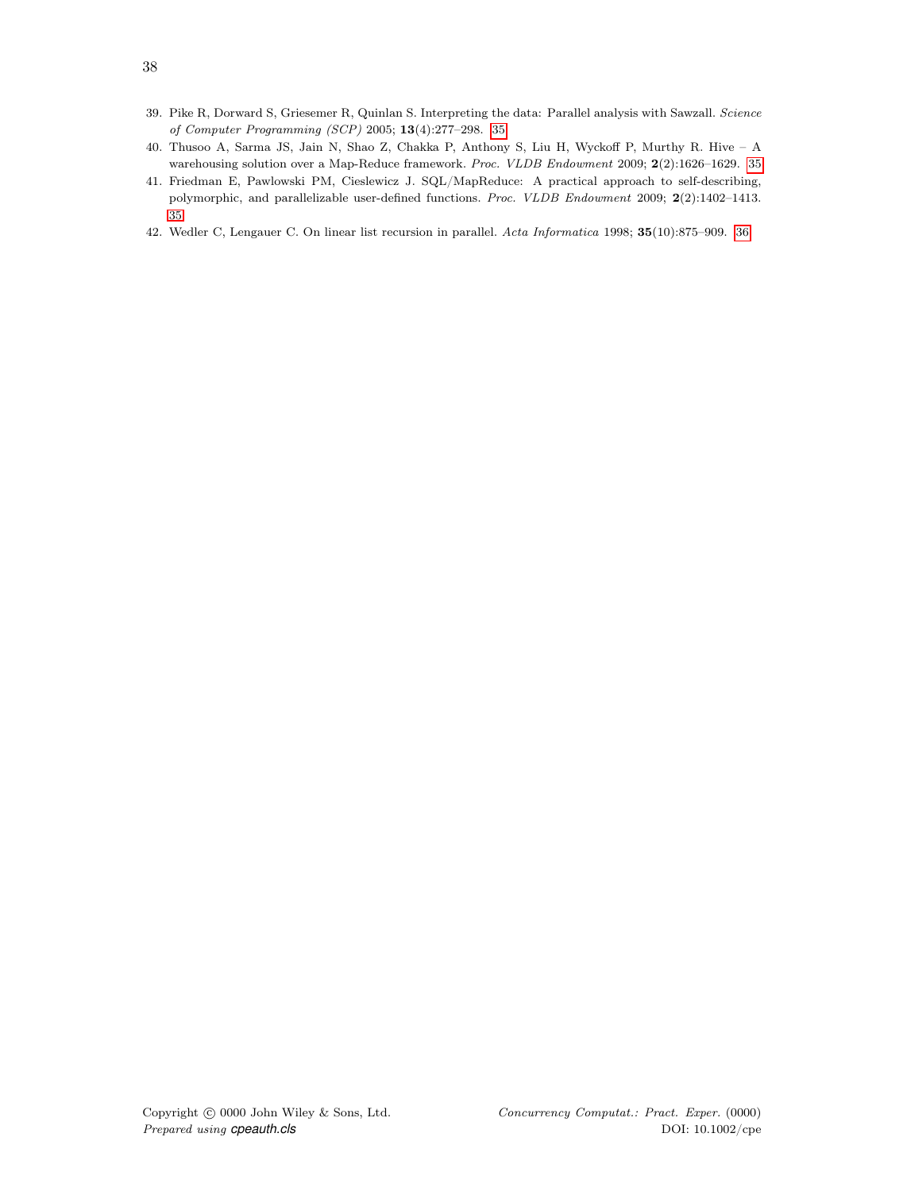39. Pike R, Dorward S, Griesemer R, Quinlan S. Interpreting the data: Parallel analysis with Sawzall. *Science of Computer Programming (SCP)* 2005; **13**(4):277–298. 35
40. Thusoo A, Sarma JS, Jain N, Shao Z, Chakka P, Anthony S, Liu H, Wyckoff P, Murthy R. Hive – A warehousing solution over a Map-Reduce framework. *Proc. VLDB Endowment* 2009; **2**(2):1626–1629. 35
41. Friedman E, Pawlowski PM, Cieslewicz J. SQL/MapReduce: A practical approach to self-describing, polymorphic, and parallelizable user-defined functions. *Proc. VLDB Endowment* 2009; **2**(2):1402–1413. 35
42. Wedler C, Lengauer C. On linear list recursion in parallel. *Acta Informatica* 1998; **35**(10):875–909. 36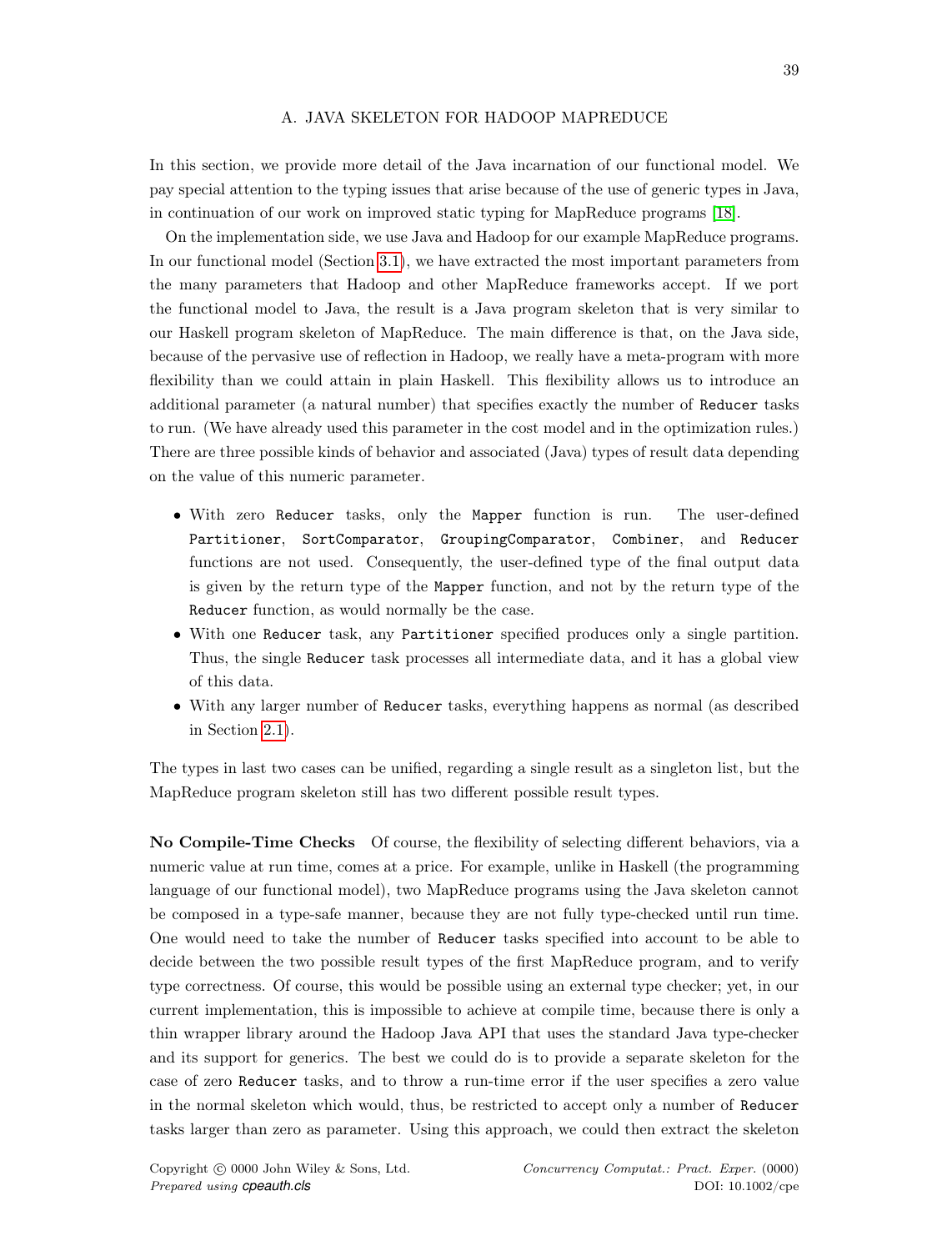## A. JAVA SKELETON FOR HADOOP MAPREDUCE

In this section, we provide more detail of the Java incarnation of our functional model. We pay special attention to the typing issues that arise because of the use of generic types in Java, in continuation of our work on improved static typing for MapReduce programs [18].

On the implementation side, we use Java and Hadoop for our example MapReduce programs. In our functional model (Section 3.1), we have extracted the most important parameters from the many parameters that Hadoop and other MapReduce frameworks accept. If we port the functional model to Java, the result is a Java program skeleton that is very similar to our Haskell program skeleton of MapReduce. The main difference is that, on the Java side, because of the pervasive use of reflection in Hadoop, we really have a meta-program with more flexibility than we could attain in plain Haskell. This flexibility allows us to introduce an additional parameter (a natural number) that specifies exactly the number of `Reducer` tasks to run. (We have already used this parameter in the cost model and in the optimization rules.) There are three possible kinds of behavior and associated (Java) types of result data depending on the value of this numeric parameter.

- With zero `Reducer` tasks, only the `Mapper` function is run. The user-defined `Partitioner`, `SortComparator`, `GroupingComparator`, `Combiner`, and `Reducer` functions are not used. Consequently, the user-defined type of the final output data is given by the return type of the `Mapper` function, and not by the return type of the `Reducer` function, as would normally be the case.
- With one `Reducer` task, any `Partitioner` specified produces only a single partition. Thus, the single `Reducer` task processes all intermediate data, and it has a global view of this data.
- With any larger number of `Reducer` tasks, everything happens as normal (as described in Section 2.1).

The types in last two cases can be unified, regarding a single result as a singleton list, but the MapReduce program skeleton still has two different possible result types.

**No Compile-Time Checks** Of course, the flexibility of selecting different behaviors, via a numeric value at run time, comes at a price. For example, unlike in Haskell (the programming language of our functional model), two MapReduce programs using the Java skeleton cannot be composed in a type-safe manner, because they are not fully type-checked until run time. One would need to take the number of `Reducer` tasks specified into account to be able to decide between the two possible result types of the first MapReduce program, and to verify type correctness. Of course, this would be possible using an external type checker; yet, in our current implementation, this is impossible to achieve at compile time, because there is only a thin wrapper library around the Hadoop Java API that uses the standard Java type-checker and its support for generics. The best we could do is to provide a separate skeleton for the case of zero `Reducer` tasks, and to throw a run-time error if the user specifies a zero value in the normal skeleton which would, thus, be restricted to accept only a number of `Reducer` tasks larger than zero as parameter. Using this approach, we could then extract the skeleton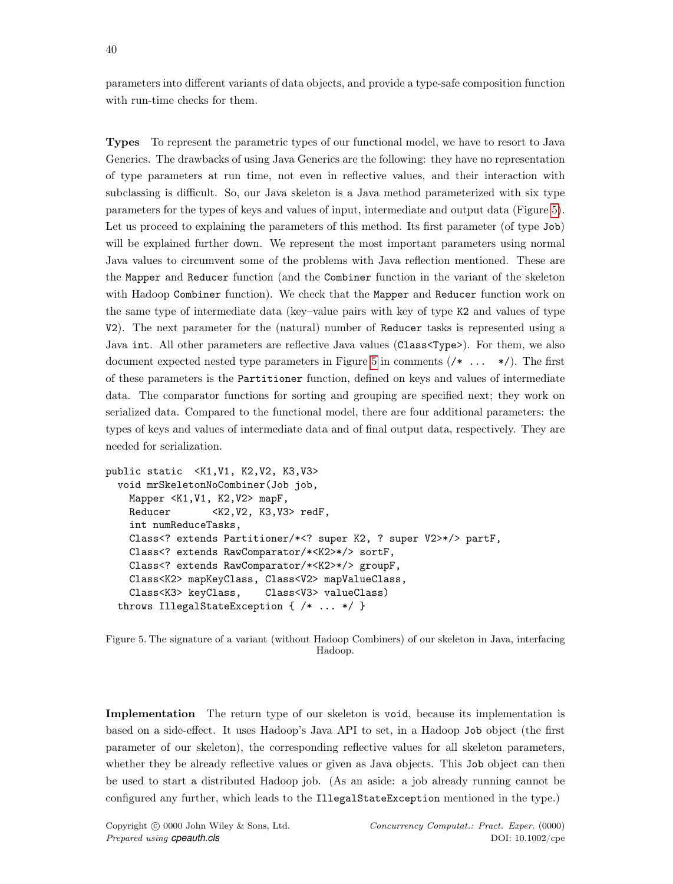parameters into different variants of data objects, and provide a type-safe composition function with run-time checks for them.

**Types** To represent the parametric types of our functional model, we have to resort to Java Generics. The drawbacks of using Java Generics are the following: they have no representation of type parameters at run time, not even in reflective values, and their interaction with subclassing is difficult. So, our Java skeleton is a Java method parameterized with six type parameters for the types of keys and values of input, intermediate and output data (Figure 5). Let us proceed to explaining the parameters of this method. Its first parameter (of type `Job`) will be explained further down. We represent the most important parameters using normal Java values to circumvent some of the problems with Java reflection mentioned. These are the `Mapper` and `Reducer` function (and the `Combiner` function in the variant of the skeleton with Hadoop `Combiner` function). We check that the `Mapper` and `Reducer` function work on the same type of intermediate data (key–value pairs with key of type `K2` and values of type `V2`). The next parameter for the (natural) number of `Reducer` tasks is represented using a Java `int`. All other parameters are reflective Java values (`Class<Type>`). For them, we also document expected nested type parameters in Figure 5 in comments (`/* ... */`). The first of these parameters is the `Partitioner` function, defined on keys and values of intermediate data. The comparator functions for sorting and grouping are specified next; they work on serialized data. Compared to the functional model, there are four additional parameters: the types of keys and values of intermediate data and of final output data, respectively. They are needed for serialization.

```
public static  <K1,V1, K2,V2, K3,V3>
  void mrSkeletonNoCombiner(Job job,
    Mapper <K1,V1, K2,V2> mapF,
    Reducer       <K2,V2, K3,V3> redF,
    int numReduceTasks,
    Class<? extends Partitioner/*<? super K2, ? super V2>*/> partF,
    Class<? extends RawComparator/*<K2>*/> sortF,
    Class<? extends RawComparator/*<K2>*/> groupF,
    Class<K2> mapKeyClass, Class<V2> mapValueClass,
    Class<K3> keyClass,    Class<V3> valueClass)
  throws IllegalStateException { /* ... */ }
```

Figure 5. The signature of a variant (without Hadoop Combiners) of our skeleton in Java, interfacing Hadoop.

**Implementation** The return type of our skeleton is `void`, because its implementation is based on a side-effect. It uses Hadoop's Java API to set, in a Hadoop `Job` object (the first parameter of our skeleton), the corresponding reflective values for all skeleton parameters, whether they be already reflective values or given as Java objects. This `Job` object can then be used to start a distributed Hadoop job. (As an aside: a job already running cannot be configured any further, which leads to the `IllegalStateException` mentioned in the type.)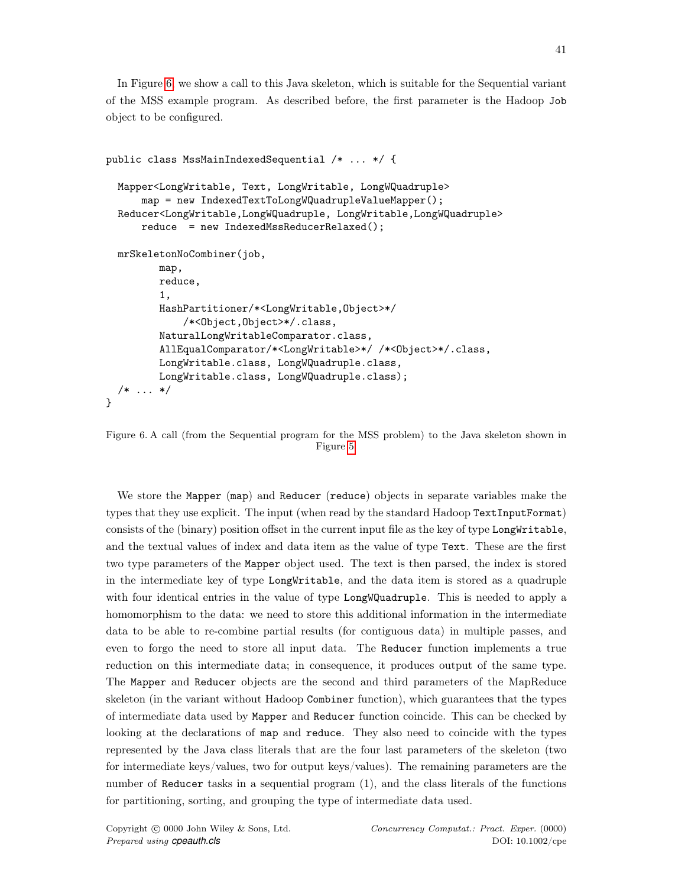In Figure 6, we show a call to this Java skeleton, which is suitable for the Sequential variant of the MSS example program. As described before, the first parameter is the Hadoop `Job` object to be configured.

```
public class MssMainIndexedSequential /* ... */ {

  Mapper<LongWritable, Text, LongWritable, LongWQuadruple>
      map = new IndexedTextToLongWQuadrupleValueMapper();
  Reducer<LongWritable,LongWQuadruple, LongWritable,LongWQuadruple>
      reduce  = new IndexedMssReducerRelaxed();

  mrSkeletonNoCombiner(job,
         map,
         reduce,
         1,
         HashPartitioner/*<LongWritable,Object>*/
             /*<Object,Object>*/.class,
         NaturalLongWritableComparator.class,
         AllEqualComparator/*<LongWritable>*/ /*<Object>*/.class,
         LongWritable.class, LongWQuadruple.class,
         LongWritable.class, LongWQuadruple.class);
  /* ... */
}
```

Figure 6. A call (from the Sequential program for the MSS problem) to the Java skeleton shown in Figure 5

We store the `Mapper` (`map`) and `Reducer` (`reduce`) objects in separate variables make the types that they use explicit. The input (when read by the standard Hadoop `TextInputFormat`) consists of the (binary) position offset in the current input file as the key of type `LongWritable`, and the textual values of index and data item as the value of type `Text`. These are the first two type parameters of the `Mapper` object used. The text is then parsed, the index is stored in the intermediate key of type `LongWritable`, and the data item is stored as a quadruple with four identical entries in the value of type `LongWQuadruple`. This is needed to apply a homomorphism to the data: we need to store this additional information in the intermediate data to be able to re-combine partial results (for contiguous data) in multiple passes, and even to forgo the need to store all input data. The `Reducer` function implements a true reduction on this intermediate data; in consequence, it produces output of the same type. The `Mapper` and `Reducer` objects are the second and third parameters of the MapReduce skeleton (in the variant without Hadoop `Combiner` function), which guarantees that the types of intermediate data used by `Mapper` and `Reducer` function coincide. This can be checked by looking at the declarations of `map` and `reduce`. They also need to coincide with the types represented by the Java class literals that are the four last parameters of the skeleton (two for intermediate keys/values, two for output keys/values). The remaining parameters are the number of `Reducer` tasks in a sequential program (1), and the class literals of the functions for partitioning, sorting, and grouping the type of intermediate data used.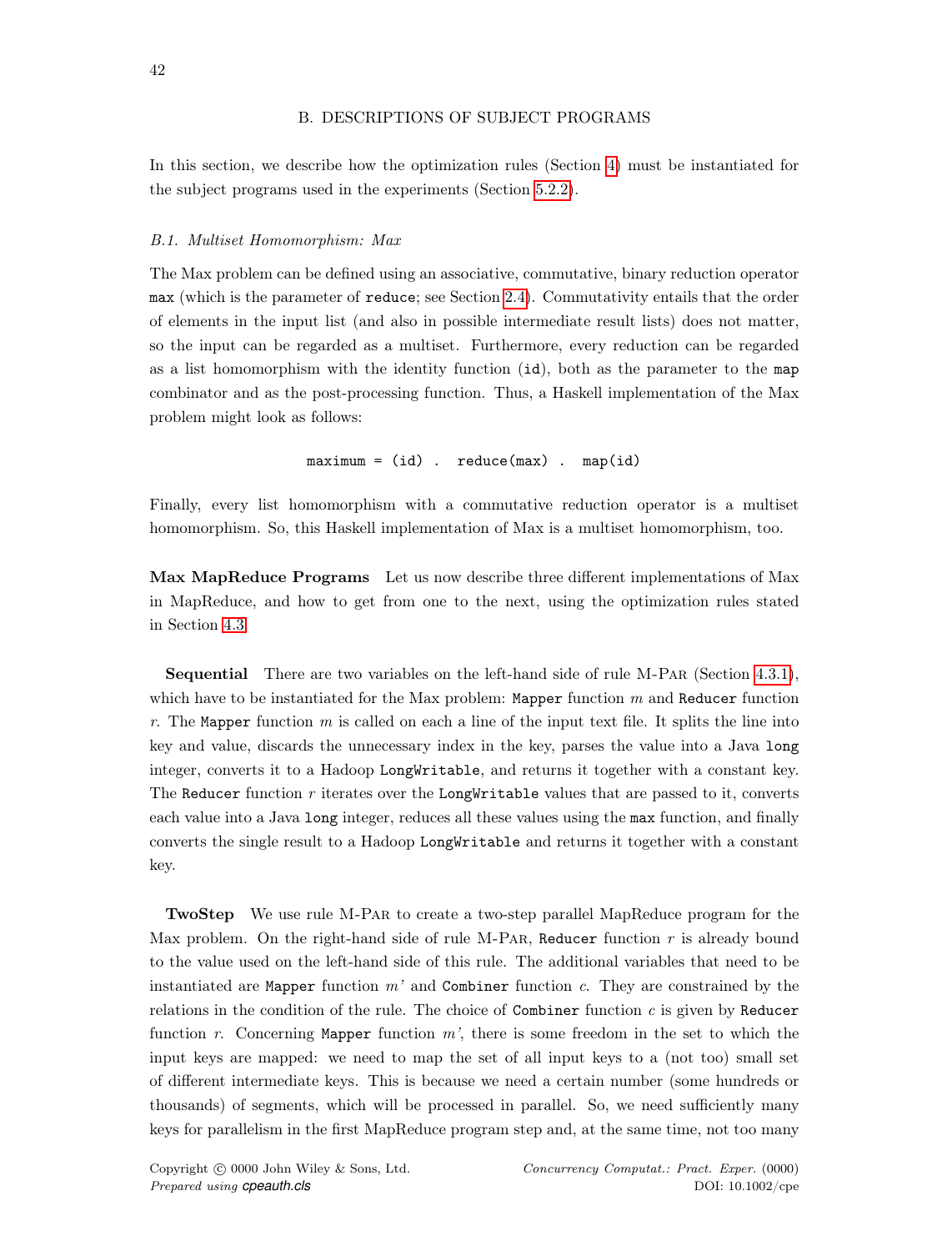## B. DESCRIPTIONS OF SUBJECT PROGRAMS

In this section, we describe how the optimization rules (Section 4) must be instantiated for the subject programs used in the experiments (Section 5.2.2).

### *B.1. Multiset Homomorphism: Max*

The Max problem can be defined using an associative, commutative, binary reduction operator `max` (which is the parameter of `reduce`; see Section 2.4). Commutativity entails that the order of elements in the input list (and also in possible intermediate result lists) does not matter, so the input can be regarded as a multiset. Furthermore, every reduction can be regarded as a list homomorphism with the identity function (`id`), both as the parameter to the `map` combinator and as the post-processing function. Thus, a Haskell implementation of the Max problem might look as follows:

```
maximum = (id) .  reduce(max) .  map(id)
```

Finally, every list homomorphism with a commutative reduction operator is a multiset homomorphism. So, this Haskell implementation of Max is a multiset homomorphism, too.

**Max MapReduce Programs** Let us now describe three different implementations of Max in MapReduce, and how to get from one to the next, using the optimization rules stated in Section 4.3.

**Sequential** There are two variables on the left-hand side of rule M-Par (Section 4.3.1), which have to be instantiated for the Max problem: `Mapper` function $m$ and `Reducer` function $r$. The `Mapper` function $m$ is called on each a line of the input text file. It splits the line into key and value, discards the unnecessary index in the key, parses the value into a Java `long` integer, converts it to a Hadoop `LongWritable`, and returns it together with a constant key. The `Reducer` function $r$ iterates over the `LongWritable` values that are passed to it, converts each value into a Java `long` integer, reduces all these values using the `max` function, and finally converts the single result to a Hadoop `LongWritable` and returns it together with a constant key.

**TwoStep** We use rule M-Par to create a two-step parallel MapReduce program for the Max problem. On the right-hand side of rule M-Par, `Reducer` function $r$ is already bound to the value used on the left-hand side of this rule. The additional variables that need to be instantiated are `Mapper` function $m'$ and `Combiner` function $c$. They are constrained by the relations in the condition of the rule. The choice of `Combiner` function $c$ is given by `Reducer` function $r$. Concerning `Mapper` function $m'$, there is some freedom in the set to which the input keys are mapped: we need to map the set of all input keys to a (not too) small set of different intermediate keys. This is because we need a certain number (some hundreds or thousands) of segments, which will be processed in parallel. So, we need sufficiently many keys for parallelism in the first MapReduce program step and, at the same time, not too many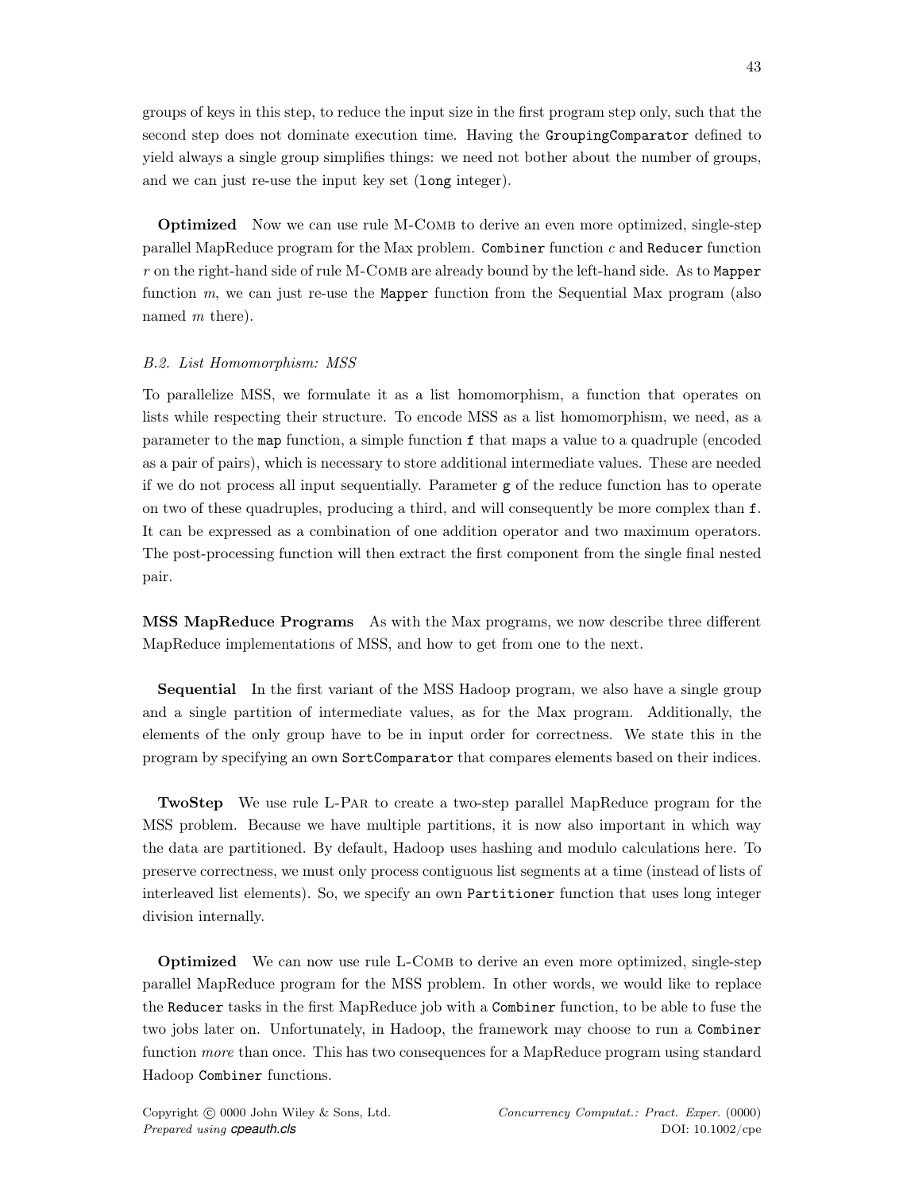groups of keys in this step, to reduce the input size in the first program step only, such that the second step does not dominate execution time. Having the `GroupingComparator` defined to yield always a single group simplifies things: we need not bother about the number of groups, and we can just re-use the input key set (`long` integer).

**Optimized** Now we can use rule M-Comb to derive an even more optimized, single-step parallel MapReduce program for the Max problem. `Combiner` function $c$ and `Reducer` function $r$ on the right-hand side of rule M-Comb are already bound by the left-hand side. As to `Mapper` function $m$, we can just re-use the `Mapper` function from the Sequential Max program (also named $m$ there).

*B.2. List Homomorphism: MSS*

To parallelize MSS, we formulate it as a list homomorphism, a function that operates on lists while respecting their structure. To encode MSS as a list homomorphism, we need, as a parameter to the `map` function, a simple function `f` that maps a value to a quadruple (encoded as a pair of pairs), which is necessary to store additional intermediate values. These are needed if we do not process all input sequentially. Parameter `g` of the reduce function has to operate on two of these quadruples, producing a third, and will consequently be more complex than `f`. It can be expressed as a combination of one addition operator and two maximum operators. The post-processing function will then extract the first component from the single final nested pair.

**MSS MapReduce Programs** As with the Max programs, we now describe three different MapReduce implementations of MSS, and how to get from one to the next.

**Sequential** In the first variant of the MSS Hadoop program, we also have a single group and a single partition of intermediate values, as for the Max program. Additionally, the elements of the only group have to be in input order for correctness. We state this in the program by specifying an own `SortComparator` that compares elements based on their indices.

**TwoStep** We use rule L-Par to create a two-step parallel MapReduce program for the MSS problem. Because we have multiple partitions, it is now also important in which way the data are partitioned. By default, Hadoop uses hashing and modulo calculations here. To preserve correctness, we must only process contiguous list segments at a time (instead of lists of interleaved list elements). So, we specify an own `Partitioner` function that uses long integer division internally.

**Optimized** We can now use rule L-Comb to derive an even more optimized, single-step parallel MapReduce program for the MSS problem. In other words, we would like to replace the `Reducer` tasks in the first MapReduce job with a `Combiner` function, to be able to fuse the two jobs later on. Unfortunately, in Hadoop, the framework may choose to run a `Combiner` function *more* than once. This has two consequences for a MapReduce program using standard Hadoop `Combiner` functions.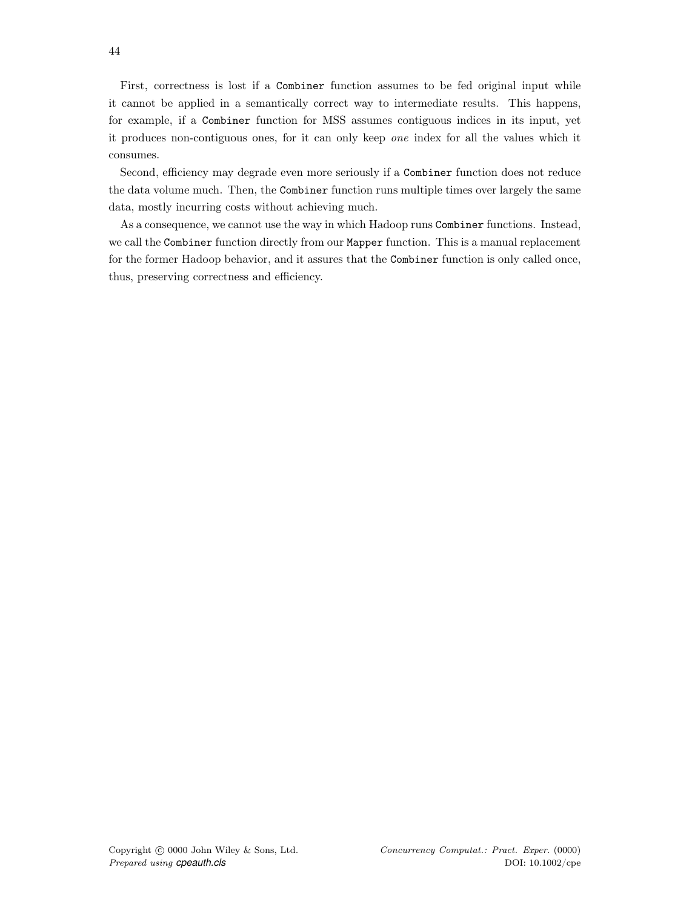First, correctness is lost if a `Combiner` function assumes to be fed original input while it cannot be applied in a semantically correct way to intermediate results. This happens, for example, if a `Combiner` function for MSS assumes contiguous indices in its input, yet it produces non-contiguous ones, for it can only keep *one* index for all the values which it consumes.

Second, efficiency may degrade even more seriously if a `Combiner` function does not reduce the data volume much. Then, the `Combiner` function runs multiple times over largely the same data, mostly incurring costs without achieving much.

As a consequence, we cannot use the way in which Hadoop runs `Combiner` functions. Instead, we call the `Combiner` function directly from our `Mapper` function. This is a manual replacement for the former Hadoop behavior, and it assures that the `Combiner` function is only called once, thus, preserving correctness and efficiency.